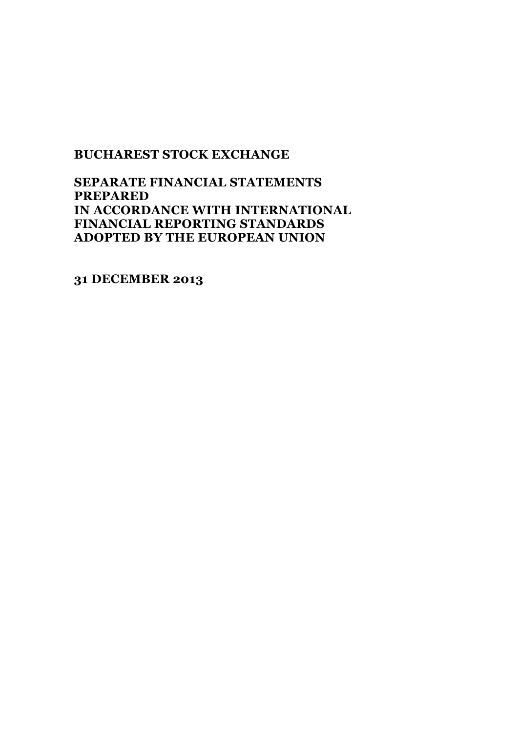# BUCHAREST STOCK EXCHANGE

## SEPARATE FINANCIAL STATEMENTS PREPARED IN ACCORDANCE WITH INTERNATIONAL FINANCIAL REPORTING STANDARDS ADOPTED BY THE EUROPEAN UNION

## 31 DECEMBER 2013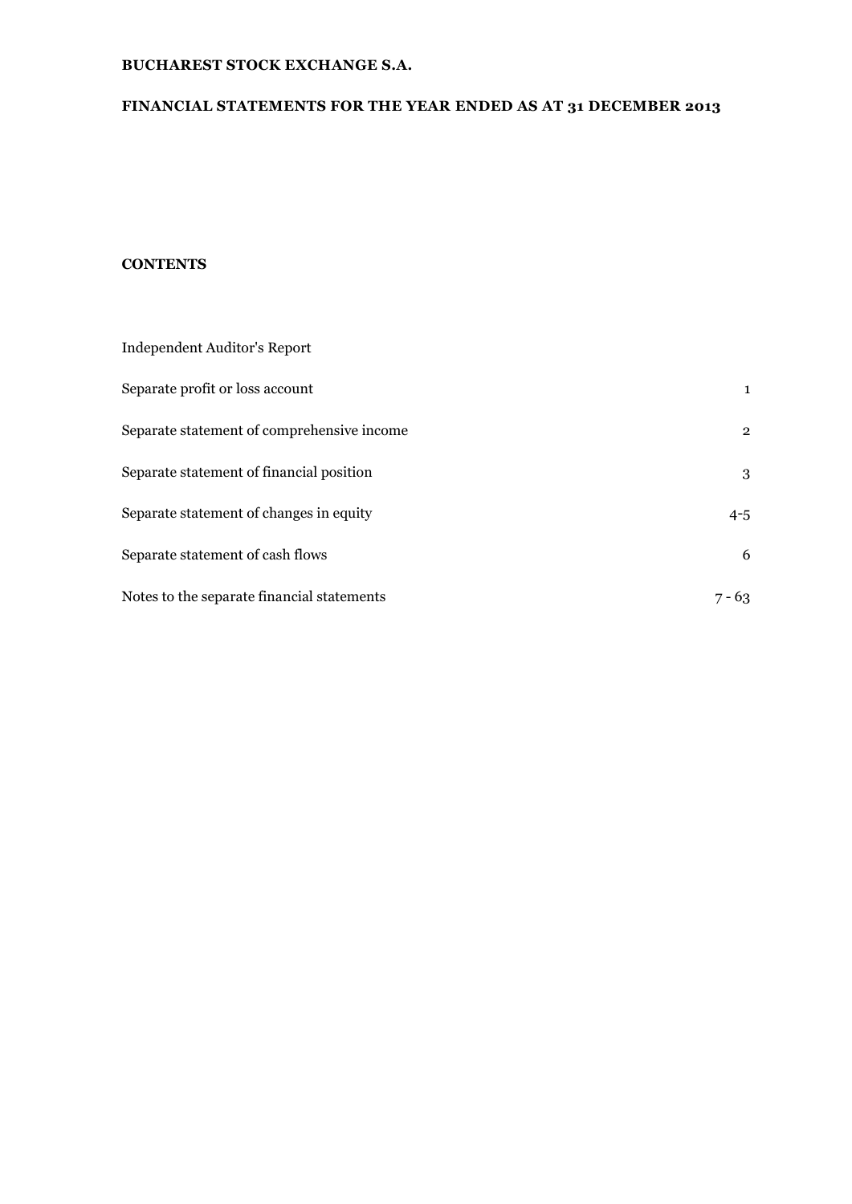**BUCHAREST STOCK EXCHANGE S.A.**

**FINANCIAL STATEMENTS FOR THE YEAR ENDED AS AT 31 DECEMBER 2013**

**CONTENTS**

| | |
|---|---|
| Independent Auditor's Report | |
| Separate profit or loss account | 1 |
| Separate statement of comprehensive income | 2 |
| Separate statement of financial position | 3 |
| Separate statement of changes in equity | 4-5 |
| Separate statement of cash flows | 6 |
| Notes to the separate financial statements | 7 - 63 |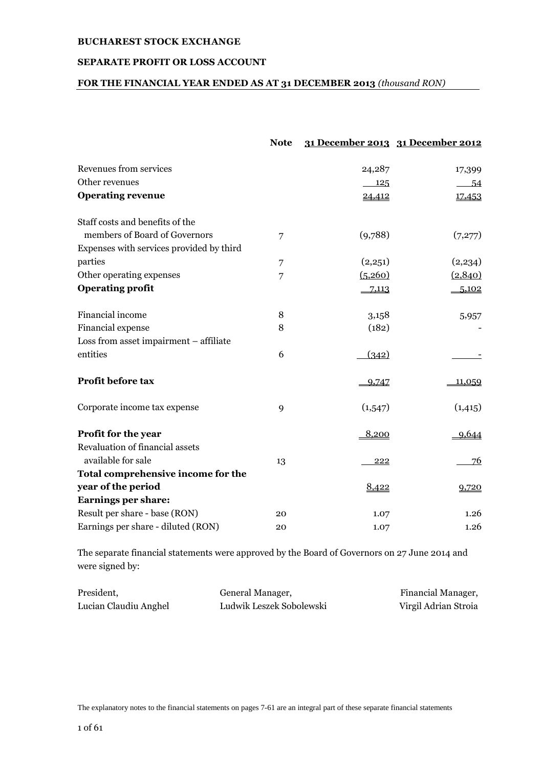**BUCHAREST STOCK EXCHANGE**

**SEPARATE PROFIT OR LOSS ACCOUNT**

**FOR THE FINANCIAL YEAR ENDED AS AT 31 DECEMBER 2013** *(thousand RON)*

| | Note | 31 December 2013 | 31 December 2012 |
|---|---|---|---|
| Revenues from services | | 24,287 | 17,399 |
| Other revenues | | 125 | 54 |
| **Operating revenue** | | 24,412 | 17,453 |
| Staff costs and benefits of the members of Board of Governors | 7 | (9,788) | (7,277) |
| Expenses with services provided by third parties | 7 | (2,251) | (2,234) |
| Other operating expenses | 7 | (5,260) | (2,840) |
| **Operating profit** | | 7,113 | 5,102 |
| Financial income | 8 | 3,158 | 5,957 |
| Financial expense | 8 | (182) | - |
| Loss from asset impairment – affiliate entities | 6 | (342) | - |
| **Profit before tax** | | 9,747 | 11,059 |
| Corporate income tax expense | 9 | (1,547) | (1,415) |
| **Profit for the year** | | 8,200 | 9,644 |
| Revaluation of financial assets available for sale | 13 | 222 | 76 |
| **Total comprehensive income for the year of the period** | | 8,422 | 9,720 |
| **Earnings per share:** | | | |
| Result per share - base (RON) | 20 | 1.07 | 1.26 |
| Earnings per share - diluted (RON) | 20 | 1.07 | 1.26 |

The separate financial statements were approved by the Board of Governors on 27 June 2014 and were signed by:

| President, | General Manager, | Financial Manager, |
|---|---|---|
| Lucian Claudiu Anghel | Ludwik Leszek Sobolewski | Virgil Adrian Stroia |

The explanatory notes to the financial statements on pages 7-61 are an integral part of these separate financial statements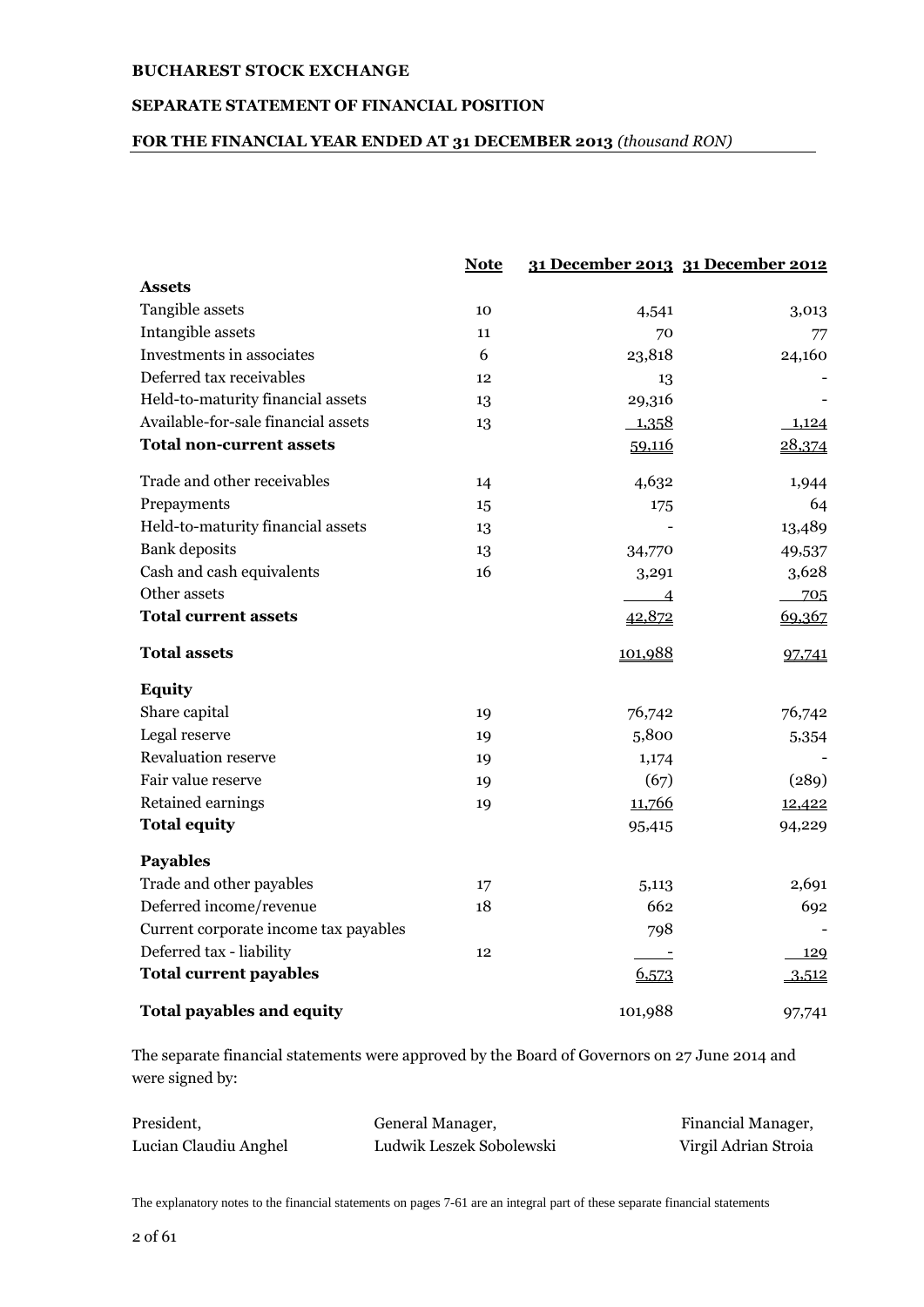**BUCHAREST STOCK EXCHANGE**

**SEPARATE STATEMENT OF FINANCIAL POSITION**

**FOR THE FINANCIAL YEAR ENDED AT 31 DECEMBER 2013** *(thousand RON)*

| | Note | 31 December 2013 | 31 December 2012 |
|---|---|---|---|
| **Assets** | | | |
| Tangible assets | 10 | 4,541 | 3,013 |
| Intangible assets | 11 | 70 | 77 |
| Investments in associates | 6 | 23,818 | 24,160 |
| Deferred tax receivables | 12 | 13 | - |
| Held-to-maturity financial assets | 13 | 29,316 | - |
| Available-for-sale financial assets | 13 | 1,358 | 1,124 |
| **Total non-current assets** | | 59,116 | 28,374 |
| Trade and other receivables | 14 | 4,632 | 1,944 |
| Prepayments | 15 | 175 | 64 |
| Held-to-maturity financial assets | 13 | - | 13,489 |
| Bank deposits | 13 | 34,770 | 49,537 |
| Cash and cash equivalents | 16 | 3,291 | 3,628 |
| Other assets | | 4 | 705 |
| **Total current assets** | | 42,872 | 69,367 |
| **Total assets** | | 101,988 | 97,741 |
| **Equity** | | | |
| Share capital | 19 | 76,742 | 76,742 |
| Legal reserve | 19 | 5,800 | 5,354 |
| Revaluation reserve | 19 | 1,174 | - |
| Fair value reserve | 19 | (67) | (289) |
| Retained earnings | 19 | 11,766 | 12,422 |
| **Total equity** | | 95,415 | 94,229 |
| **Payables** | | | |
| Trade and other payables | 17 | 5,113 | 2,691 |
| Deferred income/revenue | 18 | 662 | 692 |
| Current corporate income tax payables | | 798 | - |
| Deferred tax - liability | 12 | - | 129 |
| **Total current payables** | | 6,573 | 3,512 |
| **Total payables and equity** | | 101,988 | 97,741 |

The separate financial statements were approved by the Board of Governors on 27 June 2014 and were signed by:

| President, | General Manager, | Financial Manager, |
|---|---|---|
| Lucian Claudiu Anghel | Ludwik Leszek Sobolewski | Virgil Adrian Stroia |

The explanatory notes to the financial statements on pages 7-61 are an integral part of these separate financial statements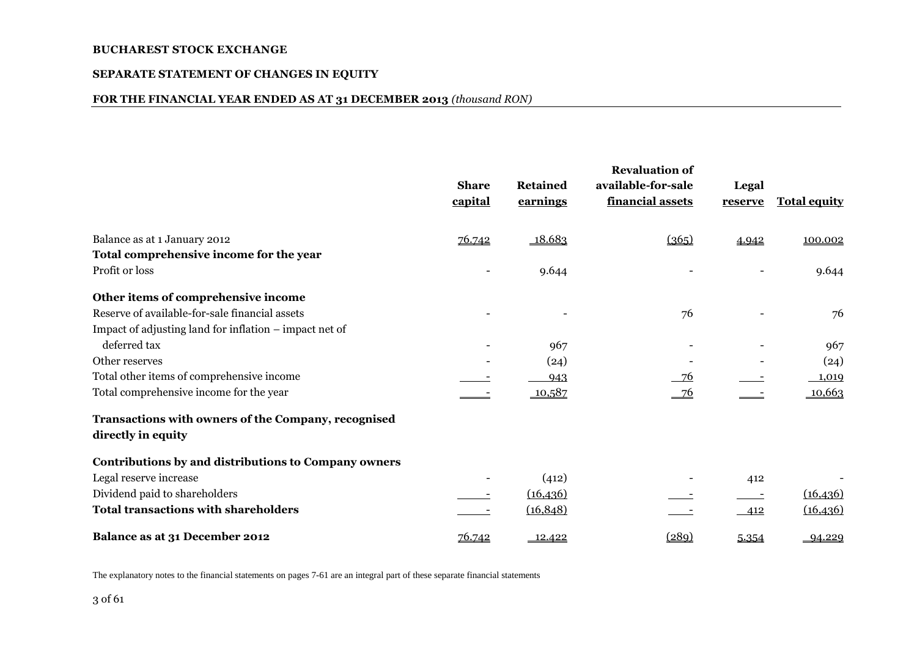**BUCHAREST STOCK EXCHANGE**

**SEPARATE STATEMENT OF CHANGES IN EQUITY**

**FOR THE FINANCIAL YEAR ENDED AS AT 31 DECEMBER 2013** *(thousand RON)*

| | **Share capital** | **Retained earnings** | **Revaluation of available-for-sale financial assets** | **Legal reserve** | **Total equity** |
|---|---|---|---|---|---|
| Balance as at 1 January 2012 | 76.742 | 18.683 | (365) | 4.942 | 100.002 |
| **Total comprehensive income for the year** | | | | | |
| Profit or loss | - | 9.644 | - | - | 9.644 |
| **Other items of comprehensive income** | | | | | |
| Reserve of available-for-sale financial assets | - | - | 76 | - | 76 |
| Impact of adjusting land for inflation – impact net of deferred tax | - | 967 | - | - | 967 |
| Other reserves | - | (24) | - | - | (24) |
| Total other items of comprehensive income | - | 943 | 76 | - | 1,019 |
| Total comprehensive income for the year | - | 10,587 | 76 | - | 10,663 |
| **Transactions with owners of the Company, recognised directly in equity** | | | | | |
| **Contributions by and distributions to Company owners** | | | | | |
| Legal reserve increase | - | (412) | - | 412 | - |
| Dividend paid to shareholders | - | (16,436) | - | - | (16,436) |
| **Total transactions with shareholders** | - | (16,848) | - | 412 | (16,436) |
| **Balance as at 31 December 2012** | 76.742 | 12.422 | (289) | 5.354 | 94.229 |

The explanatory notes to the financial statements on pages 7-61 are an integral part of these separate financial statements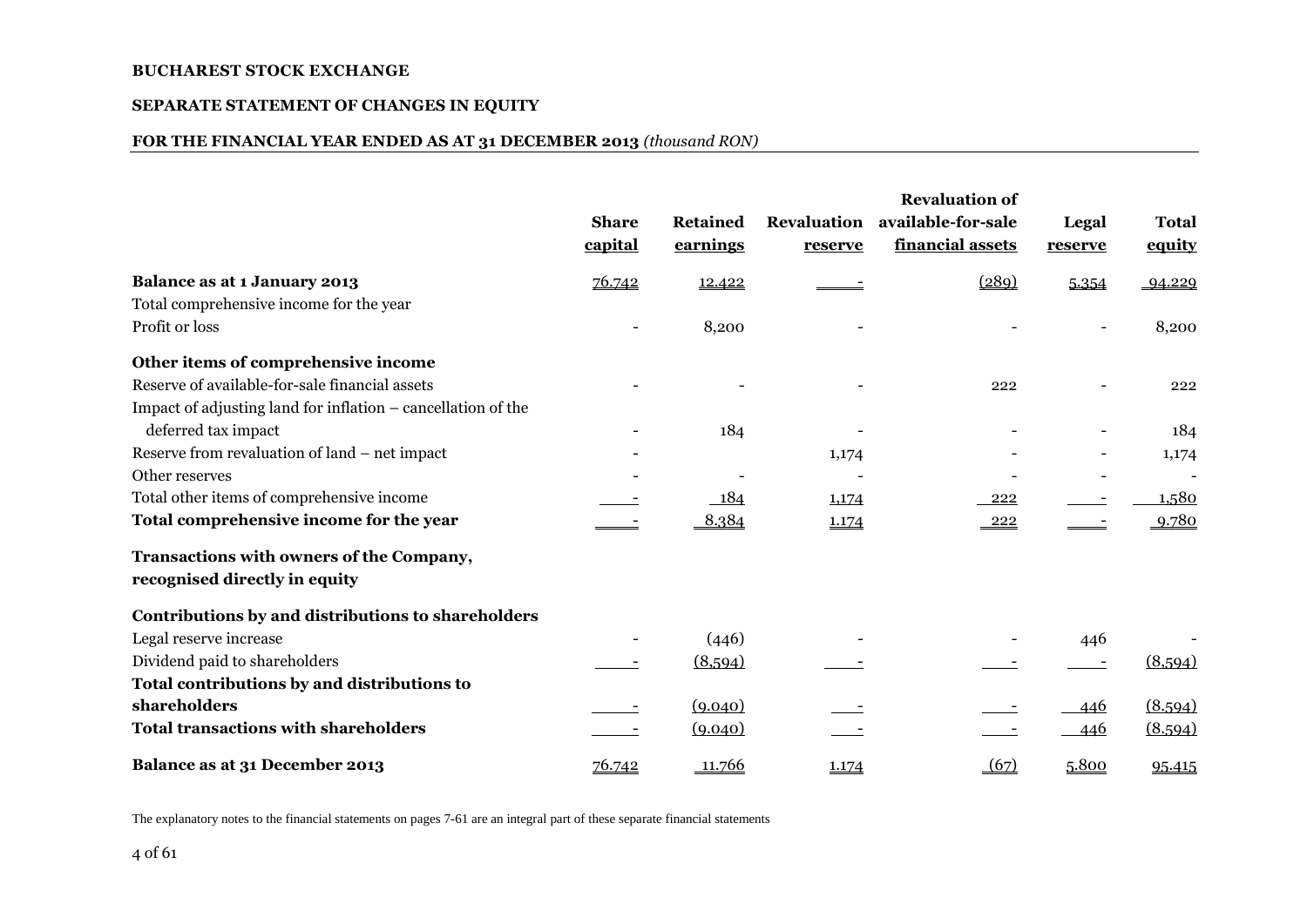**BUCHAREST STOCK EXCHANGE**

**SEPARATE STATEMENT OF CHANGES IN EQUITY**

**FOR THE FINANCIAL YEAR ENDED AS AT 31 DECEMBER 2013** *(thousand RON)*

| | Share capital | Retained earnings | Revaluation reserve | Revaluation of available-for-sale financial assets | Legal reserve | Total equity |
|---|---|---|---|---|---|---|
| **Balance as at 1 January 2013** | 76.742 | 12.422 | - | (289) | 5.354 | 94.229 |
| Total comprehensive income for the year | | | | | | |
| Profit or loss | - | 8,200 | - | - | - | 8,200 |
| **Other items of comprehensive income** | | | | | | |
| Reserve of available-for-sale financial assets | - | - | - | 222 | - | 222 |
| Impact of adjusting land for inflation – cancellation of the deferred tax impact | - | 184 | - | - | - | 184 |
| Reserve from revaluation of land – net impact | - | | 1,174 | - | - | 1,174 |
| Other reserves | - | - | - | - | - | - |
| Total other items of comprehensive income | - | 184 | 1,174 | 222 | - | 1,580 |
| **Total comprehensive income for the year** | - | 8.384 | 1.174 | 222 | - | 9.780 |
| **Transactions with owners of the Company, recognised directly in equity** | | | | | | |
| **Contributions by and distributions to shareholders** | | | | | | |
| Legal reserve increase | - | (446) | - | - | 446 | - |
| Dividend paid to shareholders | - | (8,594) | - | - | - | (8,594) |
| **Total contributions by and distributions to shareholders** | - | (9.040) | - | - | 446 | (8.594) |
| **Total transactions with shareholders** | - | (9.040) | - | - | 446 | (8.594) |
| **Balance as at 31 December 2013** | 76.742 | 11.766 | 1.174 | (67) | 5.800 | 95.415 |

The explanatory notes to the financial statements on pages 7-61 are an integral part of these separate financial statements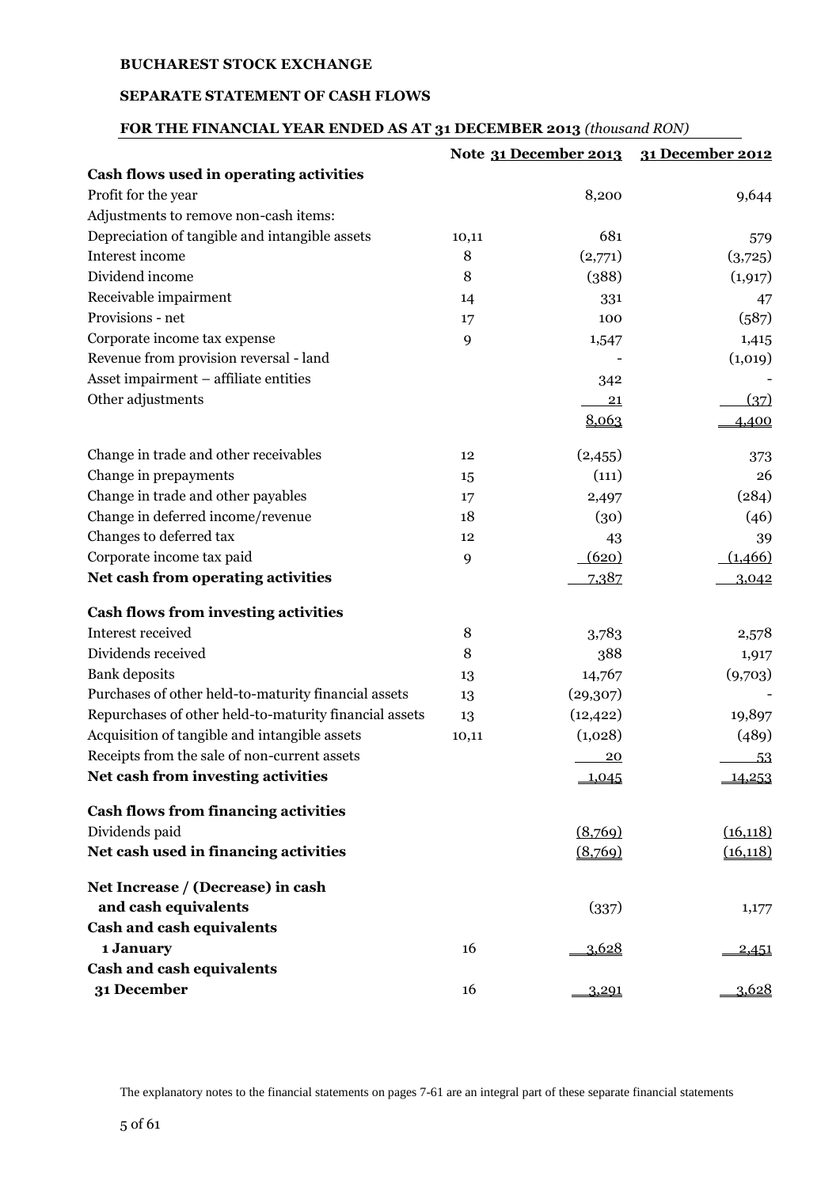**BUCHAREST STOCK EXCHANGE**

**SEPARATE STATEMENT OF CASH FLOWS**

**FOR THE FINANCIAL YEAR ENDED AS AT 31 DECEMBER 2013** *(thousand RON)*

| | Note | 31 December 2013 | 31 December 2012 |
|---|---|---|---|
| **Cash flows used in operating activities** | | | |
| Profit for the year | | 8,200 | 9,644 |
| Adjustments to remove non-cash items: | | | |
| Depreciation of tangible and intangible assets | 10,11 | 681 | 579 |
| Interest income | 8 | (2,771) | (3,725) |
| Dividend income | 8 | (388) | (1,917) |
| Receivable impairment | 14 | 331 | 47 |
| Provisions - net | 17 | 100 | (587) |
| Corporate income tax expense | 9 | 1,547 | 1,415 |
| Revenue from provision reversal - land | | - | (1,019) |
| Asset impairment – affiliate entities | | 342 | - |
| Other adjustments | | 21 | (37) |
| | | 8,063 | 4,400 |
| Change in trade and other receivables | 12 | (2,455) | 373 |
| Change in prepayments | 15 | (111) | 26 |
| Change in trade and other payables | 17 | 2,497 | (284) |
| Change in deferred income/revenue | 18 | (30) | (46) |
| Changes to deferred tax | 12 | 43 | 39 |
| Corporate income tax paid | 9 | (620) | (1,466) |
| **Net cash from operating activities** | | 7,387 | 3,042 |
| **Cash flows from investing activities** | | | |
| Interest received | 8 | 3,783 | 2,578 |
| Dividends received | 8 | 388 | 1,917 |
| Bank deposits | 13 | 14,767 | (9,703) |
| Purchases of other held-to-maturity financial assets | 13 | (29,307) | - |
| Repurchases of other held-to-maturity financial assets | 13 | (12,422) | 19,897 |
| Acquisition of tangible and intangible assets | 10,11 | (1,028) | (489) |
| Receipts from the sale of non-current assets | | 20 | 53 |
| **Net cash from investing activities** | | 1,045 | 14,253 |
| **Cash flows from financing activities** | | | |
| Dividends paid | | (8,769) | (16,118) |
| **Net cash used in financing activities** | | (8,769) | (16,118) |
| **Net Increase / (Decrease) in cash and cash equivalents** | | (337) | 1,177 |
| **Cash and cash equivalents 1 January** | 16 | 3,628 | 2,451 |
| **Cash and cash equivalents 31 December** | 16 | 3,291 | 3,628 |

The explanatory notes to the financial statements on pages 7-61 are an integral part of these separate financial statements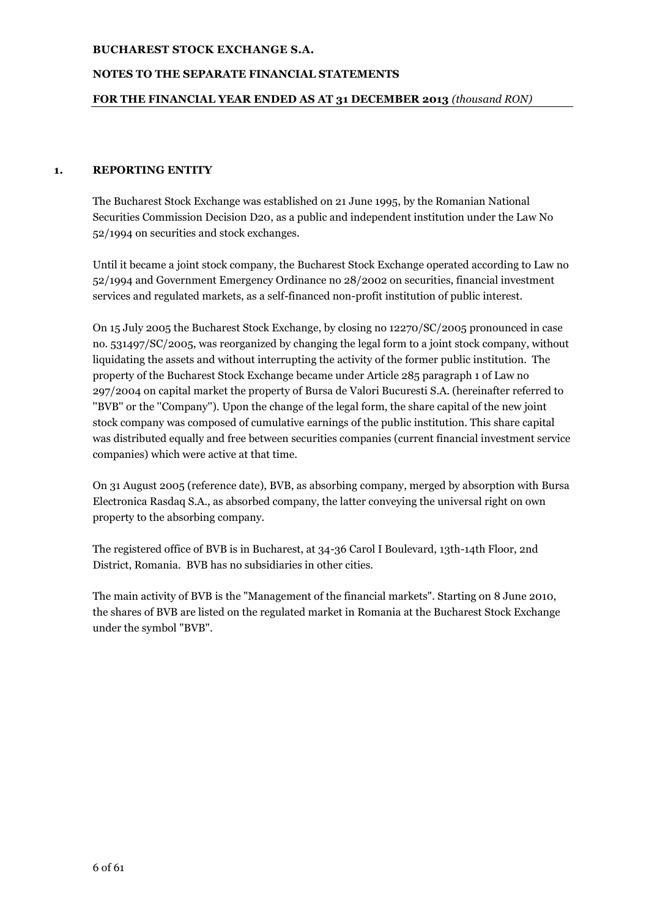## 1. REPORTING ENTITY

The Bucharest Stock Exchange was established on 21 June 1995, by the Romanian National Securities Commission Decision D20, as a public and independent institution under the Law No 52/1994 on securities and stock exchanges.

Until it became a joint stock company, the Bucharest Stock Exchange operated according to Law no 52/1994 and Government Emergency Ordinance no 28/2002 on securities, financial investment services and regulated markets, as a self-financed non-profit institution of public interest.

On 15 July 2005 the Bucharest Stock Exchange, by closing no 12270/SC/2005 pronounced in case no. 531497/SC/2005, was reorganized by changing the legal form to a joint stock company, without liquidating the assets and without interrupting the activity of the former public institution. The property of the Bucharest Stock Exchange became under Article 285 paragraph 1 of Law no 297/2004 on capital market the property of Bursa de Valori Bucuresti S.A. (hereinafter referred to "BVB" or the "Company"). Upon the change of the legal form, the share capital of the new joint stock company was composed of cumulative earnings of the public institution. This share capital was distributed equally and free between securities companies (current financial investment service companies) which were active at that time.

On 31 August 2005 (reference date), BVB, as absorbing company, merged by absorption with Bursa Electronica Rasdaq S.A., as absorbed company, the latter conveying the universal right on own property to the absorbing company.

The registered office of BVB is in Bucharest, at 34-36 Carol I Boulevard, 13th-14th Floor, 2nd District, Romania. BVB has no subsidiaries in other cities.

The main activity of BVB is the "Management of the financial markets". Starting on 8 June 2010, the shares of BVB are listed on the regulated market in Romania at the Bucharest Stock Exchange under the symbol "BVB".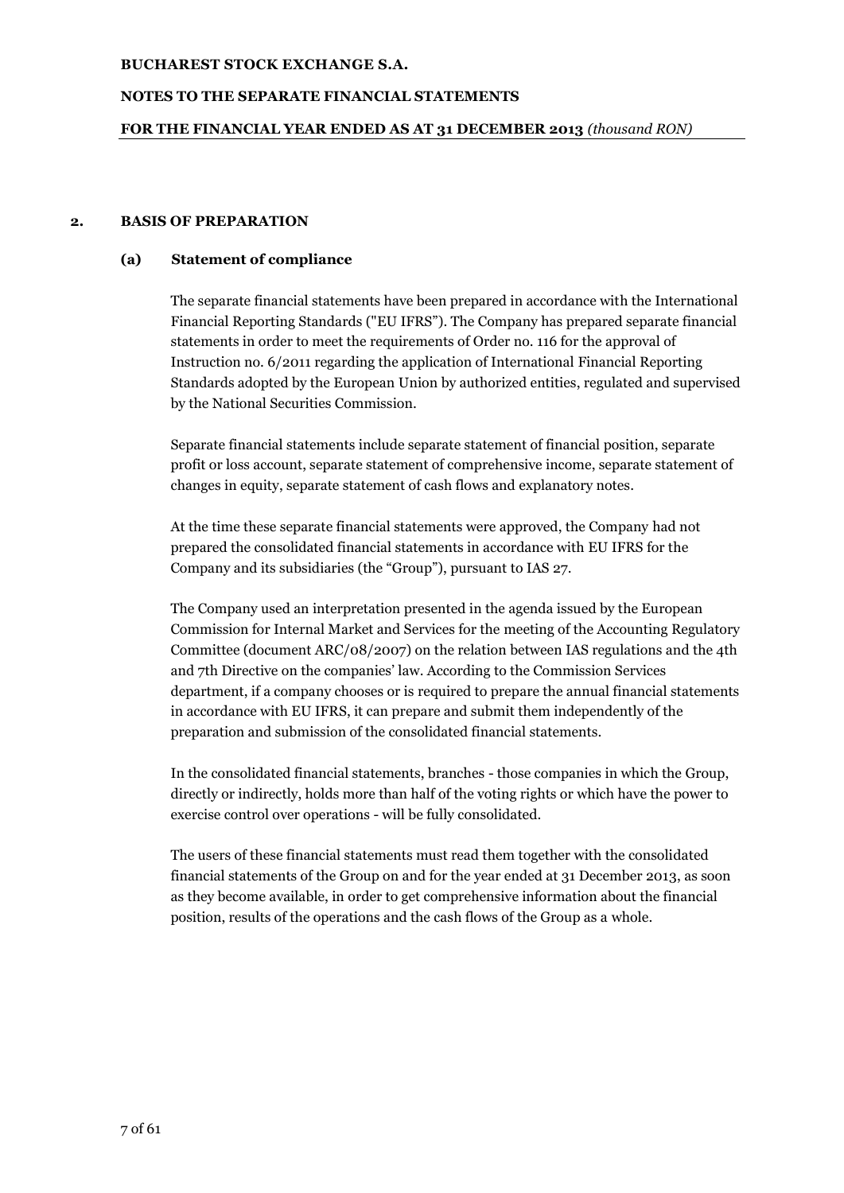## 2. BASIS OF PREPARATION

### (a) Statement of compliance

The separate financial statements have been prepared in accordance with the International Financial Reporting Standards ("EU IFRS"). The Company has prepared separate financial statements in order to meet the requirements of Order no. 116 for the approval of Instruction no. 6/2011 regarding the application of International Financial Reporting Standards adopted by the European Union by authorized entities, regulated and supervised by the National Securities Commission.

Separate financial statements include separate statement of financial position, separate profit or loss account, separate statement of comprehensive income, separate statement of changes in equity, separate statement of cash flows and explanatory notes.

At the time these separate financial statements were approved, the Company had not prepared the consolidated financial statements in accordance with EU IFRS for the Company and its subsidiaries (the "Group"), pursuant to IAS 27.

The Company used an interpretation presented in the agenda issued by the European Commission for Internal Market and Services for the meeting of the Accounting Regulatory Committee (document ARC/08/2007) on the relation between IAS regulations and the 4th and 7th Directive on the companies' law. According to the Commission Services department, if a company chooses or is required to prepare the annual financial statements in accordance with EU IFRS, it can prepare and submit them independently of the preparation and submission of the consolidated financial statements.

In the consolidated financial statements, branches - those companies in which the Group, directly or indirectly, holds more than half of the voting rights or which have the power to exercise control over operations - will be fully consolidated.

The users of these financial statements must read them together with the consolidated financial statements of the Group on and for the year ended at 31 December 2013, as soon as they become available, in order to get comprehensive information about the financial position, results of the operations and the cash flows of the Group as a whole.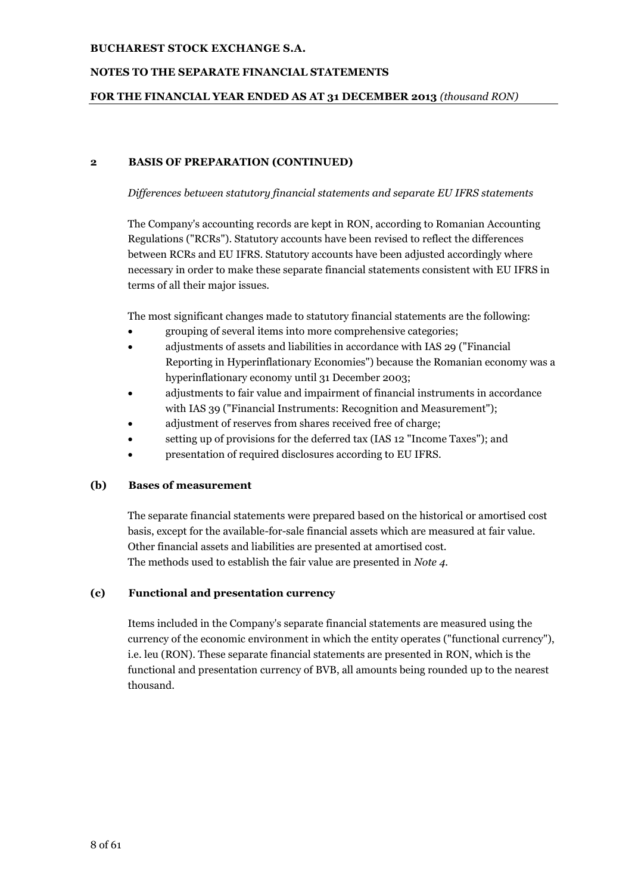## 2 BASIS OF PREPARATION (CONTINUED)

*Differences between statutory financial statements and separate EU IFRS statements*

The Company's accounting records are kept in RON, according to Romanian Accounting Regulations ("RCRs"). Statutory accounts have been revised to reflect the differences between RCRs and EU IFRS. Statutory accounts have been adjusted accordingly where necessary in order to make these separate financial statements consistent with EU IFRS in terms of all their major issues.

The most significant changes made to statutory financial statements are the following:

- grouping of several items into more comprehensive categories;
- adjustments of assets and liabilities in accordance with IAS 29 ("Financial Reporting in Hyperinflationary Economies") because the Romanian economy was a hyperinflationary economy until 31 December 2003;
- adjustments to fair value and impairment of financial instruments in accordance with IAS 39 ("Financial Instruments: Recognition and Measurement");
- adjustment of reserves from shares received free of charge;
- setting up of provisions for the deferred tax (IAS 12 "Income Taxes"); and
- presentation of required disclosures according to EU IFRS.

### (b) Bases of measurement

The separate financial statements were prepared based on the historical or amortised cost basis, except for the available-for-sale financial assets which are measured at fair value. Other financial assets and liabilities are presented at amortised cost.
The methods used to establish the fair value are presented in *Note 4.*

### (c) Functional and presentation currency

Items included in the Company's separate financial statements are measured using the currency of the economic environment in which the entity operates ("functional currency"), i.e. leu (RON). These separate financial statements are presented in RON, which is the functional and presentation currency of BVB, all amounts being rounded up to the nearest thousand.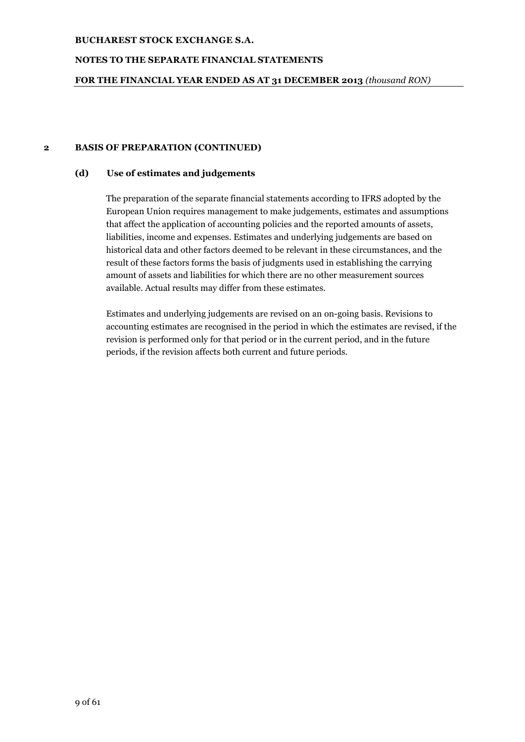## 2 BASIS OF PREPARATION (CONTINUED)

### (d) Use of estimates and judgements

The preparation of the separate financial statements according to IFRS adopted by the European Union requires management to make judgements, estimates and assumptions that affect the application of accounting policies and the reported amounts of assets, liabilities, income and expenses. Estimates and underlying judgements are based on historical data and other factors deemed to be relevant in these circumstances, and the result of these factors forms the basis of judgments used in establishing the carrying amount of assets and liabilities for which there are no other measurement sources available. Actual results may differ from these estimates.

Estimates and underlying judgements are revised on an on-going basis. Revisions to accounting estimates are recognised in the period in which the estimates are revised, if the revision is performed only for that period or in the current period, and in the future periods, if the revision affects both current and future periods.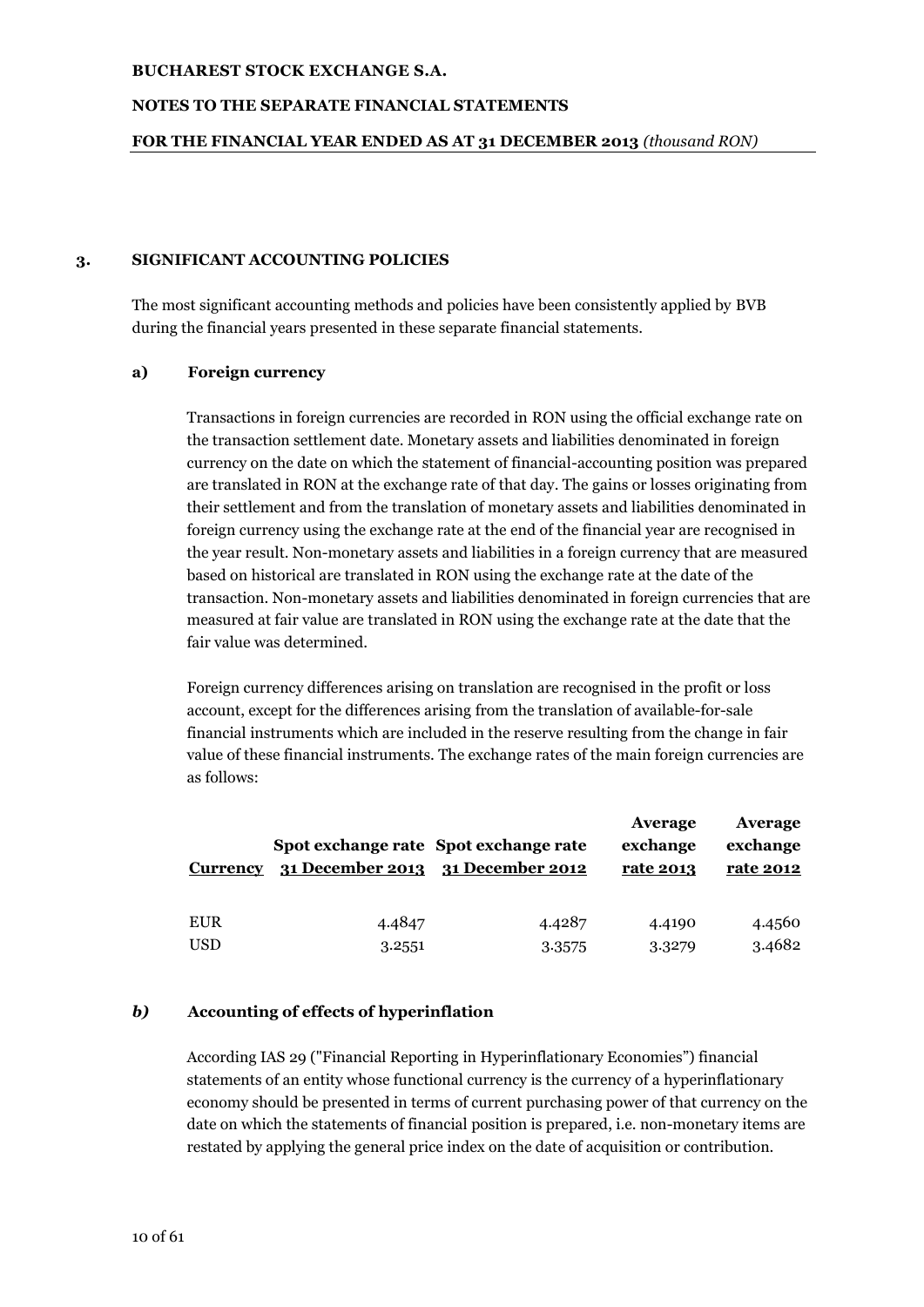## 3. SIGNIFICANT ACCOUNTING POLICIES

The most significant accounting methods and policies have been consistently applied by BVB during the financial years presented in these separate financial statements.

### a) Foreign currency

Transactions in foreign currencies are recorded in RON using the official exchange rate on the transaction settlement date. Monetary assets and liabilities denominated in foreign currency on the date on which the statement of financial-accounting position was prepared are translated in RON at the exchange rate of that day. The gains or losses originating from their settlement and from the translation of monetary assets and liabilities denominated in foreign currency using the exchange rate at the end of the financial year are recognised in the year result. Non-monetary assets and liabilities in a foreign currency that are measured based on historical are translated in RON using the exchange rate at the date of the transaction. Non-monetary assets and liabilities denominated in foreign currencies that are measured at fair value are translated in RON using the exchange rate at the date that the fair value was determined.

Foreign currency differences arising on translation are recognised in the profit or loss account, except for the differences arising from the translation of available-for-sale financial instruments which are included in the reserve resulting from the change in fair value of these financial instruments. The exchange rates of the main foreign currencies are as follows:

| Currency | Spot exchange rate 31 December 2013 | Spot exchange rate 31 December 2012 | Average exchange rate 2013 | Average exchange rate 2012 |
|---|---|---|---|---|
| EUR | 4.4847 | 4.4287 | 4.4190 | 4.4560 |
| USD | 3.2551 | 3.3575 | 3.3279 | 3.4682 |

### *b)* Accounting of effects of hyperinflation

According IAS 29 ("Financial Reporting in Hyperinflationary Economies") financial statements of an entity whose functional currency is the currency of a hyperinflationary economy should be presented in terms of current purchasing power of that currency on the date on which the statements of financial position is prepared, i.e. non-monetary items are restated by applying the general price index on the date of acquisition or contribution.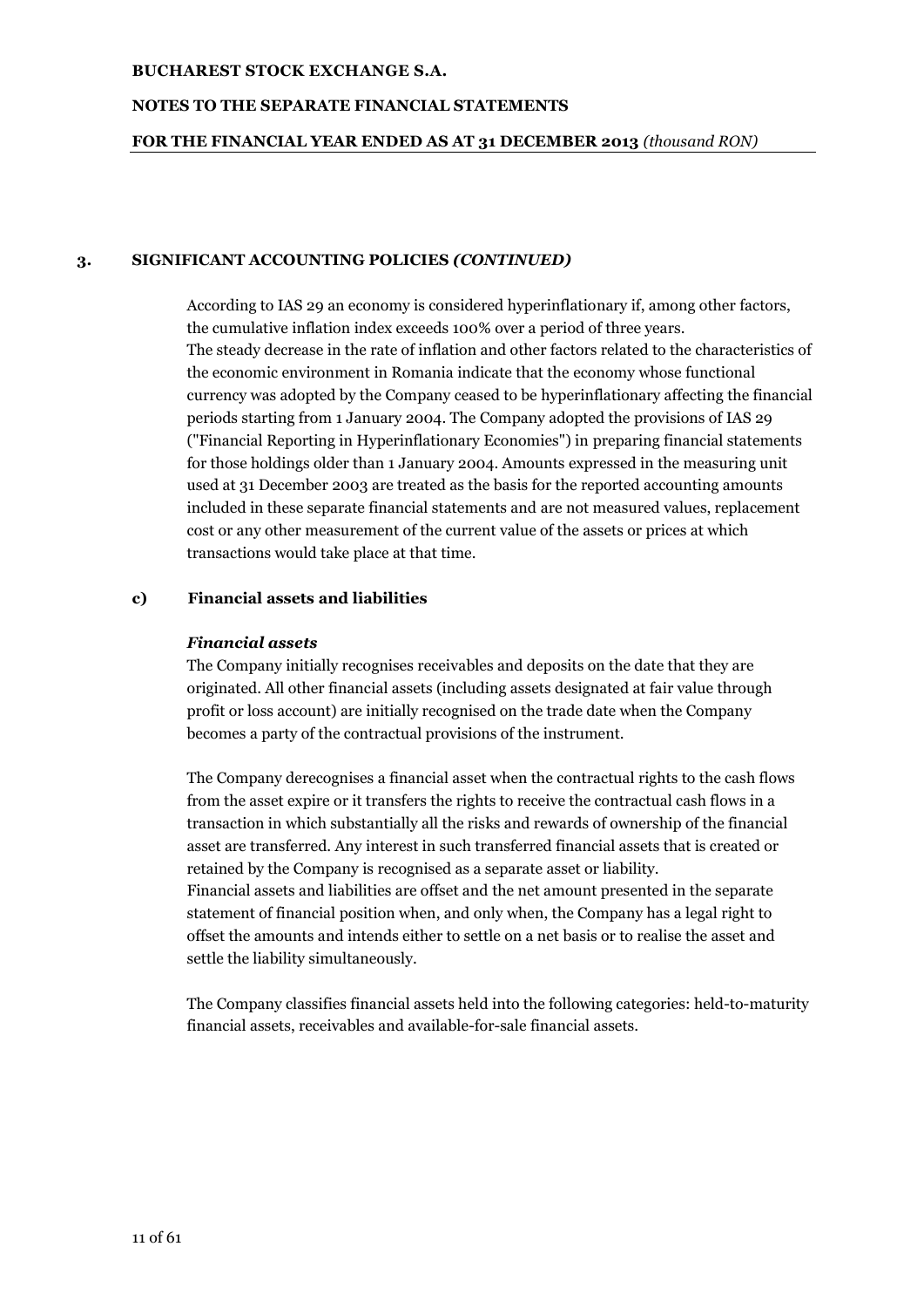## 3. SIGNIFICANT ACCOUNTING POLICIES *(CONTINUED)*

According to IAS 29 an economy is considered hyperinflationary if, among other factors, the cumulative inflation index exceeds 100% over a period of three years.
The steady decrease in the rate of inflation and other factors related to the characteristics of the economic environment in Romania indicate that the economy whose functional currency was adopted by the Company ceased to be hyperinflationary affecting the financial periods starting from 1 January 2004. The Company adopted the provisions of IAS 29 ("Financial Reporting in Hyperinflationary Economies") in preparing financial statements for those holdings older than 1 January 2004. Amounts expressed in the measuring unit used at 31 December 2003 are treated as the basis for the reported accounting amounts included in these separate financial statements and are not measured values, replacement cost or any other measurement of the current value of the assets or prices at which transactions would take place at that time.

### c) Financial assets and liabilities

***Financial assets***

The Company initially recognises receivables and deposits on the date that they are originated. All other financial assets (including assets designated at fair value through profit or loss account) are initially recognised on the trade date when the Company becomes a party of the contractual provisions of the instrument.

The Company derecognises a financial asset when the contractual rights to the cash flows from the asset expire or it transfers the rights to receive the contractual cash flows in a transaction in which substantially all the risks and rewards of ownership of the financial asset are transferred. Any interest in such transferred financial assets that is created or retained by the Company is recognised as a separate asset or liability.
Financial assets and liabilities are offset and the net amount presented in the separate statement of financial position when, and only when, the Company has a legal right to offset the amounts and intends either to settle on a net basis or to realise the asset and settle the liability simultaneously.

The Company classifies financial assets held into the following categories: held-to-maturity financial assets, receivables and available-for-sale financial assets.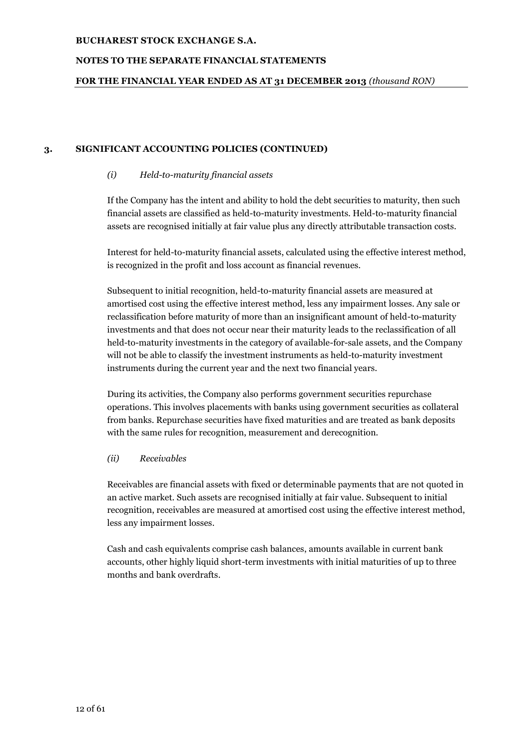## 3. SIGNIFICANT ACCOUNTING POLICIES (CONTINUED)

*(i) Held-to-maturity financial assets*

If the Company has the intent and ability to hold the debt securities to maturity, then such financial assets are classified as held-to-maturity investments. Held-to-maturity financial assets are recognised initially at fair value plus any directly attributable transaction costs.

Interest for held-to-maturity financial assets, calculated using the effective interest method, is recognized in the profit and loss account as financial revenues.

Subsequent to initial recognition, held-to-maturity financial assets are measured at amortised cost using the effective interest method, less any impairment losses. Any sale or reclassification before maturity of more than an insignificant amount of held-to-maturity investments and that does not occur near their maturity leads to the reclassification of all held-to-maturity investments in the category of available-for-sale assets, and the Company will not be able to classify the investment instruments as held-to-maturity investment instruments during the current year and the next two financial years.

During its activities, the Company also performs government securities repurchase operations. This involves placements with banks using government securities as collateral from banks. Repurchase securities have fixed maturities and are treated as bank deposits with the same rules for recognition, measurement and derecognition.

*(ii) Receivables*

Receivables are financial assets with fixed or determinable payments that are not quoted in an active market. Such assets are recognised initially at fair value. Subsequent to initial recognition, receivables are measured at amortised cost using the effective interest method, less any impairment losses.

Cash and cash equivalents comprise cash balances, amounts available in current bank accounts, other highly liquid short-term investments with initial maturities of up to three months and bank overdrafts.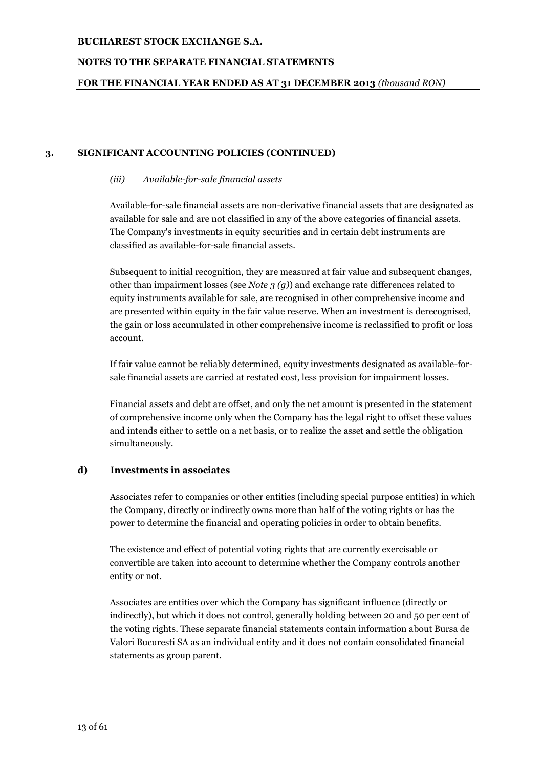## 3. SIGNIFICANT ACCOUNTING POLICIES (CONTINUED)

*(iii) Available-for-sale financial assets*

Available-for-sale financial assets are non-derivative financial assets that are designated as available for sale and are not classified in any of the above categories of financial assets. The Company's investments in equity securities and in certain debt instruments are classified as available-for-sale financial assets.

Subsequent to initial recognition, they are measured at fair value and subsequent changes, other than impairment losses (see *Note 3 (g)*) and exchange rate differences related to equity instruments available for sale, are recognised in other comprehensive income and are presented within equity in the fair value reserve. When an investment is derecognised, the gain or loss accumulated in other comprehensive income is reclassified to profit or loss account.

If fair value cannot be reliably determined, equity investments designated as available-for-sale financial assets are carried at restated cost, less provision for impairment losses.

Financial assets and debt are offset, and only the net amount is presented in the statement of comprehensive income only when the Company has the legal right to offset these values and intends either to settle on a net basis, or to realize the asset and settle the obligation simultaneously.

### d) Investments in associates

Associates refer to companies or other entities (including special purpose entities) in which the Company, directly or indirectly owns more than half of the voting rights or has the power to determine the financial and operating policies in order to obtain benefits.

The existence and effect of potential voting rights that are currently exercisable or convertible are taken into account to determine whether the Company controls another entity or not.

Associates are entities over which the Company has significant influence (directly or indirectly), but which it does not control, generally holding between 20 and 50 per cent of the voting rights. These separate financial statements contain information about Bursa de Valori Bucuresti SA as an individual entity and it does not contain consolidated financial statements as group parent.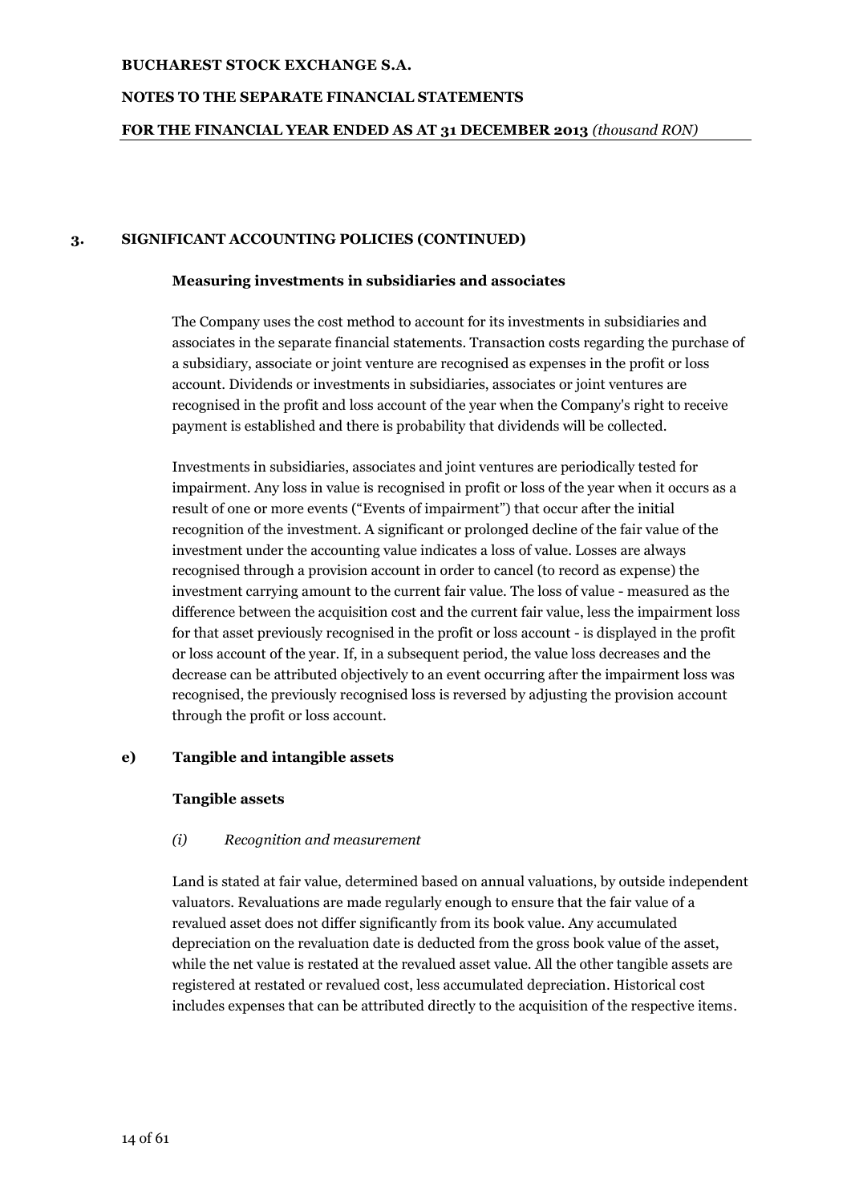## 3. SIGNIFICANT ACCOUNTING POLICIES (CONTINUED)

### Measuring investments in subsidiaries and associates

The Company uses the cost method to account for its investments in subsidiaries and associates in the separate financial statements. Transaction costs regarding the purchase of a subsidiary, associate or joint venture are recognised as expenses in the profit or loss account. Dividends or investments in subsidiaries, associates or joint ventures are recognised in the profit and loss account of the year when the Company's right to receive payment is established and there is probability that dividends will be collected.

Investments in subsidiaries, associates and joint ventures are periodically tested for impairment. Any loss in value is recognised in profit or loss of the year when it occurs as a result of one or more events ("Events of impairment") that occur after the initial recognition of the investment. A significant or prolonged decline of the fair value of the investment under the accounting value indicates a loss of value. Losses are always recognised through a provision account in order to cancel (to record as expense) the investment carrying amount to the current fair value. The loss of value - measured as the difference between the acquisition cost and the current fair value, less the impairment loss for that asset previously recognised in the profit or loss account - is displayed in the profit or loss account of the year. If, in a subsequent period, the value loss decreases and the decrease can be attributed objectively to an event occurring after the impairment loss was recognised, the previously recognised loss is reversed by adjusting the provision account through the profit or loss account.

### e) Tangible and intangible assets

#### Tangible assets

*(i) Recognition and measurement*

Land is stated at fair value, determined based on annual valuations, by outside independent valuators. Revaluations are made regularly enough to ensure that the fair value of a revalued asset does not differ significantly from its book value. Any accumulated depreciation on the revaluation date is deducted from the gross book value of the asset, while the net value is restated at the revalued asset value. All the other tangible assets are registered at restated or revalued cost, less accumulated depreciation. Historical cost includes expenses that can be attributed directly to the acquisition of the respective items.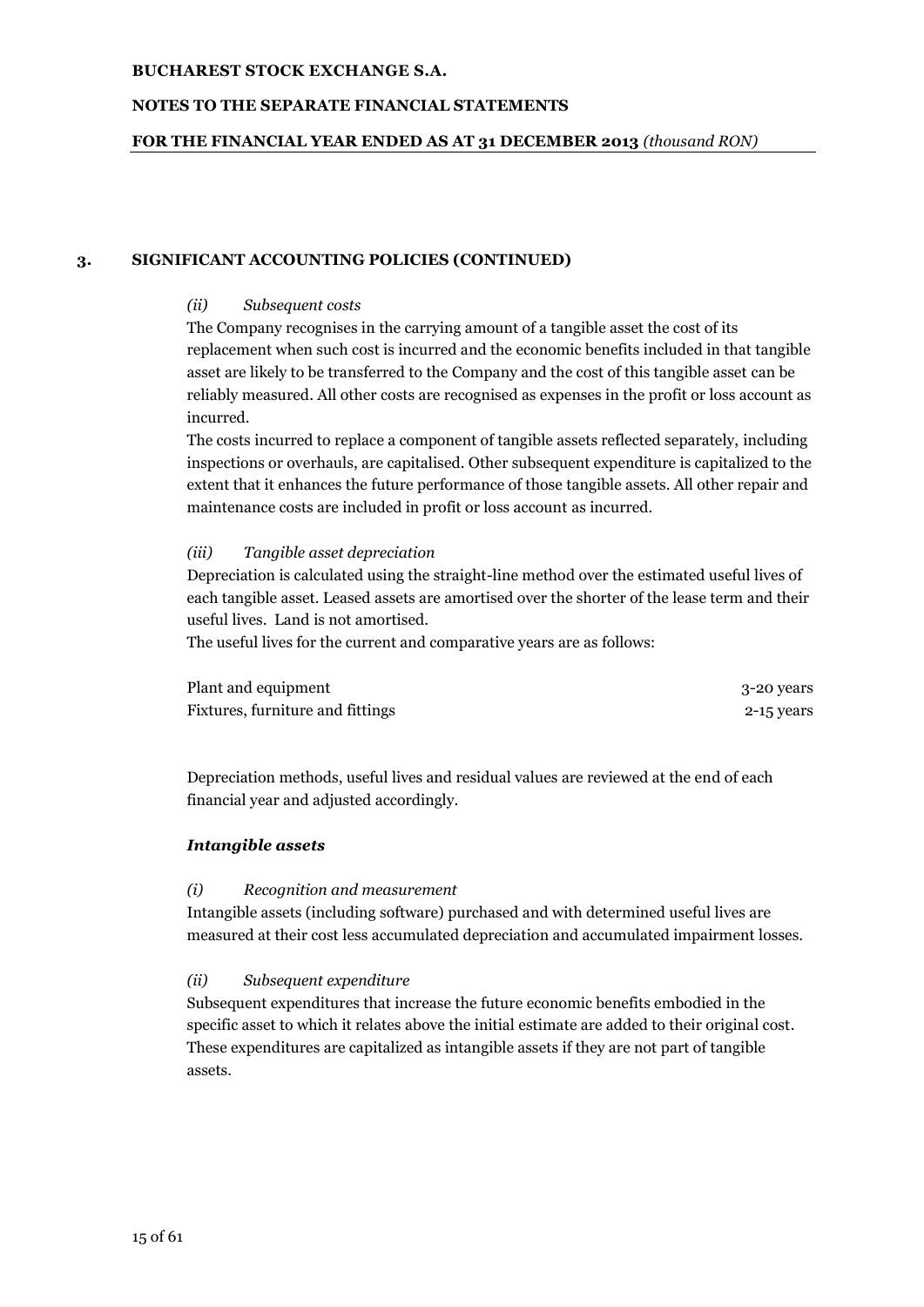## 3. SIGNIFICANT ACCOUNTING POLICIES (CONTINUED)

*(ii) Subsequent costs*

The Company recognises in the carrying amount of a tangible asset the cost of its replacement when such cost is incurred and the economic benefits included in that tangible asset are likely to be transferred to the Company and the cost of this tangible asset can be reliably measured. All other costs are recognised as expenses in the profit or loss account as incurred.

The costs incurred to replace a component of tangible assets reflected separately, including inspections or overhauls, are capitalised. Other subsequent expenditure is capitalized to the extent that it enhances the future performance of those tangible assets. All other repair and maintenance costs are included in profit or loss account as incurred.

*(iii) Tangible asset depreciation*

Depreciation is calculated using the straight-line method over the estimated useful lives of each tangible asset. Leased assets are amortised over the shorter of the lease term and their useful lives. Land is not amortised.

The useful lives for the current and comparative years are as follows:

| | |
|---|---|
| Plant and equipment | 3-20 years |
| Fixtures, furniture and fittings | 2-15 years |

Depreciation methods, useful lives and residual values are reviewed at the end of each financial year and adjusted accordingly.

### *Intangible assets*

*(i) Recognition and measurement*

Intangible assets (including software) purchased and with determined useful lives are measured at their cost less accumulated depreciation and accumulated impairment losses.

*(ii) Subsequent expenditure*

Subsequent expenditures that increase the future economic benefits embodied in the specific asset to which it relates above the initial estimate are added to their original cost. These expenditures are capitalized as intangible assets if they are not part of tangible assets.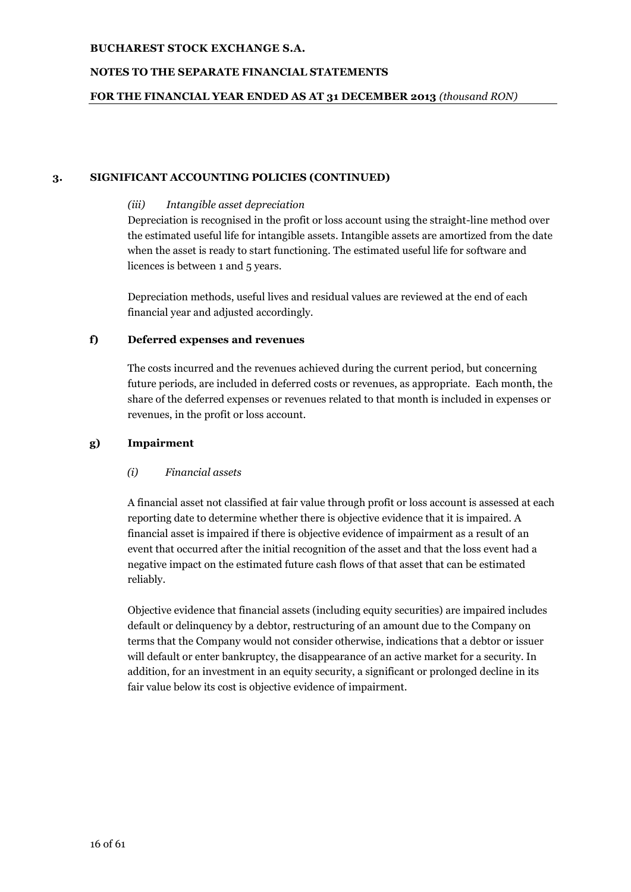## 3. SIGNIFICANT ACCOUNTING POLICIES (CONTINUED)

*(iii) Intangible asset depreciation*

Depreciation is recognised in the profit or loss account using the straight-line method over the estimated useful life for intangible assets. Intangible assets are amortized from the date when the asset is ready to start functioning. The estimated useful life for software and licences is between 1 and 5 years.

Depreciation methods, useful lives and residual values are reviewed at the end of each financial year and adjusted accordingly.

### f) Deferred expenses and revenues

The costs incurred and the revenues achieved during the current period, but concerning future periods, are included in deferred costs or revenues, as appropriate. Each month, the share of the deferred expenses or revenues related to that month is included in expenses or revenues, in the profit or loss account.

### g) Impairment

*(i) Financial assets*

A financial asset not classified at fair value through profit or loss account is assessed at each reporting date to determine whether there is objective evidence that it is impaired. A financial asset is impaired if there is objective evidence of impairment as a result of an event that occurred after the initial recognition of the asset and that the loss event had a negative impact on the estimated future cash flows of that asset that can be estimated reliably.

Objective evidence that financial assets (including equity securities) are impaired includes default or delinquency by a debtor, restructuring of an amount due to the Company on terms that the Company would not consider otherwise, indications that a debtor or issuer will default or enter bankruptcy, the disappearance of an active market for a security. In addition, for an investment in an equity security, a significant or prolonged decline in its fair value below its cost is objective evidence of impairment.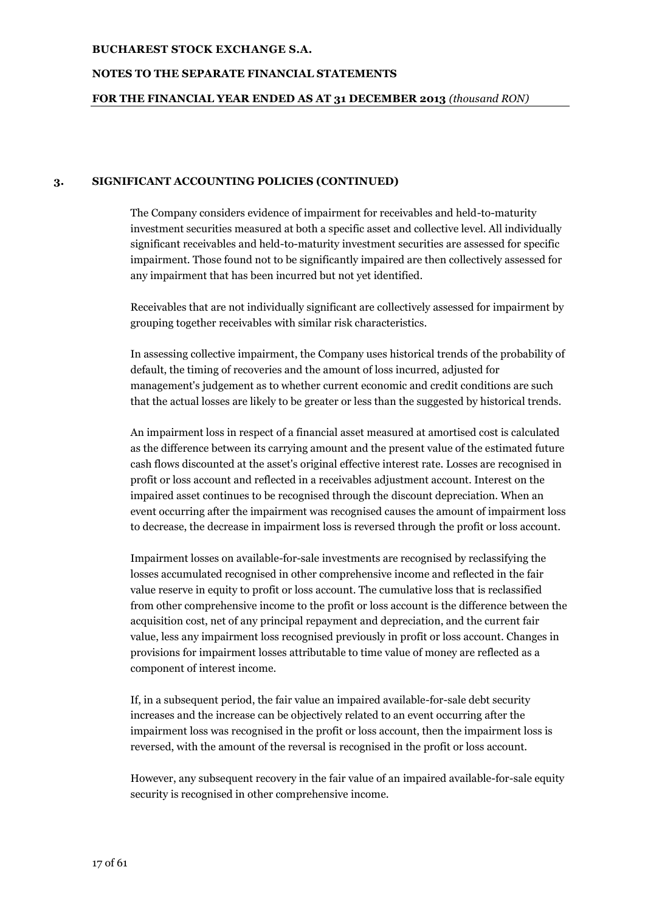## 3. SIGNIFICANT ACCOUNTING POLICIES (CONTINUED)

The Company considers evidence of impairment for receivables and held-to-maturity investment securities measured at both a specific asset and collective level. All individually significant receivables and held-to-maturity investment securities are assessed for specific impairment. Those found not to be significantly impaired are then collectively assessed for any impairment that has been incurred but not yet identified.

Receivables that are not individually significant are collectively assessed for impairment by grouping together receivables with similar risk characteristics.

In assessing collective impairment, the Company uses historical trends of the probability of default, the timing of recoveries and the amount of loss incurred, adjusted for management's judgement as to whether current economic and credit conditions are such that the actual losses are likely to be greater or less than the suggested by historical trends.

An impairment loss in respect of a financial asset measured at amortised cost is calculated as the difference between its carrying amount and the present value of the estimated future cash flows discounted at the asset's original effective interest rate. Losses are recognised in profit or loss account and reflected in a receivables adjustment account. Interest on the impaired asset continues to be recognised through the discount depreciation. When an event occurring after the impairment was recognised causes the amount of impairment loss to decrease, the decrease in impairment loss is reversed through the profit or loss account.

Impairment losses on available-for-sale investments are recognised by reclassifying the losses accumulated recognised in other comprehensive income and reflected in the fair value reserve in equity to profit or loss account. The cumulative loss that is reclassified from other comprehensive income to the profit or loss account is the difference between the acquisition cost, net of any principal repayment and depreciation, and the current fair value, less any impairment loss recognised previously in profit or loss account. Changes in provisions for impairment losses attributable to time value of money are reflected as a component of interest income.

If, in a subsequent period, the fair value an impaired available-for-sale debt security increases and the increase can be objectively related to an event occurring after the impairment loss was recognised in the profit or loss account, then the impairment loss is reversed, with the amount of the reversal is recognised in the profit or loss account.

However, any subsequent recovery in the fair value of an impaired available-for-sale equity security is recognised in other comprehensive income.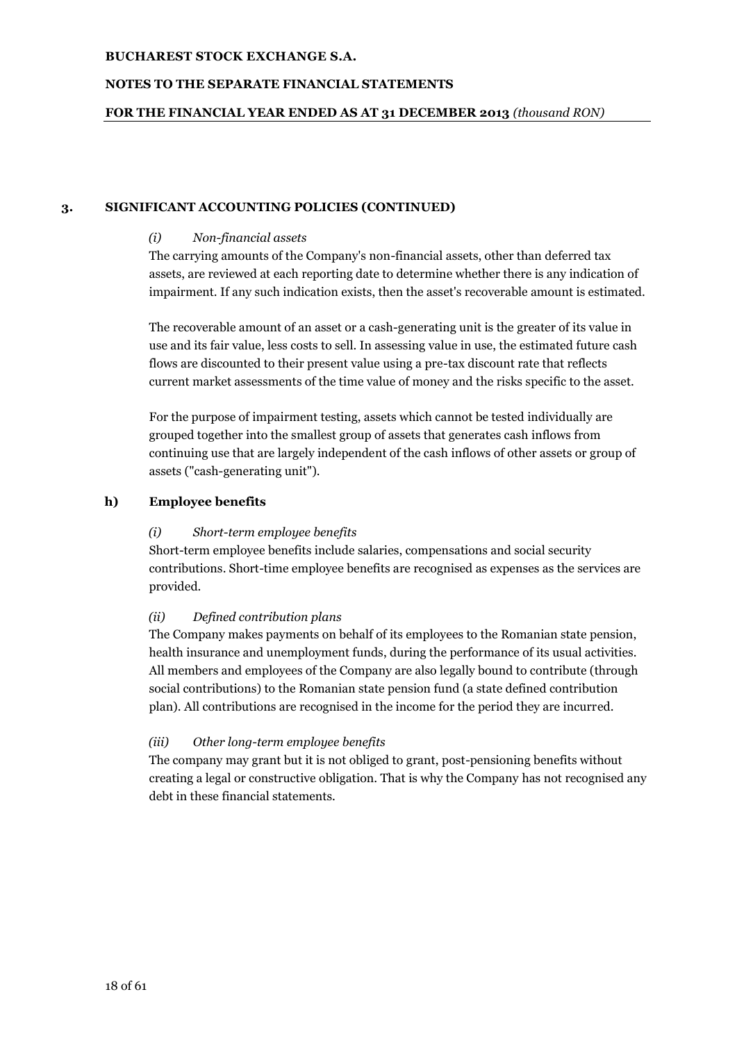## 3. SIGNIFICANT ACCOUNTING POLICIES (CONTINUED)

*(i) Non-financial assets*

The carrying amounts of the Company's non-financial assets, other than deferred tax assets, are reviewed at each reporting date to determine whether there is any indication of impairment. If any such indication exists, then the asset's recoverable amount is estimated.

The recoverable amount of an asset or a cash-generating unit is the greater of its value in use and its fair value, less costs to sell. In assessing value in use, the estimated future cash flows are discounted to their present value using a pre-tax discount rate that reflects current market assessments of the time value of money and the risks specific to the asset.

For the purpose of impairment testing, assets which cannot be tested individually are grouped together into the smallest group of assets that generates cash inflows from continuing use that are largely independent of the cash inflows of other assets or group of assets ("cash-generating unit").

### h) Employee benefits

*(i) Short-term employee benefits*

Short-term employee benefits include salaries, compensations and social security contributions. Short-time employee benefits are recognised as expenses as the services are provided.

*(ii) Defined contribution plans*

The Company makes payments on behalf of its employees to the Romanian state pension, health insurance and unemployment funds, during the performance of its usual activities. All members and employees of the Company are also legally bound to contribute (through social contributions) to the Romanian state pension fund (a state defined contribution plan). All contributions are recognised in the income for the period they are incurred.

*(iii) Other long-term employee benefits*

The company may grant but it is not obliged to grant, post-pensioning benefits without creating a legal or constructive obligation. That is why the Company has not recognised any debt in these financial statements.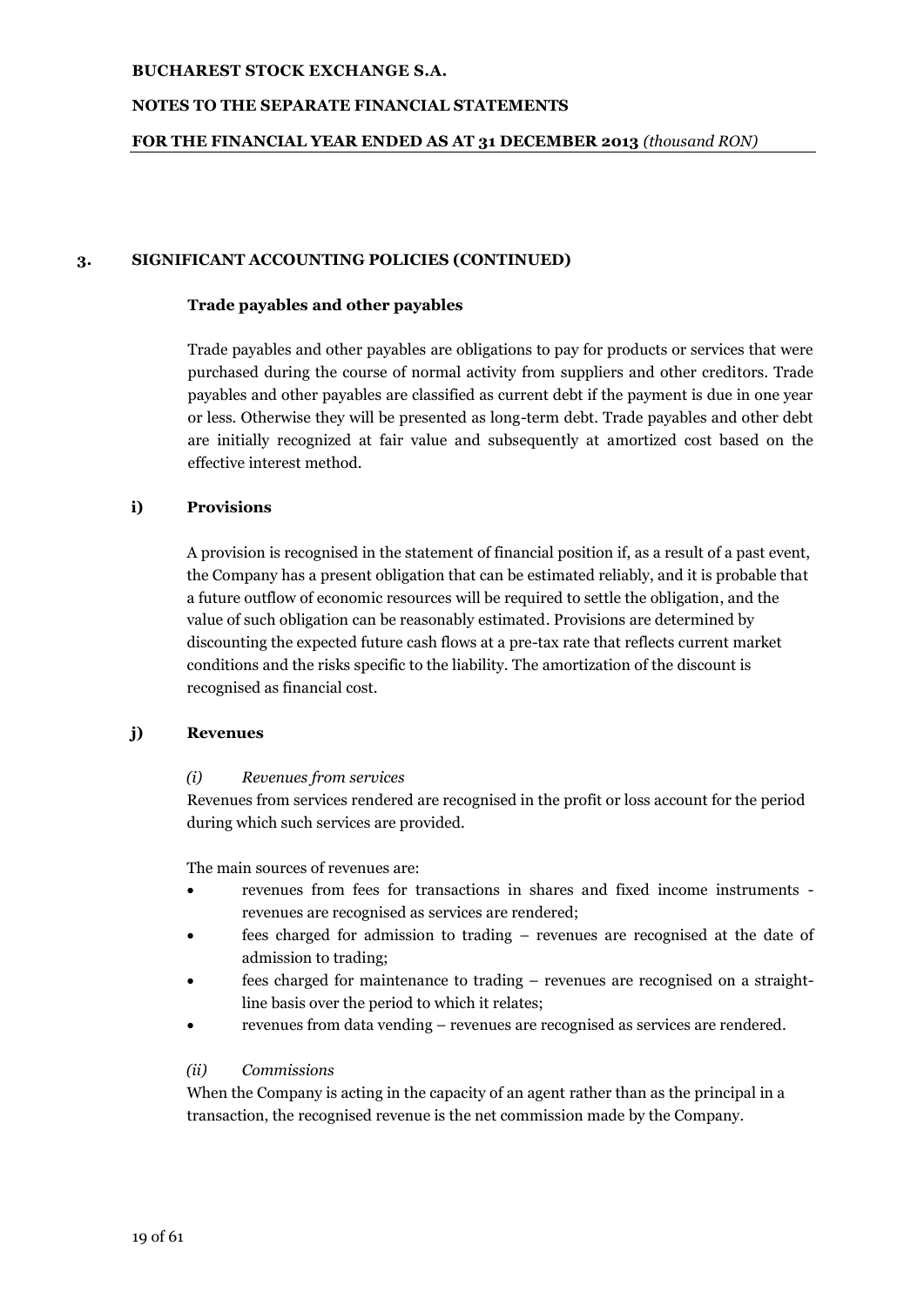## 3. SIGNIFICANT ACCOUNTING POLICIES (CONTINUED)

**Trade payables and other payables**

Trade payables and other payables are obligations to pay for products or services that were purchased during the course of normal activity from suppliers and other creditors. Trade payables and other payables are classified as current debt if the payment is due in one year or less. Otherwise they will be presented as long-term debt. Trade payables and other debt are initially recognized at fair value and subsequently at amortized cost based on the effective interest method.

### i) Provisions

A provision is recognised in the statement of financial position if, as a result of a past event, the Company has a present obligation that can be estimated reliably, and it is probable that a future outflow of economic resources will be required to settle the obligation, and the value of such obligation can be reasonably estimated. Provisions are determined by discounting the expected future cash flows at a pre-tax rate that reflects current market conditions and the risks specific to the liability. The amortization of the discount is recognised as financial cost.

### j) Revenues

*(i) Revenues from services*

Revenues from services rendered are recognised in the profit or loss account for the period during which such services are provided.

The main sources of revenues are:

- revenues from fees for transactions in shares and fixed income instruments - revenues are recognised as services are rendered;
- fees charged for admission to trading – revenues are recognised at the date of admission to trading;
- fees charged for maintenance to trading – revenues are recognised on a straight-line basis over the period to which it relates;
- revenues from data vending – revenues are recognised as services are rendered.

*(ii) Commissions*

When the Company is acting in the capacity of an agent rather than as the principal in a transaction, the recognised revenue is the net commission made by the Company.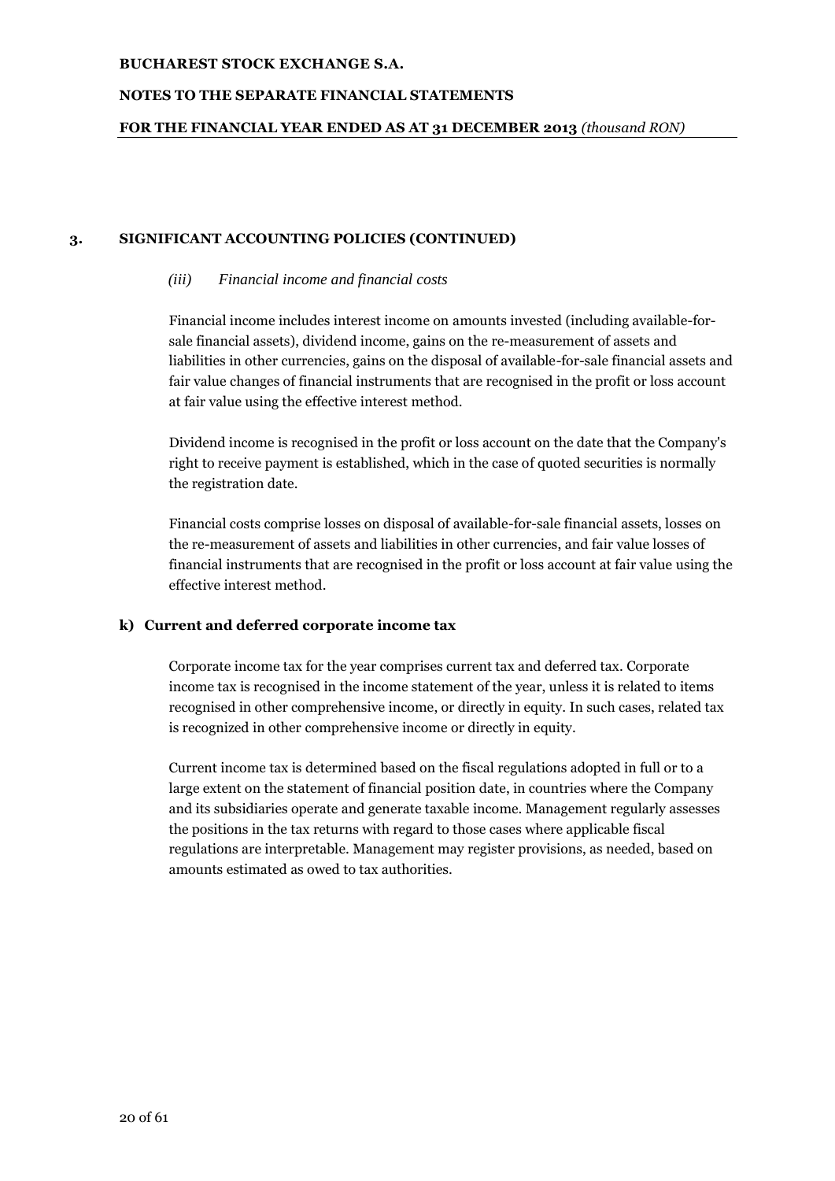## 3. SIGNIFICANT ACCOUNTING POLICIES (CONTINUED)

*(iii) Financial income and financial costs*

Financial income includes interest income on amounts invested (including available-for-sale financial assets), dividend income, gains on the re-measurement of assets and liabilities in other currencies, gains on the disposal of available-for-sale financial assets and fair value changes of financial instruments that are recognised in the profit or loss account at fair value using the effective interest method.

Dividend income is recognised in the profit or loss account on the date that the Company's right to receive payment is established, which in the case of quoted securities is normally the registration date.

Financial costs comprise losses on disposal of available-for-sale financial assets, losses on the re-measurement of assets and liabilities in other currencies, and fair value losses of financial instruments that are recognised in the profit or loss account at fair value using the effective interest method.

### k) Current and deferred corporate income tax

Corporate income tax for the year comprises current tax and deferred tax. Corporate income tax is recognised in the income statement of the year, unless it is related to items recognised in other comprehensive income, or directly in equity. In such cases, related tax is recognized in other comprehensive income or directly in equity.

Current income tax is determined based on the fiscal regulations adopted in full or to a large extent on the statement of financial position date, in countries where the Company and its subsidiaries operate and generate taxable income. Management regularly assesses the positions in the tax returns with regard to those cases where applicable fiscal regulations are interpretable. Management may register provisions, as needed, based on amounts estimated as owed to tax authorities.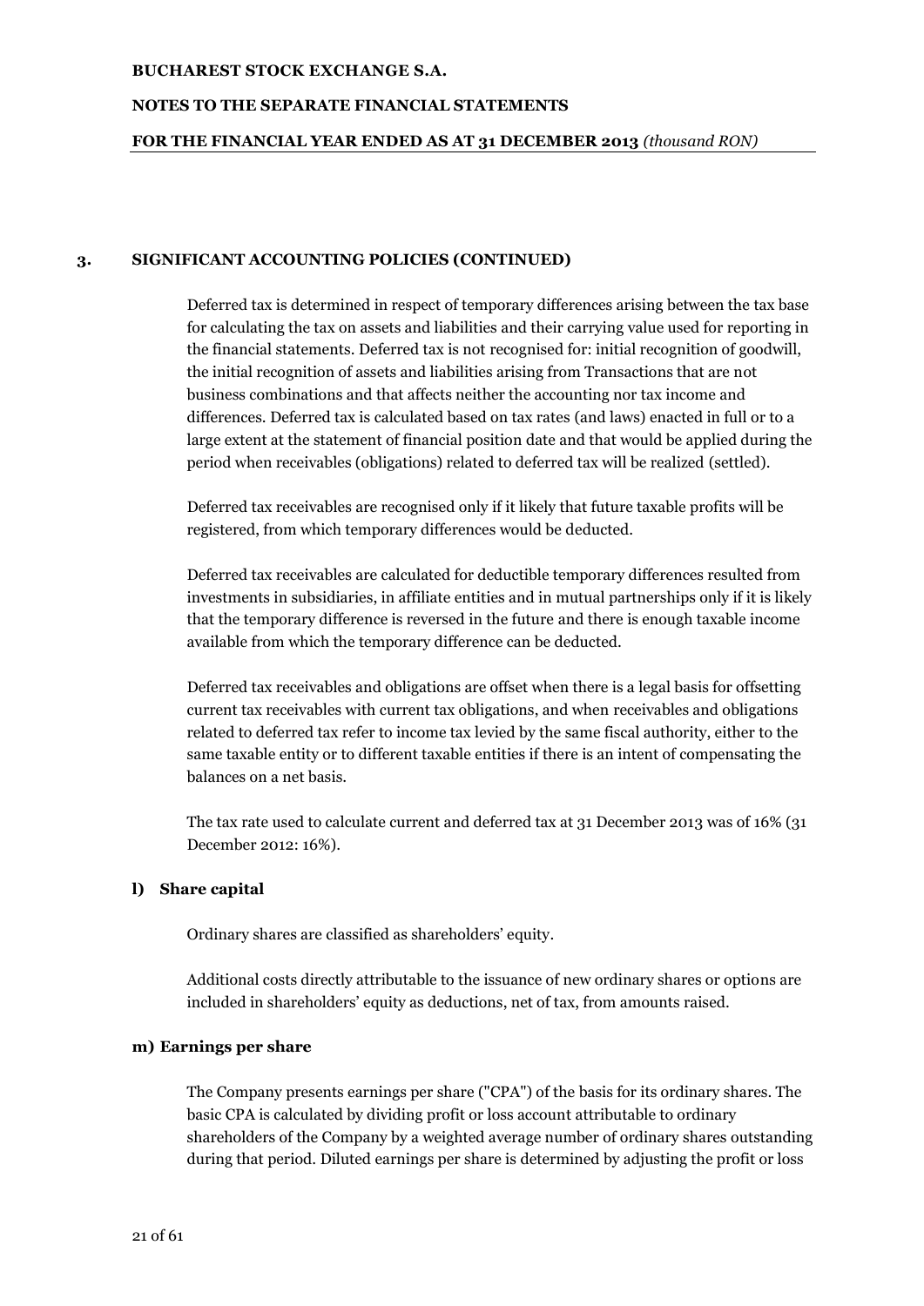## 3. SIGNIFICANT ACCOUNTING POLICIES (CONTINUED)

Deferred tax is determined in respect of temporary differences arising between the tax base for calculating the tax on assets and liabilities and their carrying value used for reporting in the financial statements. Deferred tax is not recognised for: initial recognition of goodwill, the initial recognition of assets and liabilities arising from Transactions that are not business combinations and that affects neither the accounting nor tax income and differences. Deferred tax is calculated based on tax rates (and laws) enacted in full or to a large extent at the statement of financial position date and that would be applied during the period when receivables (obligations) related to deferred tax will be realized (settled).

Deferred tax receivables are recognised only if it likely that future taxable profits will be registered, from which temporary differences would be deducted.

Deferred tax receivables are calculated for deductible temporary differences resulted from investments in subsidiaries, in affiliate entities and in mutual partnerships only if it is likely that the temporary difference is reversed in the future and there is enough taxable income available from which the temporary difference can be deducted.

Deferred tax receivables and obligations are offset when there is a legal basis for offsetting current tax receivables with current tax obligations, and when receivables and obligations related to deferred tax refer to income tax levied by the same fiscal authority, either to the same taxable entity or to different taxable entities if there is an intent of compensating the balances on a net basis.

The tax rate used to calculate current and deferred tax at 31 December 2013 was of 16% (31 December 2012: 16%).

### l) Share capital

Ordinary shares are classified as shareholders' equity.

Additional costs directly attributable to the issuance of new ordinary shares or options are included in shareholders' equity as deductions, net of tax, from amounts raised.

### m) Earnings per share

The Company presents earnings per share ("CPA") of the basis for its ordinary shares. The basic CPA is calculated by dividing profit or loss account attributable to ordinary shareholders of the Company by a weighted average number of ordinary shares outstanding during that period. Diluted earnings per share is determined by adjusting the profit or loss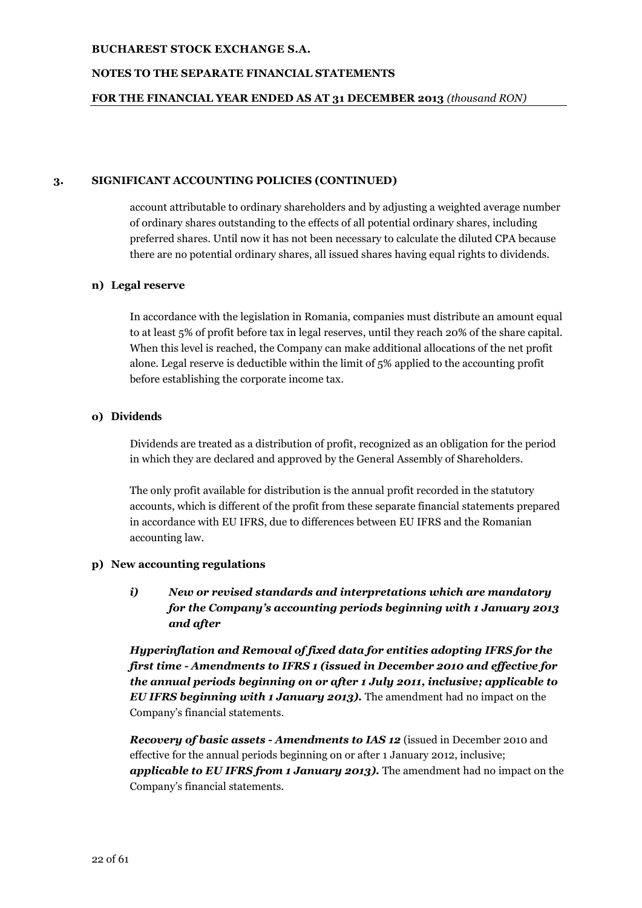## 3. SIGNIFICANT ACCOUNTING POLICIES (CONTINUED)

account attributable to ordinary shareholders and by adjusting a weighted average number of ordinary shares outstanding to the effects of all potential ordinary shares, including preferred shares. Until now it has not been necessary to calculate the diluted CPA because there are no potential ordinary shares, all issued shares having equal rights to dividends.

### n) Legal reserve

In accordance with the legislation in Romania, companies must distribute an amount equal to at least 5% of profit before tax in legal reserves, until they reach 20% of the share capital. When this level is reached, the Company can make additional allocations of the net profit alone. Legal reserve is deductible within the limit of 5% applied to the accounting profit before establishing the corporate income tax.

### o) Dividends

Dividends are treated as a distribution of profit, recognized as an obligation for the period in which they are declared and approved by the General Assembly of Shareholders.

The only profit available for distribution is the annual profit recorded in the statutory accounts, which is different of the profit from these separate financial statements prepared in accordance with EU IFRS, due to differences between EU IFRS and the Romanian accounting law.

### p) New accounting regulations

#### *i) New or revised standards and interpretations which are mandatory for the Company's accounting periods beginning with 1 January 2013 and after*

***Hyperinflation and Removal of fixed data for entities adopting IFRS for the first time - Amendments to IFRS 1 (issued in December 2010 and effective for the annual periods beginning on or after 1 July 2011, inclusive; applicable to EU IFRS beginning with 1 January 2013).*** The amendment had no impact on the Company's financial statements.

***Recovery of basic assets - Amendments to IAS 12*** (issued in December 2010 and effective for the annual periods beginning on or after 1 January 2012, inclusive; ***applicable to EU IFRS from 1 January 2013).*** The amendment had no impact on the Company's financial statements.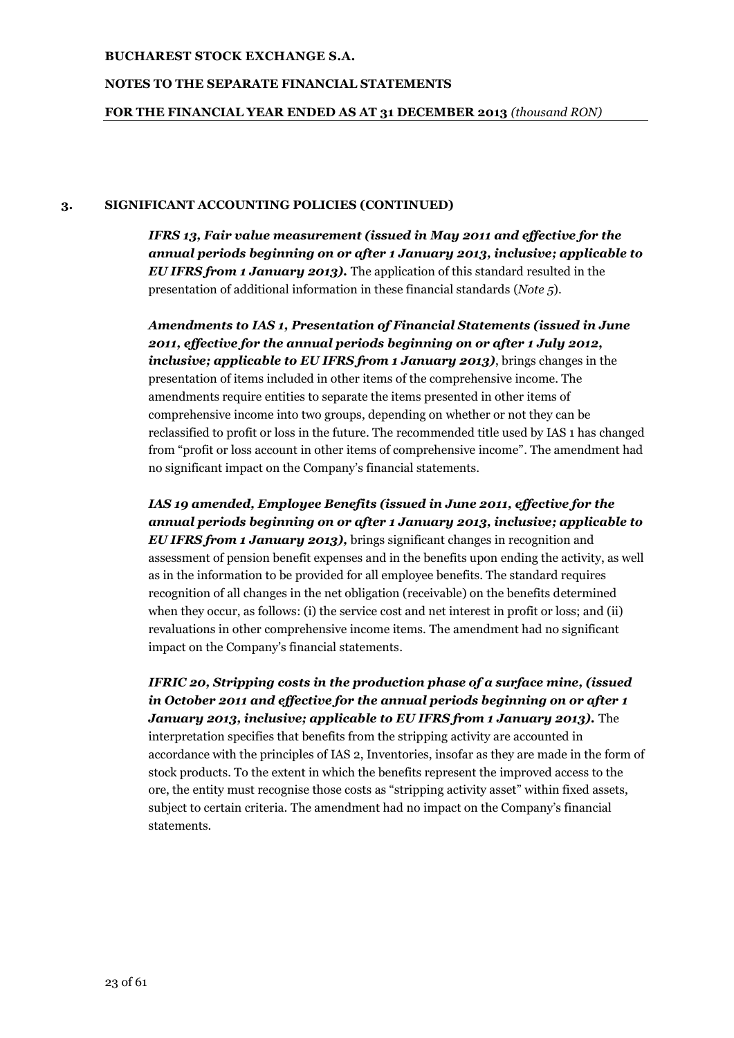## 3. SIGNIFICANT ACCOUNTING POLICIES (CONTINUED)

***IFRS 13, Fair value measurement (issued in May 2011 and effective for the annual periods beginning on or after 1 January 2013, inclusive; applicable to EU IFRS from 1 January 2013).*** The application of this standard resulted in the presentation of additional information in these financial standards (*Note 5*).

***Amendments to IAS 1, Presentation of Financial Statements (issued in June 2011, effective for the annual periods beginning on or after 1 July 2012, inclusive; applicable to EU IFRS from 1 January 2013)***, brings changes in the presentation of items included in other items of the comprehensive income. The amendments require entities to separate the items presented in other items of comprehensive income into two groups, depending on whether or not they can be reclassified to profit or loss in the future. The recommended title used by IAS 1 has changed from "profit or loss account in other items of comprehensive income". The amendment had no significant impact on the Company's financial statements.

***IAS 19 amended, Employee Benefits (issued in June 2011, effective for the annual periods beginning on or after 1 January 2013, inclusive; applicable to EU IFRS from 1 January 2013),*** brings significant changes in recognition and assessment of pension benefit expenses and in the benefits upon ending the activity, as well as in the information to be provided for all employee benefits. The standard requires recognition of all changes in the net obligation (receivable) on the benefits determined when they occur, as follows: (i) the service cost and net interest in profit or loss; and (ii) revaluations in other comprehensive income items. The amendment had no significant impact on the Company's financial statements.

***IFRIC 20, Stripping costs in the production phase of a surface mine, (issued in October 2011 and effective for the annual periods beginning on or after 1 January 2013, inclusive; applicable to EU IFRS from 1 January 2013).*** The interpretation specifies that benefits from the stripping activity are accounted in accordance with the principles of IAS 2, Inventories, insofar as they are made in the form of stock products. To the extent in which the benefits represent the improved access to the ore, the entity must recognise those costs as "stripping activity asset" within fixed assets, subject to certain criteria. The amendment had no impact on the Company's financial statements.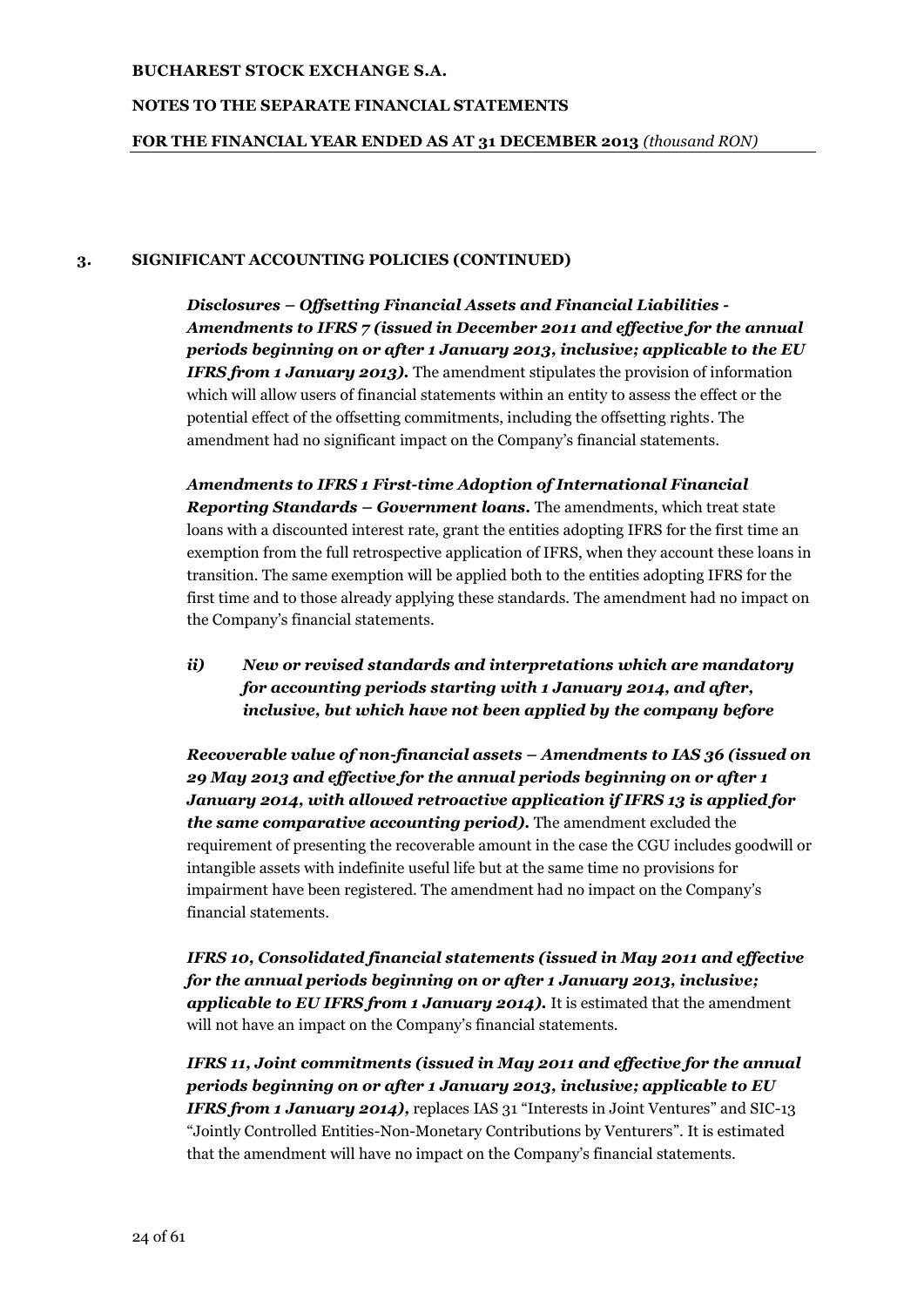## 3. SIGNIFICANT ACCOUNTING POLICIES (CONTINUED)

***Disclosures – Offsetting Financial Assets and Financial Liabilities - Amendments to IFRS 7 (issued in December 2011 and effective for the annual periods beginning on or after 1 January 2013, inclusive; applicable to the EU IFRS from 1 January 2013).*** The amendment stipulates the provision of information which will allow users of financial statements within an entity to assess the effect or the potential effect of the offsetting commitments, including the offsetting rights. The amendment had no significant impact on the Company's financial statements.

***Amendments to IFRS 1 First-time Adoption of International Financial Reporting Standards – Government loans.*** The amendments, which treat state loans with a discounted interest rate, grant the entities adopting IFRS for the first time an exemption from the full retrospective application of IFRS, when they account these loans in transition. The same exemption will be applied both to the entities adopting IFRS for the first time and to those already applying these standards. The amendment had no impact on the Company's financial statements.

### ii) New or revised standards and interpretations which are mandatory for accounting periods starting with 1 January 2014, and after, inclusive, but which have not been applied by the company before

***Recoverable value of non-financial assets – Amendments to IAS 36 (issued on 29 May 2013 and effective for the annual periods beginning on or after 1 January 2014, with allowed retroactive application if IFRS 13 is applied for the same comparative accounting period).*** The amendment excluded the requirement of presenting the recoverable amount in the case the CGU includes goodwill or intangible assets with indefinite useful life but at the same time no provisions for impairment have been registered. The amendment had no impact on the Company's financial statements.

***IFRS 10, Consolidated financial statements (issued in May 2011 and effective for the annual periods beginning on or after 1 January 2013, inclusive; applicable to EU IFRS from 1 January 2014).*** It is estimated that the amendment will not have an impact on the Company's financial statements.

***IFRS 11, Joint commitments (issued in May 2011 and effective for the annual periods beginning on or after 1 January 2013, inclusive; applicable to EU IFRS from 1 January 2014),*** replaces IAS 31 "Interests in Joint Ventures" and SIC-13 "Jointly Controlled Entities-Non-Monetary Contributions by Venturers". It is estimated that the amendment will have no impact on the Company's financial statements.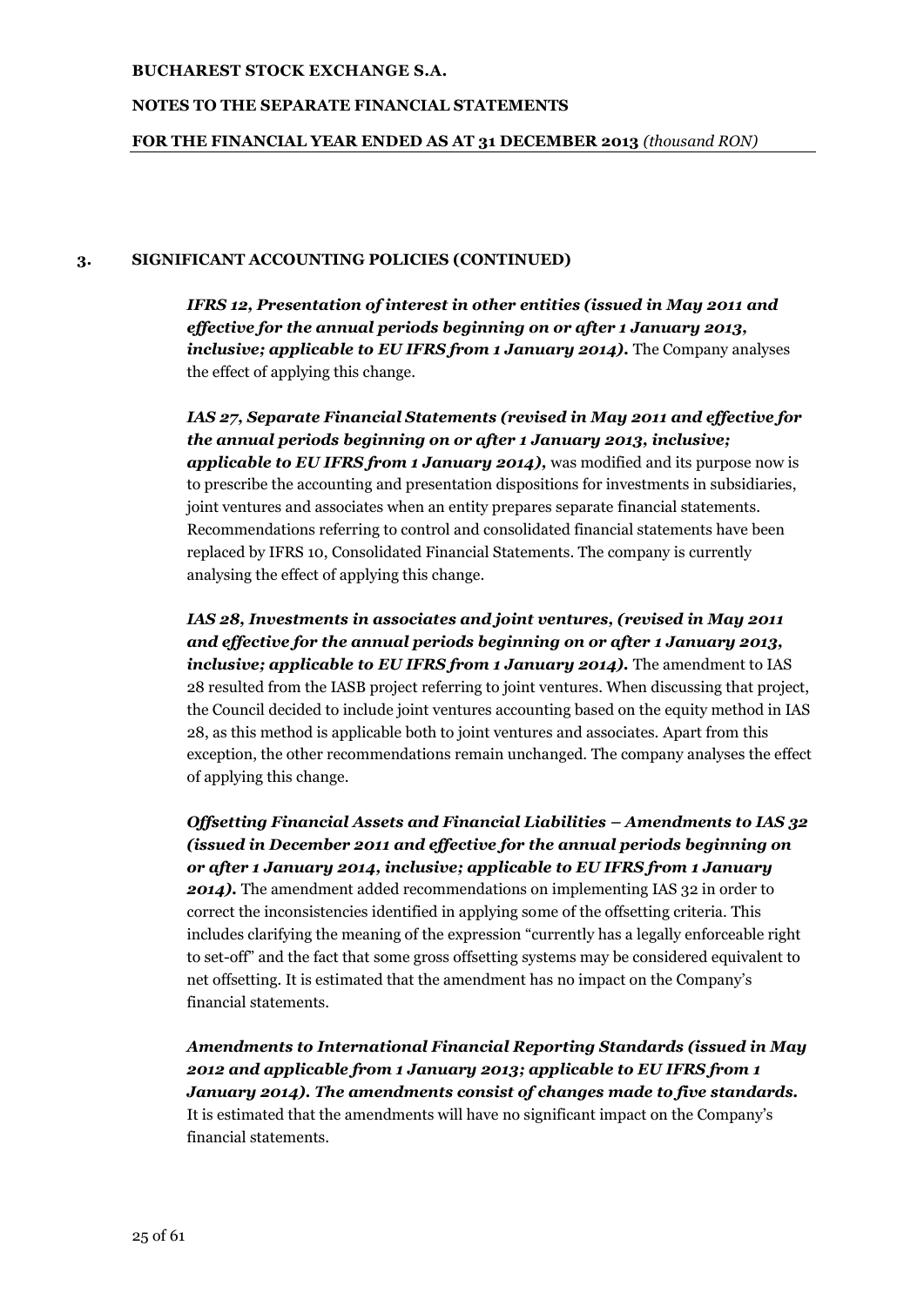## 3. SIGNIFICANT ACCOUNTING POLICIES (CONTINUED)

***IFRS 12, Presentation of interest in other entities (issued in May 2011 and effective for the annual periods beginning on or after 1 January 2013, inclusive; applicable to EU IFRS from 1 January 2014).*** The Company analyses the effect of applying this change.

***IAS 27, Separate Financial Statements (revised in May 2011 and effective for the annual periods beginning on or after 1 January 2013, inclusive; applicable to EU IFRS from 1 January 2014),*** was modified and its purpose now is to prescribe the accounting and presentation dispositions for investments in subsidiaries, joint ventures and associates when an entity prepares separate financial statements. Recommendations referring to control and consolidated financial statements have been replaced by IFRS 10, Consolidated Financial Statements. The company is currently analysing the effect of applying this change.

***IAS 28, Investments in associates and joint ventures, (revised in May 2011 and effective for the annual periods beginning on or after 1 January 2013, inclusive; applicable to EU IFRS from 1 January 2014).*** The amendment to IAS 28 resulted from the IASB project referring to joint ventures. When discussing that project, the Council decided to include joint ventures accounting based on the equity method in IAS 28, as this method is applicable both to joint ventures and associates. Apart from this exception, the other recommendations remain unchanged. The company analyses the effect of applying this change.

***Offsetting Financial Assets and Financial Liabilities – Amendments to IAS 32 (issued in December 2011 and effective for the annual periods beginning on or after 1 January 2014, inclusive; applicable to EU IFRS from 1 January 2014).*** The amendment added recommendations on implementing IAS 32 in order to correct the inconsistencies identified in applying some of the offsetting criteria. This includes clarifying the meaning of the expression "currently has a legally enforceable right to set-off" and the fact that some gross offsetting systems may be considered equivalent to net offsetting. It is estimated that the amendment has no impact on the Company's financial statements.

***Amendments to International Financial Reporting Standards (issued in May 2012 and applicable from 1 January 2013; applicable to EU IFRS from 1 January 2014). The amendments consist of changes made to five standards.*** It is estimated that the amendments will have no significant impact on the Company's financial statements.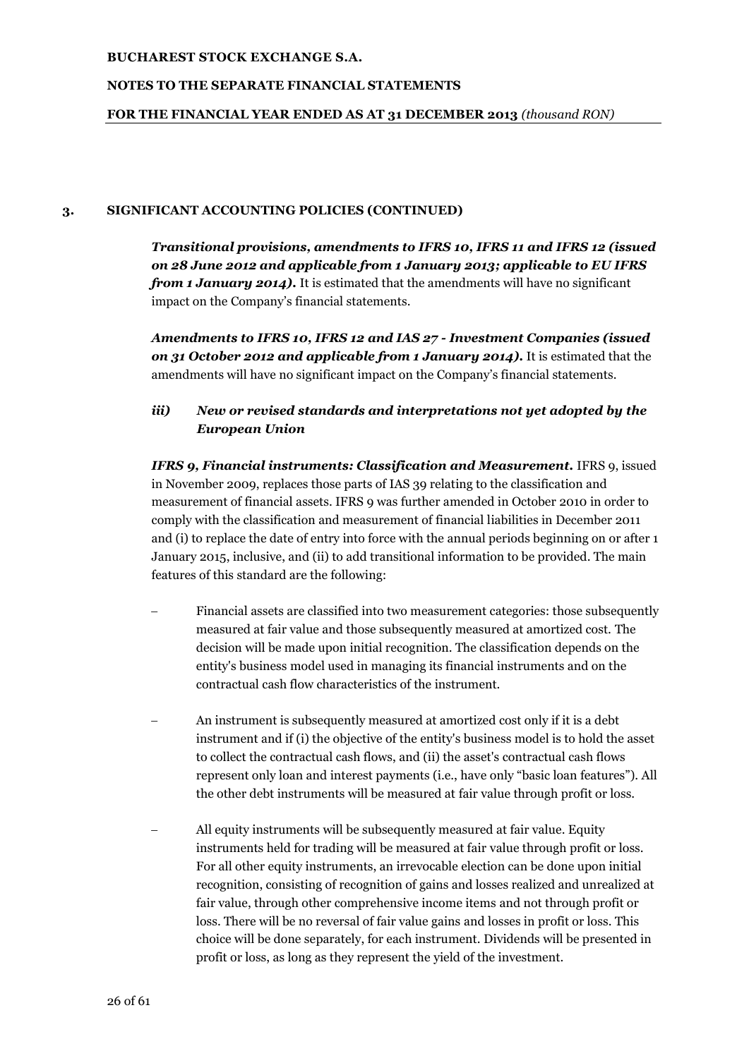## 3. SIGNIFICANT ACCOUNTING POLICIES (CONTINUED)

***Transitional provisions, amendments to IFRS 10, IFRS 11 and IFRS 12 (issued on 28 June 2012 and applicable from 1 January 2013; applicable to EU IFRS from 1 January 2014).*** It is estimated that the amendments will have no significant impact on the Company's financial statements.

***Amendments to IFRS 10, IFRS 12 and IAS 27 - Investment Companies (issued on 31 October 2012 and applicable from 1 January 2014).*** It is estimated that the amendments will have no significant impact on the Company's financial statements.

### *iii) New or revised standards and interpretations not yet adopted by the European Union*

***IFRS 9, Financial instruments: Classification and Measurement.*** IFRS 9, issued in November 2009, replaces those parts of IAS 39 relating to the classification and measurement of financial assets. IFRS 9 was further amended in October 2010 in order to comply with the classification and measurement of financial liabilities in December 2011 and (i) to replace the date of entry into force with the annual periods beginning on or after 1 January 2015, inclusive, and (ii) to add transitional information to be provided. The main features of this standard are the following:

- Financial assets are classified into two measurement categories: those subsequently measured at fair value and those subsequently measured at amortized cost. The decision will be made upon initial recognition. The classification depends on the entity's business model used in managing its financial instruments and on the contractual cash flow characteristics of the instrument.
- An instrument is subsequently measured at amortized cost only if it is a debt instrument and if (i) the objective of the entity's business model is to hold the asset to collect the contractual cash flows, and (ii) the asset's contractual cash flows represent only loan and interest payments (i.e., have only "basic loan features"). All the other debt instruments will be measured at fair value through profit or loss.
- All equity instruments will be subsequently measured at fair value. Equity instruments held for trading will be measured at fair value through profit or loss. For all other equity instruments, an irrevocable election can be done upon initial recognition, consisting of recognition of gains and losses realized and unrealized at fair value, through other comprehensive income items and not through profit or loss. There will be no reversal of fair value gains and losses in profit or loss. This choice will be done separately, for each instrument. Dividends will be presented in profit or loss, as long as they represent the yield of the investment.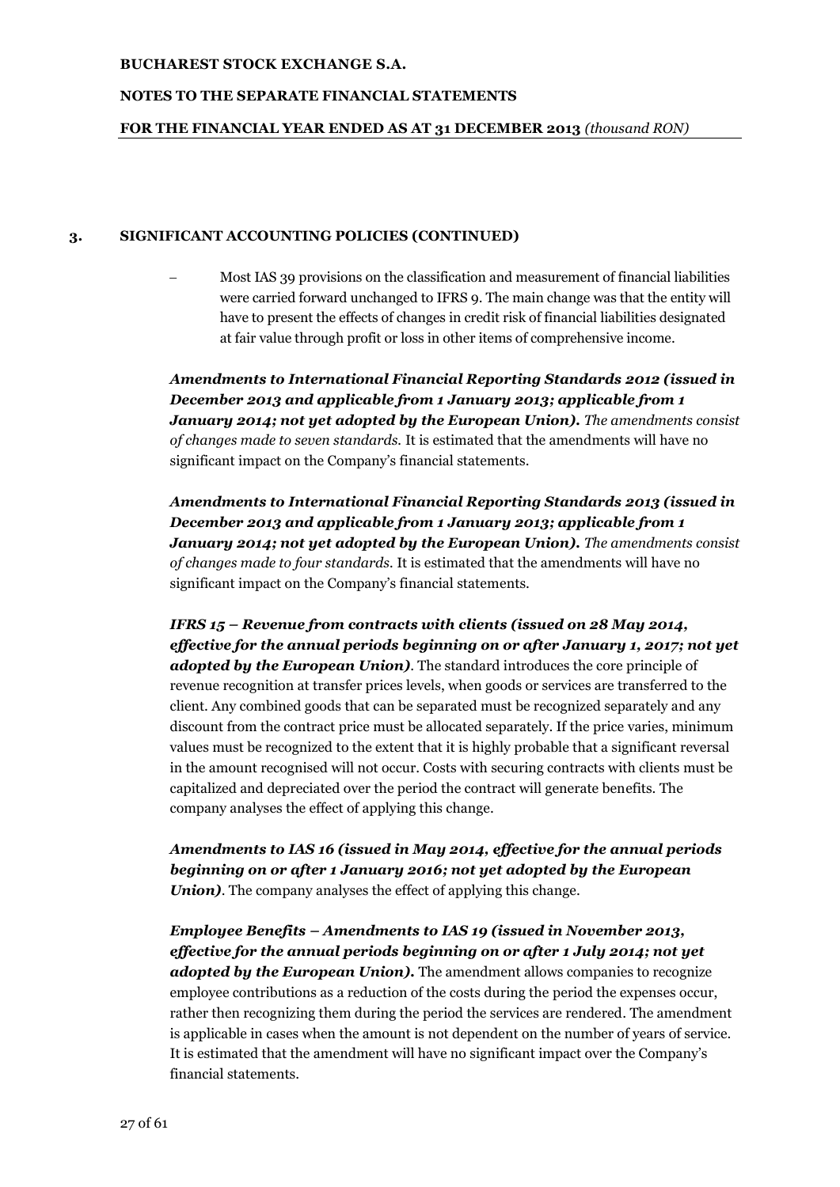## 3. SIGNIFICANT ACCOUNTING POLICIES (CONTINUED)

– Most IAS 39 provisions on the classification and measurement of financial liabilities were carried forward unchanged to IFRS 9. The main change was that the entity will have to present the effects of changes in credit risk of financial liabilities designated at fair value through profit or loss in other items of comprehensive income.

***Amendments to International Financial Reporting Standards 2012 (issued in December 2013 and applicable from 1 January 2013; applicable from 1 January 2014; not yet adopted by the European Union).*** *The amendments consist of changes made to seven standards.* It is estimated that the amendments will have no significant impact on the Company's financial statements.

***Amendments to International Financial Reporting Standards 2013 (issued in December 2013 and applicable from 1 January 2013; applicable from 1 January 2014; not yet adopted by the European Union).*** *The amendments consist of changes made to four standards.* It is estimated that the amendments will have no significant impact on the Company's financial statements.

***IFRS 15 – Revenue from contracts with clients (issued on 28 May 2014, effective for the annual periods beginning on or after January 1, 2017; not yet adopted by the European Union)***. The standard introduces the core principle of revenue recognition at transfer prices levels, when goods or services are transferred to the client. Any combined goods that can be separated must be recognized separately and any discount from the contract price must be allocated separately. If the price varies, minimum values must be recognized to the extent that it is highly probable that a significant reversal in the amount recognised will not occur. Costs with securing contracts with clients must be capitalized and depreciated over the period the contract will generate benefits. The company analyses the effect of applying this change.

***Amendments to IAS 16 (issued in May 2014, effective for the annual periods beginning on or after 1 January 2016; not yet adopted by the European Union)***. The company analyses the effect of applying this change.

***Employee Benefits – Amendments to IAS 19 (issued in November 2013, effective for the annual periods beginning on or after 1 July 2014; not yet adopted by the European Union).*** The amendment allows companies to recognize employee contributions as a reduction of the costs during the period the expenses occur, rather then recognizing them during the period the services are rendered. The amendment is applicable in cases when the amount is not dependent on the number of years of service. It is estimated that the amendment will have no significant impact over the Company's financial statements.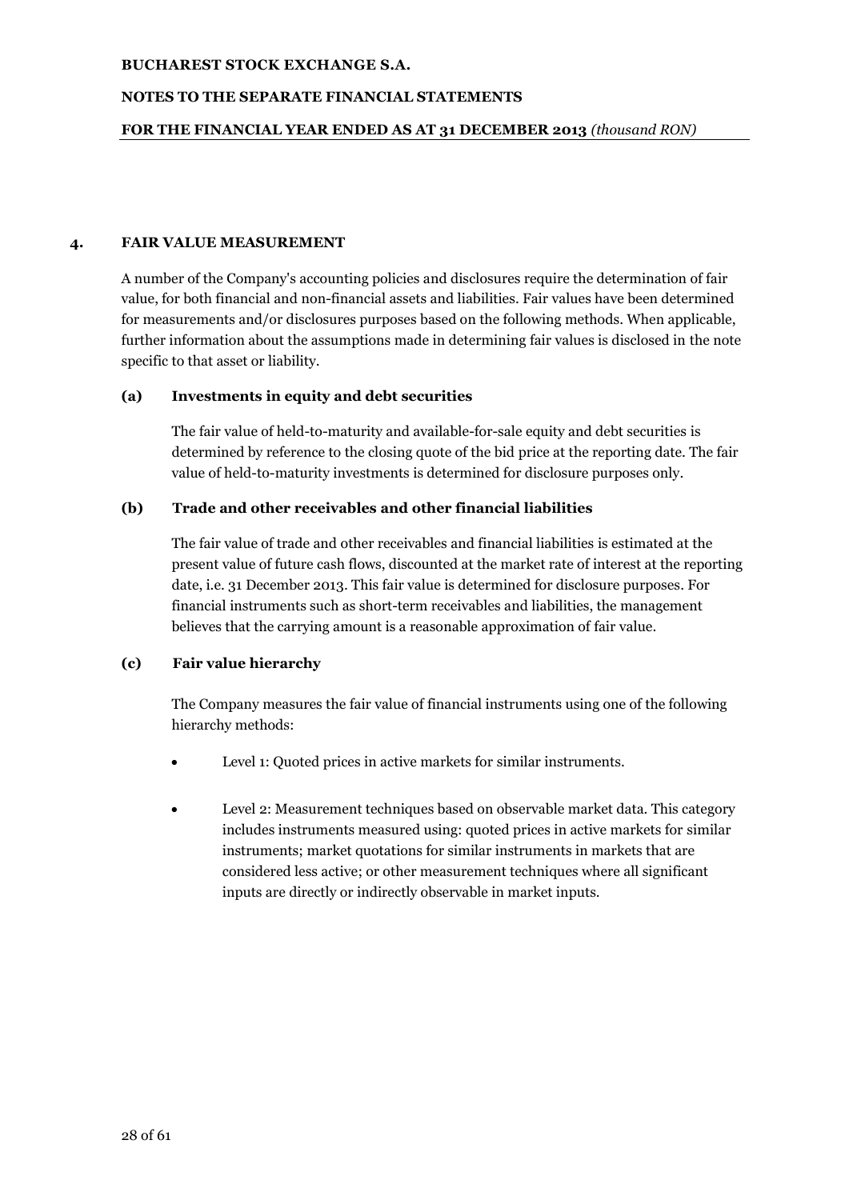## 4. FAIR VALUE MEASUREMENT

A number of the Company's accounting policies and disclosures require the determination of fair value, for both financial and non-financial assets and liabilities. Fair values have been determined for measurements and/or disclosures purposes based on the following methods. When applicable, further information about the assumptions made in determining fair values is disclosed in the note specific to that asset or liability.

### (a) Investments in equity and debt securities

The fair value of held-to-maturity and available-for-sale equity and debt securities is determined by reference to the closing quote of the bid price at the reporting date. The fair value of held-to-maturity investments is determined for disclosure purposes only.

### (b) Trade and other receivables and other financial liabilities

The fair value of trade and other receivables and financial liabilities is estimated at the present value of future cash flows, discounted at the market rate of interest at the reporting date, i.e. 31 December 2013. This fair value is determined for disclosure purposes. For financial instruments such as short-term receivables and liabilities, the management believes that the carrying amount is a reasonable approximation of fair value.

### (c) Fair value hierarchy

The Company measures the fair value of financial instruments using one of the following hierarchy methods:

- Level 1: Quoted prices in active markets for similar instruments.
- Level 2: Measurement techniques based on observable market data. This category includes instruments measured using: quoted prices in active markets for similar instruments; market quotations for similar instruments in markets that are considered less active; or other measurement techniques where all significant inputs are directly or indirectly observable in market inputs.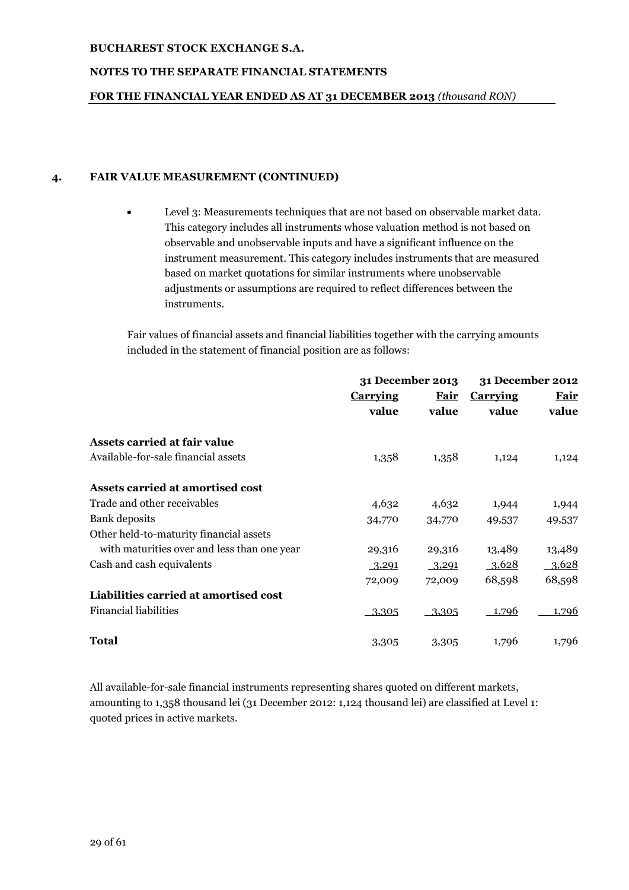## 4. FAIR VALUE MEASUREMENT (CONTINUED)

- Level 3: Measurements techniques that are not based on observable market data. This category includes all instruments whose valuation method is not based on observable and unobservable inputs and have a significant influence on the instrument measurement. This category includes instruments that are measured based on market quotations for similar instruments where unobservable adjustments or assumptions are required to reflect differences between the instruments.

Fair values of financial assets and financial liabilities together with the carrying amounts included in the statement of financial position are as follows:

| | 31 December 2013 | | 31 December 2012 | |
|---|---|---|---|---|
| | Carrying value | Fair value | Carrying value | Fair value |
| **Assets carried at fair value** | | | | |
| Available-for-sale financial assets | 1,358 | 1,358 | 1,124 | 1,124 |
| **Assets carried at amortised cost** | | | | |
| Trade and other receivables | 4,632 | 4,632 | 1,944 | 1,944 |
| Bank deposits | 34,770 | 34,770 | 49,537 | 49,537 |
| Other held-to-maturity financial assets with maturities over and less than one year | 29,316 | 29,316 | 13,489 | 13,489 |
| Cash and cash equivalents | 3,291 | 3,291 | 3,628 | 3,628 |
| | 72,009 | 72,009 | 68,598 | 68,598 |
| **Liabilities carried at amortised cost** | | | | |
| Financial liabilities | 3,305 | 3,305 | 1,796 | 1,796 |
| **Total** | 3,305 | 3,305 | 1,796 | 1,796 |

All available-for-sale financial instruments representing shares quoted on different markets, amounting to 1,358 thousand lei (31 December 2012: 1,124 thousand lei) are classified at Level 1: quoted prices in active markets.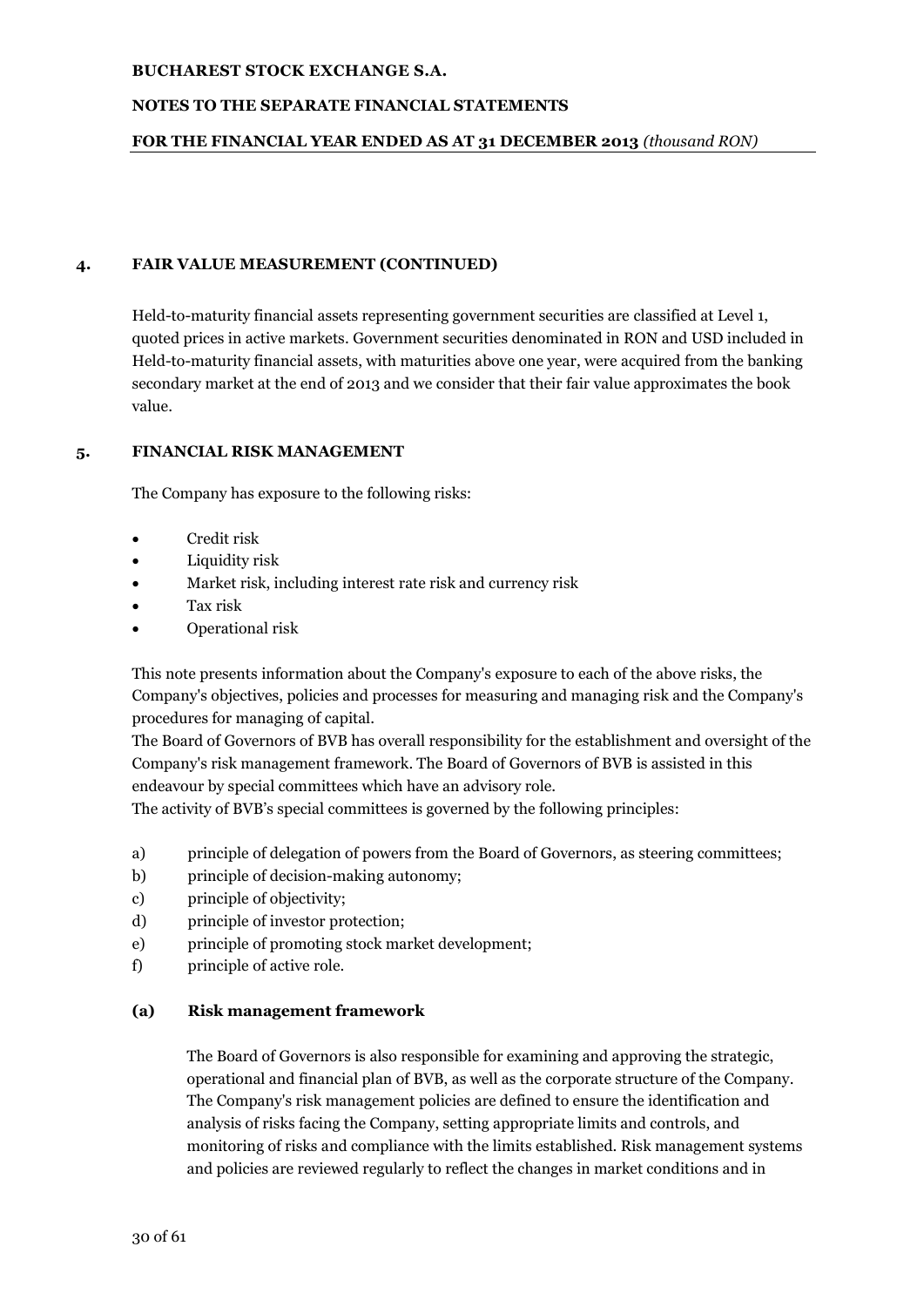## 4. FAIR VALUE MEASUREMENT (CONTINUED)

Held-to-maturity financial assets representing government securities are classified at Level 1, quoted prices in active markets. Government securities denominated in RON and USD included in Held-to-maturity financial assets, with maturities above one year, were acquired from the banking secondary market at the end of 2013 and we consider that their fair value approximates the book value.

## 5. FINANCIAL RISK MANAGEMENT

The Company has exposure to the following risks:

- Credit risk
- Liquidity risk
- Market risk, including interest rate risk and currency risk
- Tax risk
- Operational risk

This note presents information about the Company's exposure to each of the above risks, the Company's objectives, policies and processes for measuring and managing risk and the Company's procedures for managing of capital.

The Board of Governors of BVB has overall responsibility for the establishment and oversight of the Company's risk management framework. The Board of Governors of BVB is assisted in this endeavour by special committees which have an advisory role.

The activity of BVB's special committees is governed by the following principles:

a) principle of delegation of powers from the Board of Governors, as steering committees;
b) principle of decision-making autonomy;
c) principle of objectivity;
d) principle of investor protection;
e) principle of promoting stock market development;
f) principle of active role.

### (a) Risk management framework

The Board of Governors is also responsible for examining and approving the strategic, operational and financial plan of BVB, as well as the corporate structure of the Company. The Company's risk management policies are defined to ensure the identification and analysis of risks facing the Company, setting appropriate limits and controls, and monitoring of risks and compliance with the limits established. Risk management systems and policies are reviewed regularly to reflect the changes in market conditions and in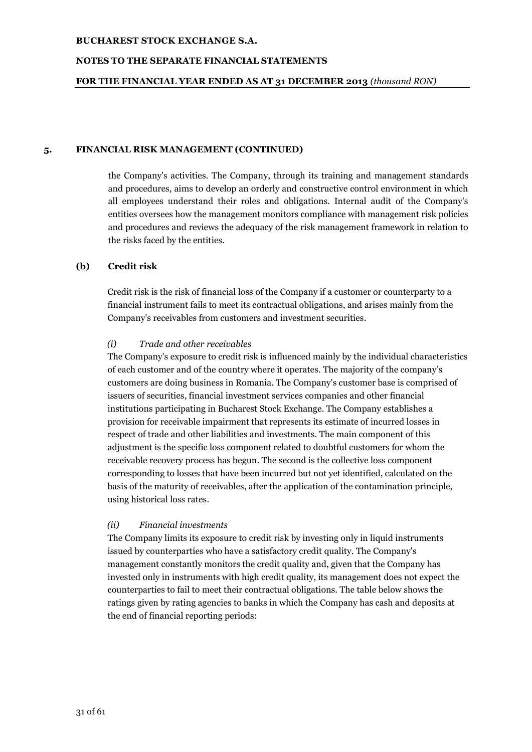## 5. FINANCIAL RISK MANAGEMENT (CONTINUED)

the Company's activities. The Company, through its training and management standards and procedures, aims to develop an orderly and constructive control environment in which all employees understand their roles and obligations. Internal audit of the Company's entities oversees how the management monitors compliance with management risk policies and procedures and reviews the adequacy of the risk management framework in relation to the risks faced by the entities.

### (b) Credit risk

Credit risk is the risk of financial loss of the Company if a customer or counterparty to a financial instrument fails to meet its contractual obligations, and arises mainly from the Company's receivables from customers and investment securities.

*(i) Trade and other receivables*

The Company's exposure to credit risk is influenced mainly by the individual characteristics of each customer and of the country where it operates. The majority of the company's customers are doing business in Romania. The Company's customer base is comprised of issuers of securities, financial investment services companies and other financial institutions participating in Bucharest Stock Exchange. The Company establishes a provision for receivable impairment that represents its estimate of incurred losses in respect of trade and other liabilities and investments. The main component of this adjustment is the specific loss component related to doubtful customers for whom the receivable recovery process has begun. The second is the collective loss component corresponding to losses that have been incurred but not yet identified, calculated on the basis of the maturity of receivables, after the application of the contamination principle, using historical loss rates.

*(ii) Financial investments*

The Company limits its exposure to credit risk by investing only in liquid instruments issued by counterparties who have a satisfactory credit quality. The Company's management constantly monitors the credit quality and, given that the Company has invested only in instruments with high credit quality, its management does not expect the counterparties to fail to meet their contractual obligations. The table below shows the ratings given by rating agencies to banks in which the Company has cash and deposits at the end of financial reporting periods: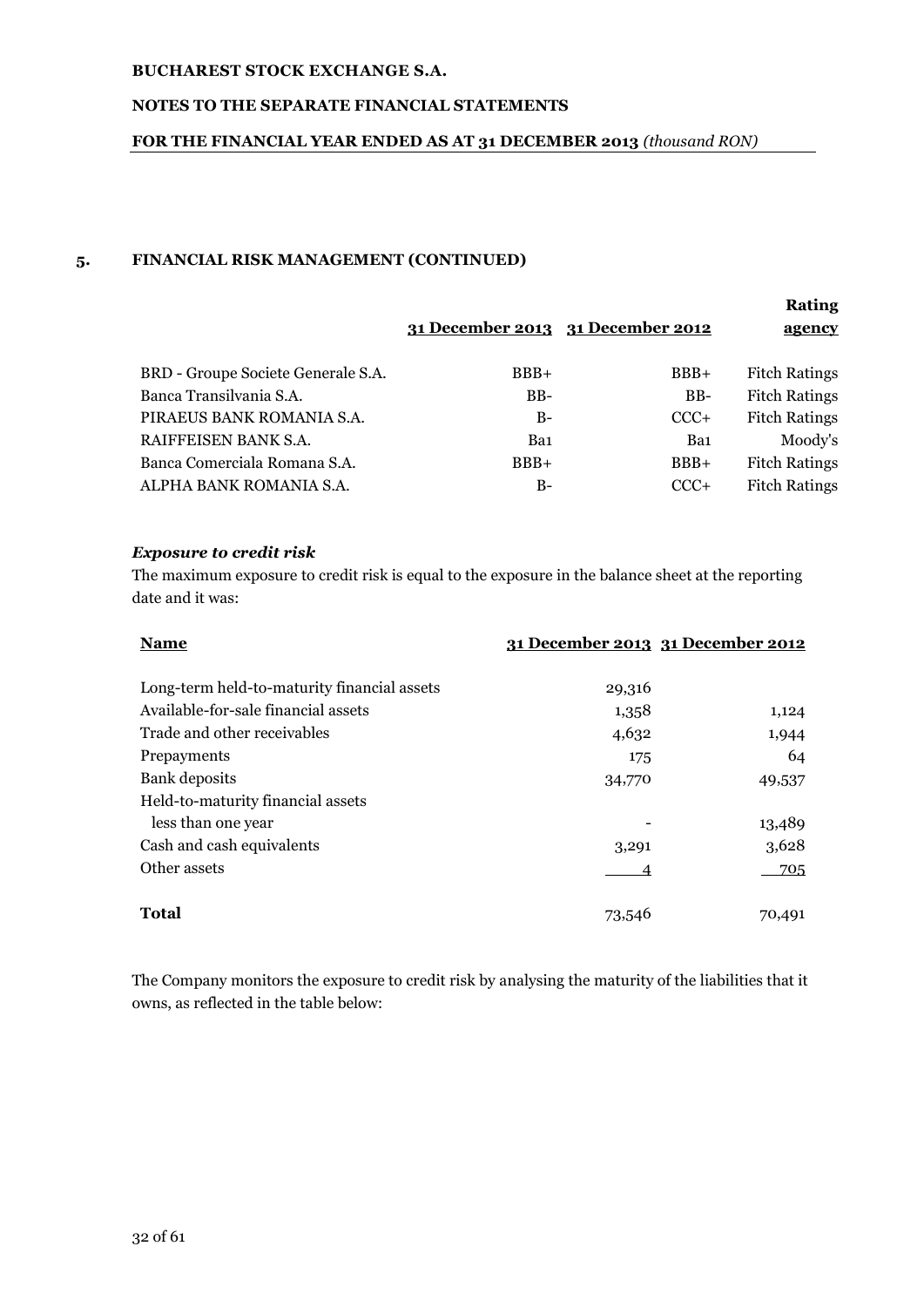## 5. FINANCIAL RISK MANAGEMENT (CONTINUED)

| | 31 December 2013 | 31 December 2012 | Rating agency |
|---|---|---|---|
| BRD - Groupe Societe Generale S.A. | BBB+ | BBB+ | Fitch Ratings |
| Banca Transilvania S.A. | BB- | BB- | Fitch Ratings |
| PIRAEUS BANK ROMANIA S.A. | B- | CCC+ | Fitch Ratings |
| RAIFFEISEN BANK S.A. | Ba1 | Ba1 | Moody's |
| Banca Comerciala Romana S.A. | BBB+ | BBB+ | Fitch Ratings |
| ALPHA BANK ROMANIA S.A. | B- | CCC+ | Fitch Ratings |

### *Exposure to credit risk*

The maximum exposure to credit risk is equal to the exposure in the balance sheet at the reporting date and it was:

| Name | 31 December 2013 | 31 December 2012 |
|---|---|---|
| Long-term held-to-maturity financial assets | 29,316 | |
| Available-for-sale financial assets | 1,358 | 1,124 |
| Trade and other receivables | 4,632 | 1,944 |
| Prepayments | 175 | 64 |
| Bank deposits | 34,770 | 49,537 |
| Held-to-maturity financial assets less than one year | - | 13,489 |
| Cash and cash equivalents | 3,291 | 3,628 |
| Other assets | 4 | 705 |
| **Total** | 73,546 | 70,491 |

The Company monitors the exposure to credit risk by analysing the maturity of the liabilities that it owns, as reflected in the table below: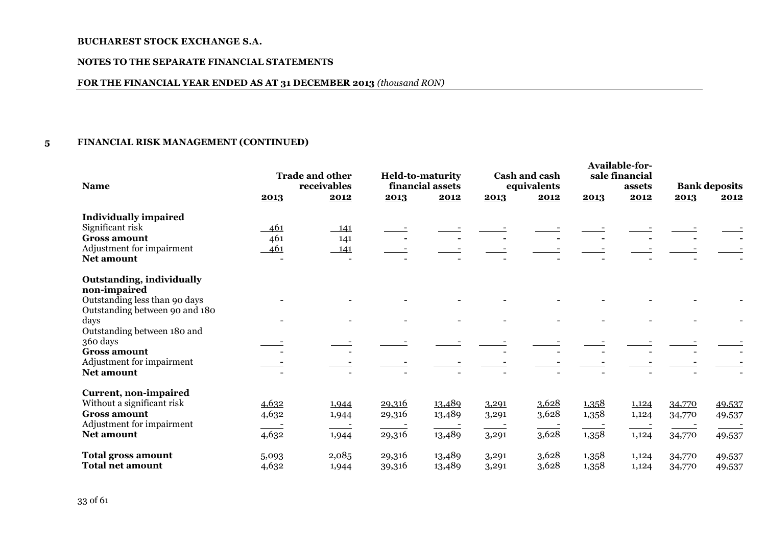## 5 FINANCIAL RISK MANAGEMENT (CONTINUED)

| Name | Trade and other receivables | | Held-to-maturity financial assets | | Cash and cash equivalents | | Available-for-sale financial assets | | Bank deposits | |
|---|---|---|---|---|---|---|---|---|---|---|
| | 2013 | 2012 | 2013 | 2012 | 2013 | 2012 | 2013 | 2012 | 2013 | 2012 |
| **Individually impaired** | | | | | | | | | | |
| Significant risk | 461 | 141 | - | - | - | - | - | - | - | - |
| **Gross amount** | 461 | 141 | - | - | - | - | - | - | - | - |
| Adjustment for impairment | 461 | 141 | - | - | - | - | - | - | - | - |
| **Net amount** | - | - | - | - | - | - | - | - | - | - |
| **Outstanding, individually non-impaired** | | | | | | | | | | |
| Outstanding less than 90 days | - | - | - | - | - | - | - | - | - | - |
| Outstanding between 90 and 180 days | - | - | - | - | - | - | - | - | - | - |
| Outstanding between 180 and 360 days | - | - | - | - | - | - | - | - | - | - |
| **Gross amount** | - | - | | | - | - | - | - | - | - |
| Adjustment for impairment | - | - | - | - | - | - | - | - | - | - |
| **Net amount** | - | - | - | - | - | - | - | - | - | - |
| **Current, non-impaired** | | | | | | | | | | |
| Without a significant risk | 4,632 | 1,944 | 29,316 | 13,489 | 3,291 | 3,628 | 1,358 | 1,124 | 34,770 | 49,537 |
| **Gross amount** | 4,632 | 1,944 | 29,316 | 13,489 | 3,291 | 3,628 | 1,358 | 1,124 | 34,770 | 49,537 |
| Adjustment for impairment | - | - | - | - | - | - | - | - | - | - |
| **Net amount** | 4,632 | 1,944 | 29,316 | 13,489 | 3,291 | 3,628 | 1,358 | 1,124 | 34,770 | 49,537 |
| **Total gross amount** | 5,093 | 2,085 | 29,316 | 13,489 | 3,291 | 3,628 | 1,358 | 1,124 | 34,770 | 49,537 |
| **Total net amount** | 4,632 | 1,944 | 39,316 | 13,489 | 3,291 | 3,628 | 1,358 | 1,124 | 34,770 | 49,537 |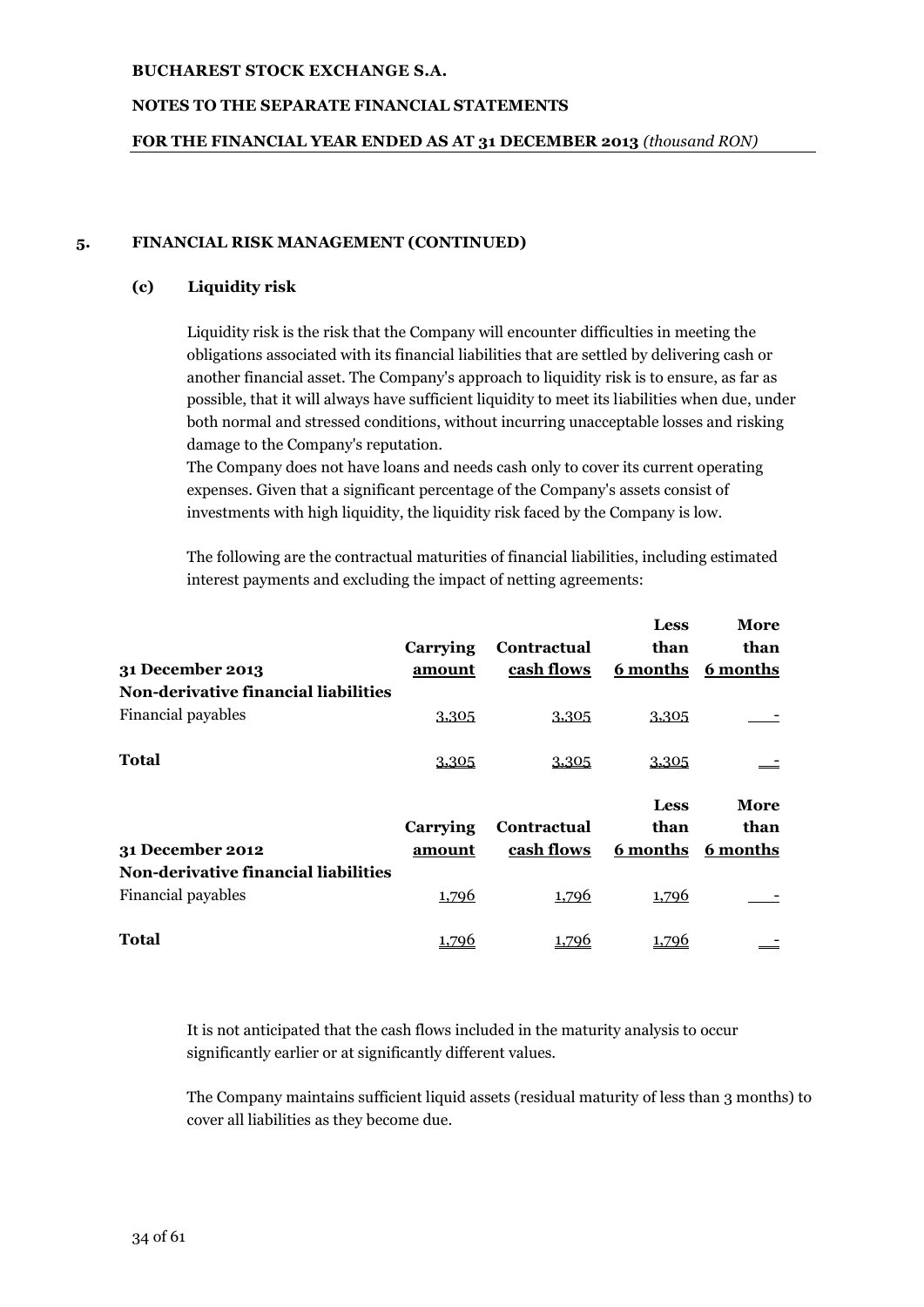## 5. FINANCIAL RISK MANAGEMENT (CONTINUED)

### (c) Liquidity risk

Liquidity risk is the risk that the Company will encounter difficulties in meeting the obligations associated with its financial liabilities that are settled by delivering cash or another financial asset. The Company's approach to liquidity risk is to ensure, as far as possible, that it will always have sufficient liquidity to meet its liabilities when due, under both normal and stressed conditions, without incurring unacceptable losses and risking damage to the Company's reputation.

The Company does not have loans and needs cash only to cover its current operating expenses. Given that a significant percentage of the Company's assets consist of investments with high liquidity, the liquidity risk faced by the Company is low.

The following are the contractual maturities of financial liabilities, including estimated interest payments and excluding the impact of netting agreements:

| 31 December 2013 | Carrying amount | Contractual cash flows | Less than 6 months | More than 6 months |
|---|---|---|---|---|
| **Non-derivative financial liabilities** | | | | |
| Financial payables | 3,305 | 3,305 | 3,305 | - |
| **Total** | 3,305 | 3,305 | 3,305 | - |

| 31 December 2012 | Carrying amount | Contractual cash flows | Less than 6 months | More than 6 months |
|---|---|---|---|---|
| **Non-derivative financial liabilities** | | | | |
| Financial payables | 1,796 | 1,796 | 1,796 | - |
| **Total** | 1,796 | 1,796 | 1,796 | - |

It is not anticipated that the cash flows included in the maturity analysis to occur significantly earlier or at significantly different values.

The Company maintains sufficient liquid assets (residual maturity of less than 3 months) to cover all liabilities as they become due.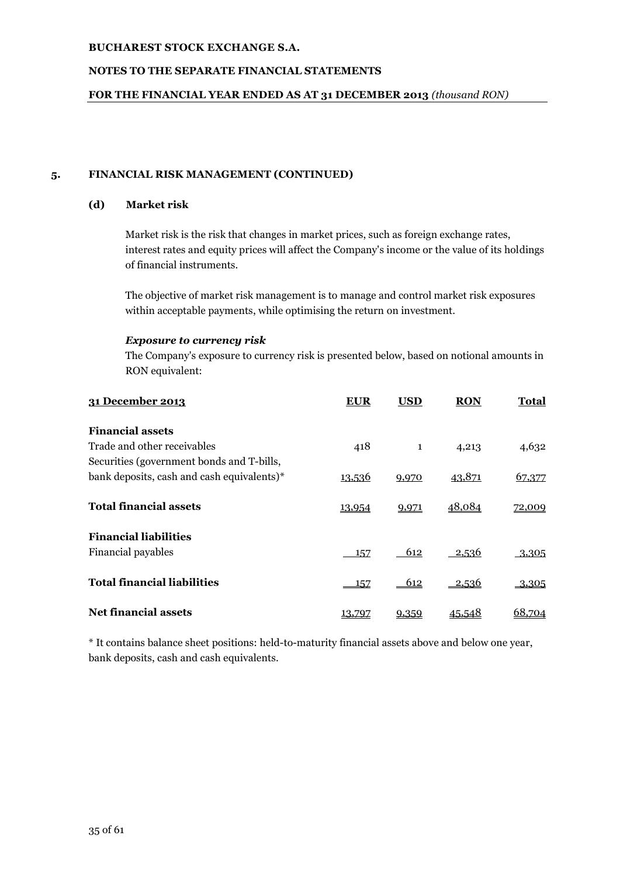## 5. FINANCIAL RISK MANAGEMENT (CONTINUED)

### (d) Market risk

Market risk is the risk that changes in market prices, such as foreign exchange rates, interest rates and equity prices will affect the Company's income or the value of its holdings of financial instruments.

The objective of market risk management is to manage and control market risk exposures within acceptable payments, while optimising the return on investment.

***Exposure to currency risk***

The Company's exposure to currency risk is presented below, based on notional amounts in RON equivalent:

| 31 December 2013 | EUR | USD | RON | Total |
|---|---|---|---|---|
| **Financial assets** | | | | |
| Trade and other receivables | 418 | 1 | 4,213 | 4,632 |
| Securities (government bonds and T-bills, bank deposits, cash and cash equivalents)* | 13,536 | 9,970 | 43,871 | 67,377 |
| **Total financial assets** | 13,954 | 9,971 | 48,084 | 72,009 |
| **Financial liabilities** | | | | |
| Financial payables | 157 | 612 | 2,536 | 3,305 |
| **Total financial liabilities** | 157 | 612 | 2,536 | 3,305 |
| **Net financial assets** | 13,797 | 9,359 | 45,548 | 68,704 |

\* It contains balance sheet positions: held-to-maturity financial assets above and below one year, bank deposits, cash and cash equivalents.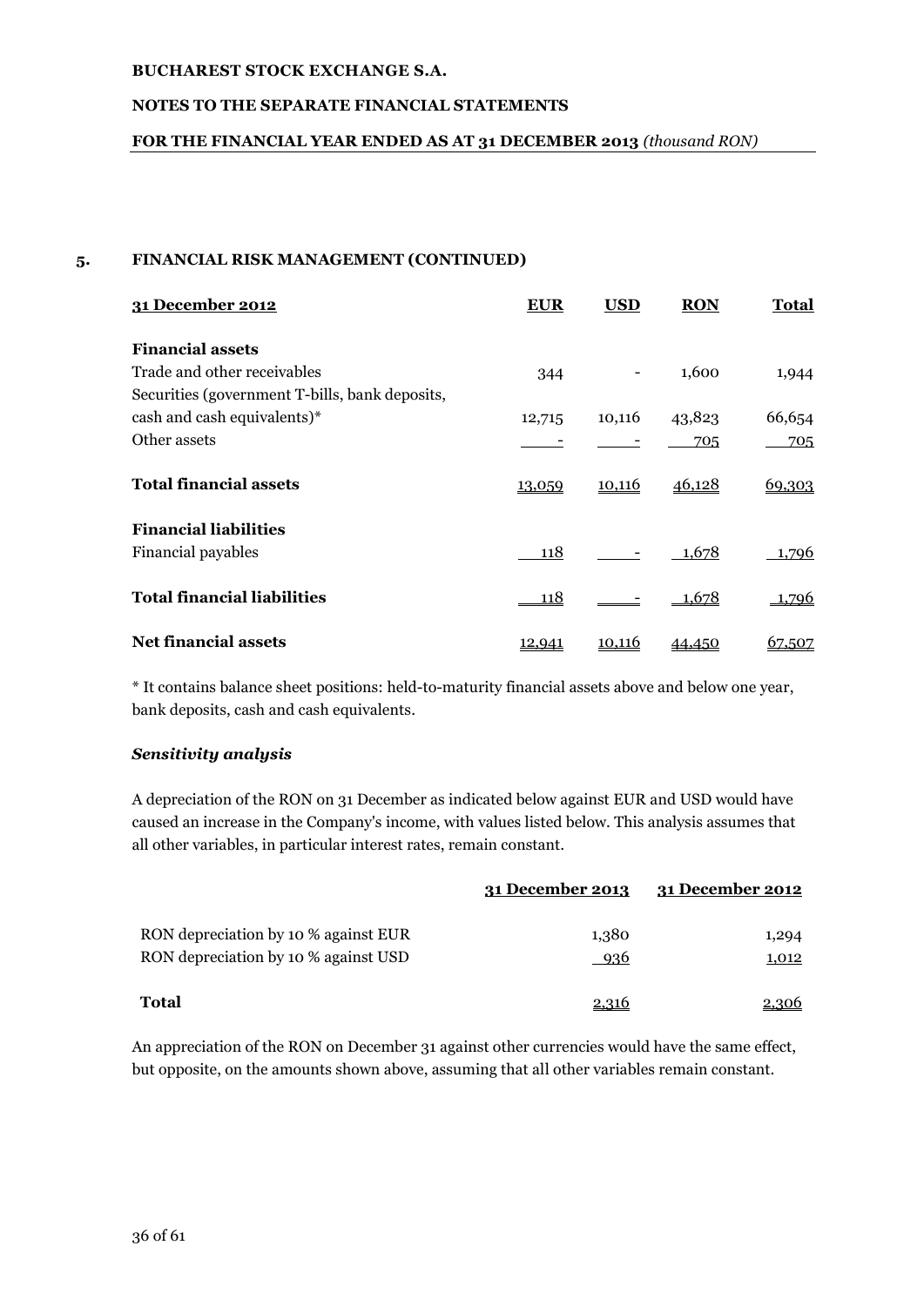## 5. FINANCIAL RISK MANAGEMENT (CONTINUED)

| 31 December 2012 | EUR | USD | RON | Total |
|---|---|---|---|---|
| **Financial assets** | | | | |
| Trade and other receivables | 344 | - | 1,600 | 1,944 |
| Securities (government T-bills, bank deposits, cash and cash equivalents)* | 12,715 | 10,116 | 43,823 | 66,654 |
| Other assets | - | - | 705 | 705 |
| **Total financial assets** | 13,059 | 10,116 | 46,128 | 69,303 |
| **Financial liabilities** | | | | |
| Financial payables | 118 | - | 1,678 | 1,796 |
| **Total financial liabilities** | 118 | - | 1,678 | 1,796 |
| **Net financial assets** | 12,941 | 10,116 | 44,450 | 67,507 |

\* It contains balance sheet positions: held-to-maturity financial assets above and below one year, bank deposits, cash and cash equivalents.

***Sensitivity analysis***

A depreciation of the RON on 31 December as indicated below against EUR and USD would have caused an increase in the Company's income, with values listed below. This analysis assumes that all other variables, in particular interest rates, remain constant.

| | 31 December 2013 | 31 December 2012 |
|---|---|---|
| RON depreciation by 10 % against EUR | 1,380 | 1,294 |
| RON depreciation by 10 % against USD | 936 | 1,012 |
| **Total** | 2,316 | 2,306 |

An appreciation of the RON on December 31 against other currencies would have the same effect, but opposite, on the amounts shown above, assuming that all other variables remain constant.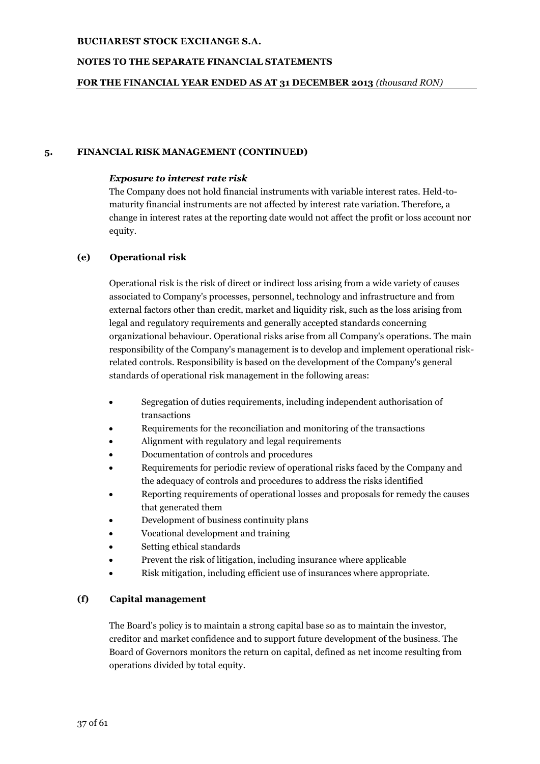## 5. FINANCIAL RISK MANAGEMENT (CONTINUED)

***Exposure to interest rate risk***

The Company does not hold financial instruments with variable interest rates. Held-to-maturity financial instruments are not affected by interest rate variation. Therefore, a change in interest rates at the reporting date would not affect the profit or loss account nor equity.

### (e) Operational risk

Operational risk is the risk of direct or indirect loss arising from a wide variety of causes associated to Company's processes, personnel, technology and infrastructure and from external factors other than credit, market and liquidity risk, such as the loss arising from legal and regulatory requirements and generally accepted standards concerning organizational behaviour. Operational risks arise from all Company's operations. The main responsibility of the Company's management is to develop and implement operational risk-related controls. Responsibility is based on the development of the Company's general standards of operational risk management in the following areas:

- Segregation of duties requirements, including independent authorisation of transactions
- Requirements for the reconciliation and monitoring of the transactions
- Alignment with regulatory and legal requirements
- Documentation of controls and procedures
- Requirements for periodic review of operational risks faced by the Company and the adequacy of controls and procedures to address the risks identified
- Reporting requirements of operational losses and proposals for remedy the causes that generated them
- Development of business continuity plans
- Vocational development and training
- Setting ethical standards
- Prevent the risk of litigation, including insurance where applicable
- Risk mitigation, including efficient use of insurances where appropriate.

### (f) Capital management

The Board's policy is to maintain a strong capital base so as to maintain the investor, creditor and market confidence and to support future development of the business. The Board of Governors monitors the return on capital, defined as net income resulting from operations divided by total equity.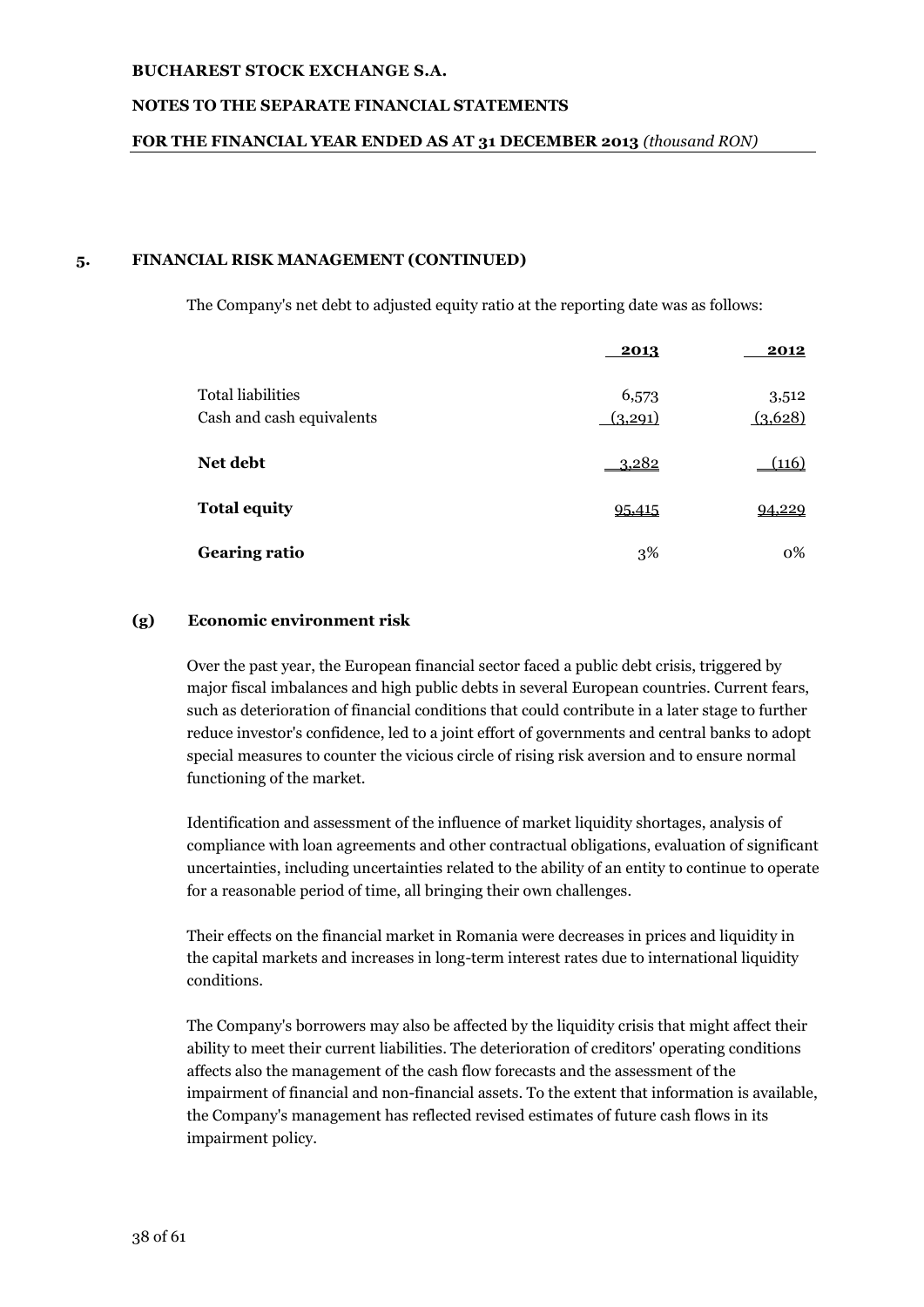## 5. FINANCIAL RISK MANAGEMENT (CONTINUED)

The Company's net debt to adjusted equity ratio at the reporting date was as follows:

| | 2013 | 2012 |
|---|---|---|
| Total liabilities | 6,573 | 3,512 |
| Cash and cash equivalents | (3,291) | (3,628) |
| **Net debt** | 3,282 | (116) |
| **Total equity** | 95,415 | 94,229 |
| **Gearing ratio** | 3% | 0% |

### (g) Economic environment risk

Over the past year, the European financial sector faced a public debt crisis, triggered by major fiscal imbalances and high public debts in several European countries. Current fears, such as deterioration of financial conditions that could contribute in a later stage to further reduce investor's confidence, led to a joint effort of governments and central banks to adopt special measures to counter the vicious circle of rising risk aversion and to ensure normal functioning of the market.

Identification and assessment of the influence of market liquidity shortages, analysis of compliance with loan agreements and other contractual obligations, evaluation of significant uncertainties, including uncertainties related to the ability of an entity to continue to operate for a reasonable period of time, all bringing their own challenges.

Their effects on the financial market in Romania were decreases in prices and liquidity in the capital markets and increases in long-term interest rates due to international liquidity conditions.

The Company's borrowers may also be affected by the liquidity crisis that might affect their ability to meet their current liabilities. The deterioration of creditors' operating conditions affects also the management of the cash flow forecasts and the assessment of the impairment of financial and non-financial assets. To the extent that information is available, the Company's management has reflected revised estimates of future cash flows in its impairment policy.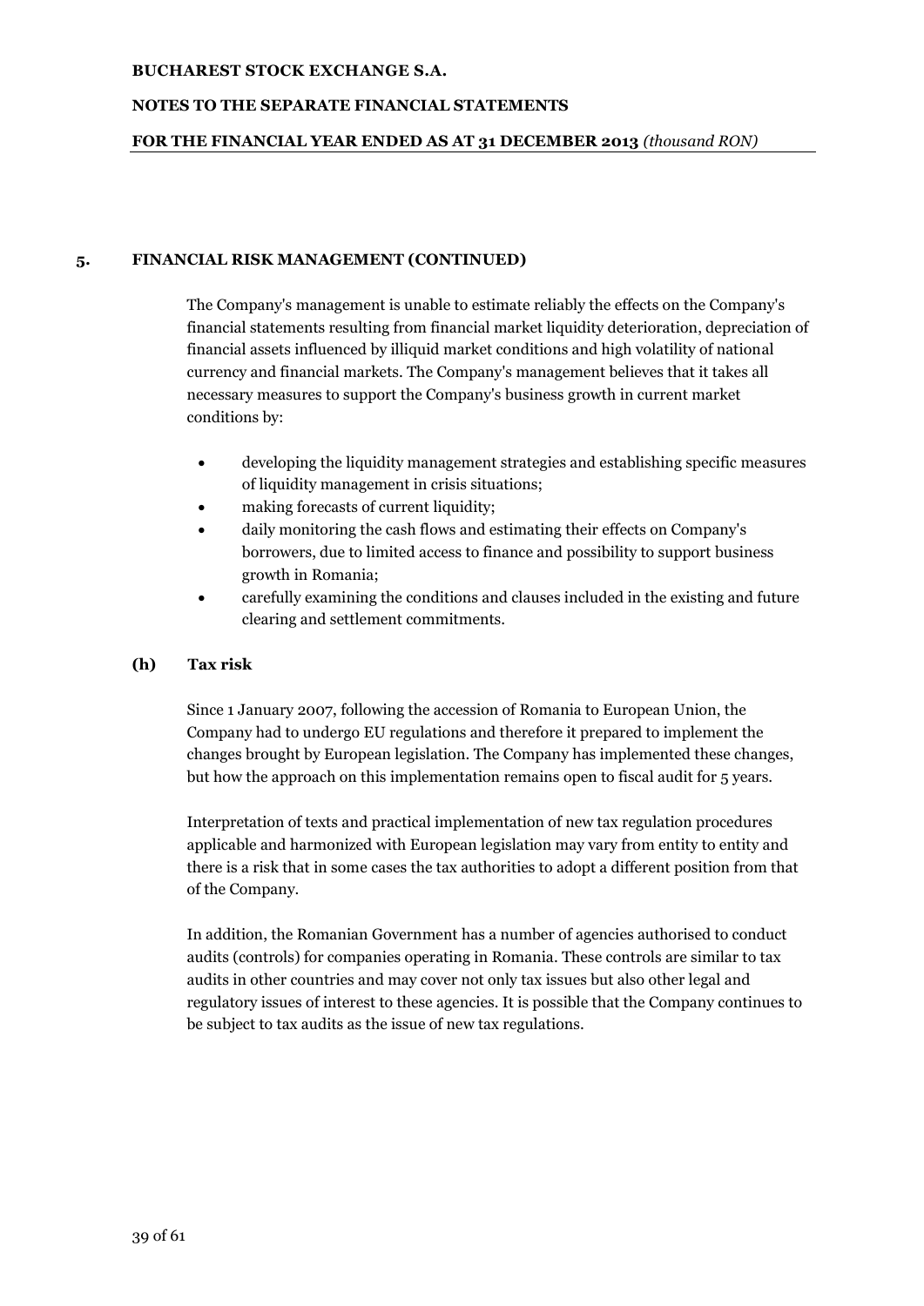## 5. FINANCIAL RISK MANAGEMENT (CONTINUED)

The Company's management is unable to estimate reliably the effects on the Company's financial statements resulting from financial market liquidity deterioration, depreciation of financial assets influenced by illiquid market conditions and high volatility of national currency and financial markets. The Company's management believes that it takes all necessary measures to support the Company's business growth in current market conditions by:

- developing the liquidity management strategies and establishing specific measures of liquidity management in crisis situations;
- making forecasts of current liquidity;
- daily monitoring the cash flows and estimating their effects on Company's borrowers, due to limited access to finance and possibility to support business growth in Romania;
- carefully examining the conditions and clauses included in the existing and future clearing and settlement commitments.

### (h) Tax risk

Since 1 January 2007, following the accession of Romania to European Union, the Company had to undergo EU regulations and therefore it prepared to implement the changes brought by European legislation. The Company has implemented these changes, but how the approach on this implementation remains open to fiscal audit for 5 years.

Interpretation of texts and practical implementation of new tax regulation procedures applicable and harmonized with European legislation may vary from entity to entity and there is a risk that in some cases the tax authorities to adopt a different position from that of the Company.

In addition, the Romanian Government has a number of agencies authorised to conduct audits (controls) for companies operating in Romania. These controls are similar to tax audits in other countries and may cover not only tax issues but also other legal and regulatory issues of interest to these agencies. It is possible that the Company continues to be subject to tax audits as the issue of new tax regulations.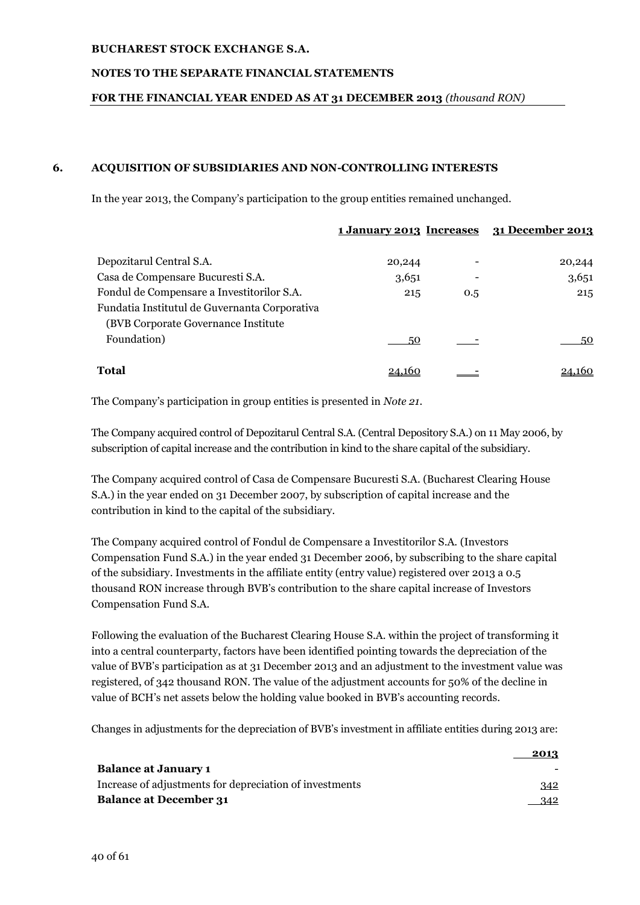## 6. ACQUISITION OF SUBSIDIARIES AND NON-CONTROLLING INTERESTS

In the year 2013, the Company's participation to the group entities remained unchanged.

| | 1 January 2013 | Increases | 31 December 2013 |
|---|---|---|---|
| Depozitarul Central S.A. | 20,244 | - | 20,244 |
| Casa de Compensare Bucuresti S.A. | 3,651 | - | 3,651 |
| Fondul de Compensare a Investitorilor S.A. | 215 | 0.5 | 215 |
| Fundatia Institutul de Guvernanta Corporativa (BVB Corporate Governance Institute Foundation) | 50 | - | 50 |
| **Total** | 24,160 | - | 24,160 |

The Company's participation in group entities is presented in *Note 21*.

The Company acquired control of Depozitarul Central S.A. (Central Depository S.A.) on 11 May 2006, by subscription of capital increase and the contribution in kind to the share capital of the subsidiary.

The Company acquired control of Casa de Compensare Bucuresti S.A. (Bucharest Clearing House S.A.) in the year ended on 31 December 2007, by subscription of capital increase and the contribution in kind to the capital of the subsidiary.

The Company acquired control of Fondul de Compensare a Investitorilor S.A. (Investors Compensation Fund S.A.) in the year ended 31 December 2006, by subscribing to the share capital of the subsidiary. Investments in the affiliate entity (entry value) registered over 2013 a 0.5 thousand RON increase through BVB's contribution to the share capital increase of Investors Compensation Fund S.A.

Following the evaluation of the Bucharest Clearing House S.A. within the project of transforming it into a central counterparty, factors have been identified pointing towards the depreciation of the value of BVB's participation as at 31 December 2013 and an adjustment to the investment value was registered, of 342 thousand RON. The value of the adjustment accounts for 50% of the decline in value of BCH's net assets below the holding value booked in BVB's accounting records.

Changes in adjustments for the depreciation of BVB's investment in affiliate entities during 2013 are:

| | 2013 |
|---|---|
| **Balance at January 1** | - |
| Increase of adjustments for depreciation of investments | 342 |
| **Balance at December 31** | 342 |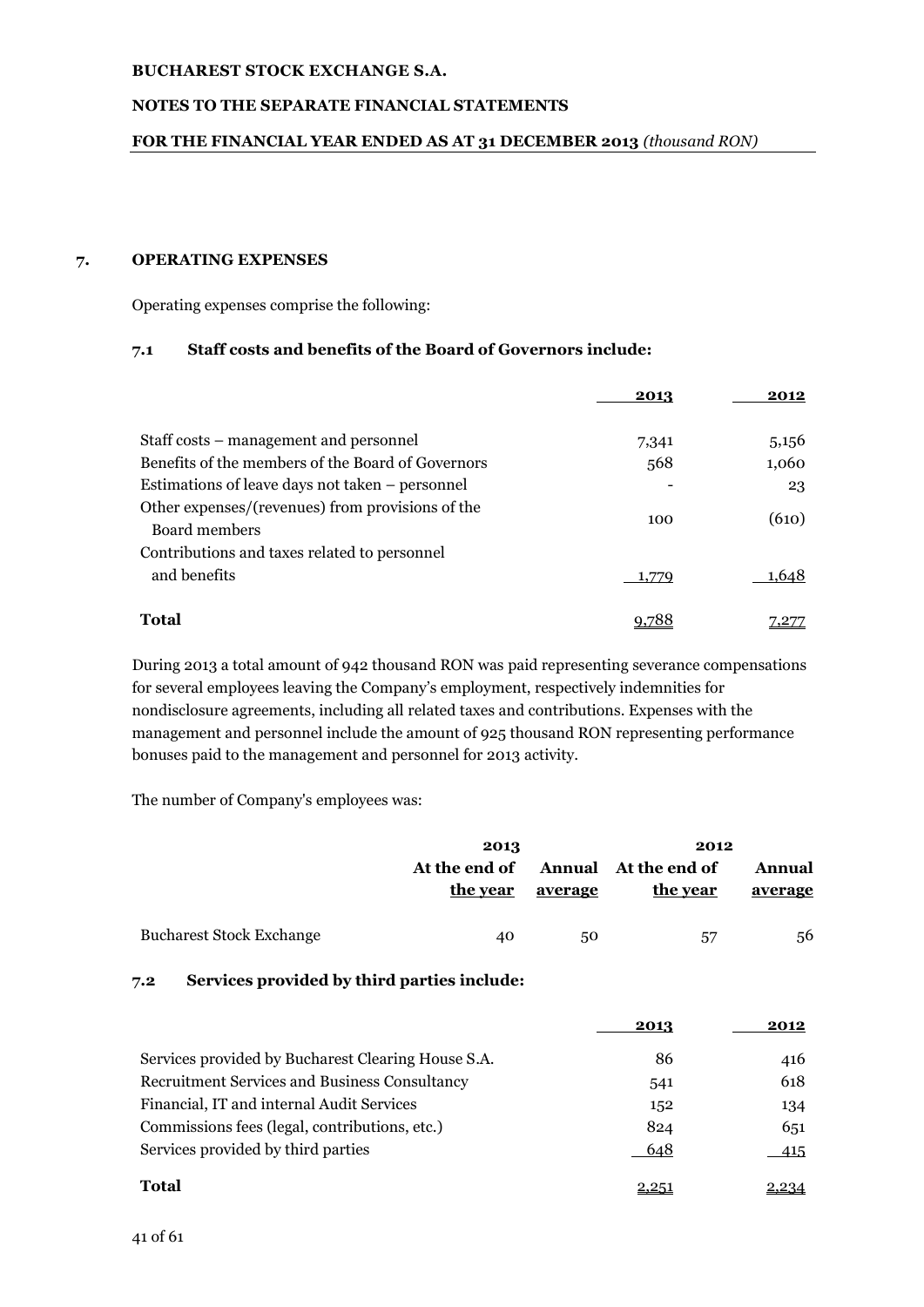## 7. OPERATING EXPENSES

Operating expenses comprise the following:

### 7.1 Staff costs and benefits of the Board of Governors include:

| | 2013 | 2012 |
|---|---|---|
| Staff costs – management and personnel | 7,341 | 5,156 |
| Benefits of the members of the Board of Governors | 568 | 1,060 |
| Estimations of leave days not taken – personnel | - | 23 |
| Other expenses/(revenues) from provisions of the Board members | 100 | (610) |
| Contributions and taxes related to personnel and benefits | 1,779 | 1,648 |
| **Total** | 9,788 | 7,277 |

During 2013 a total amount of 942 thousand RON was paid representing severance compensations for several employees leaving the Company's employment, respectively indemnities for nondisclosure agreements, including all related taxes and contributions. Expenses with the management and personnel include the amount of 925 thousand RON representing performance bonuses paid to the management and personnel for 2013 activity.

The number of Company's employees was:

| | 2013 | | 2012 | |
|---|---|---|---|---|
| | At the end of the year | Annual average | At the end of the year | Annual average |
| Bucharest Stock Exchange | 40 | 50 | 57 | 56 |

### 7.2 Services provided by third parties include:

| | 2013 | 2012 |
|---|---|---|
| Services provided by Bucharest Clearing House S.A. | 86 | 416 |
| Recruitment Services and Business Consultancy | 541 | 618 |
| Financial, IT and internal Audit Services | 152 | 134 |
| Commissions fees (legal, contributions, etc.) | 824 | 651 |
| Services provided by third parties | 648 | 415 |
| **Total** | 2,251 | 2,234 |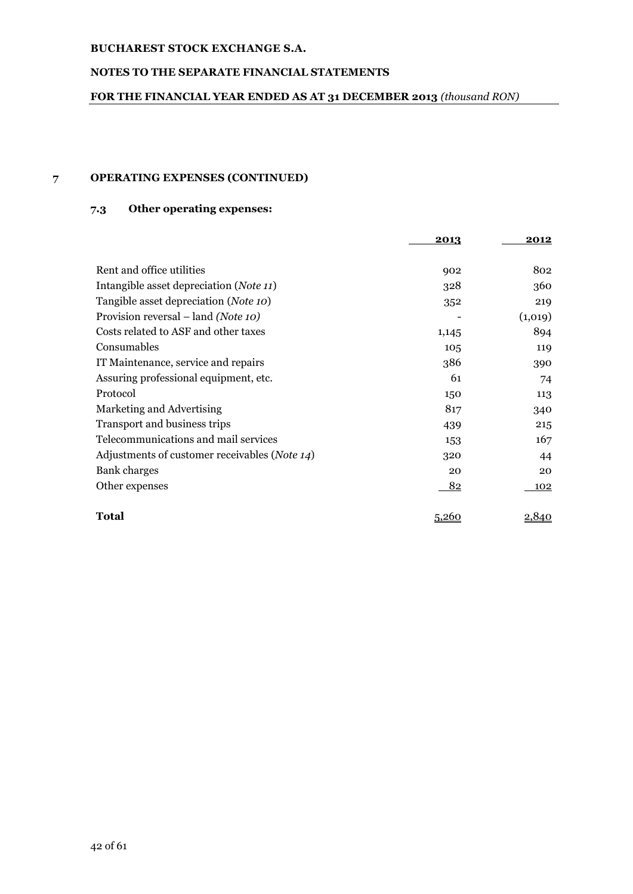## 7 OPERATING EXPENSES (CONTINUED)

### 7.3 Other operating expenses:

| | 2013 | 2012 |
|---|---|---|
| Rent and office utilities | 902 | 802 |
| Intangible asset depreciation (*Note 11*) | 328 | 360 |
| Tangible asset depreciation (*Note 10*) | 352 | 219 |
| Provision reversal – land *(Note 10)* | - | (1,019) |
| Costs related to ASF and other taxes | 1,145 | 894 |
| Consumables | 105 | 119 |
| IT Maintenance, service and repairs | 386 | 390 |
| Assuring professional equipment, etc. | 61 | 74 |
| Protocol | 150 | 113 |
| Marketing and Advertising | 817 | 340 |
| Transport and business trips | 439 | 215 |
| Telecommunications and mail services | 153 | 167 |
| Adjustments of customer receivables (*Note 14*) | 320 | 44 |
| Bank charges | 20 | 20 |
| Other expenses | 82 | 102 |
| **Total** | 5,260 | 2,840 |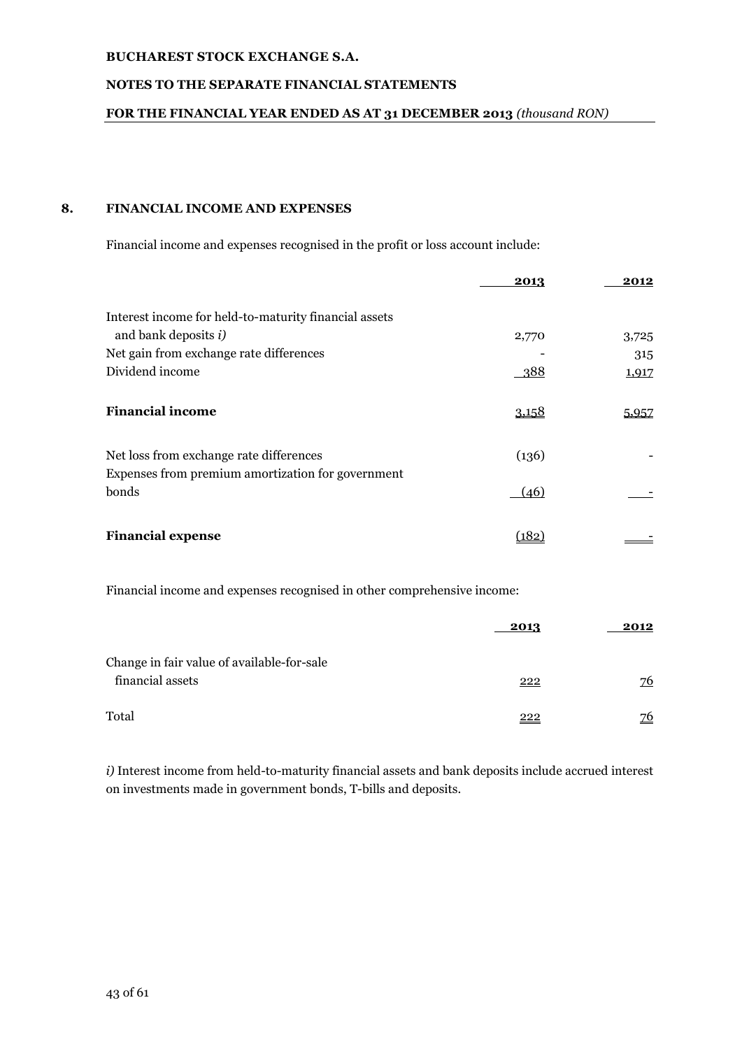## 8. FINANCIAL INCOME AND EXPENSES

Financial income and expenses recognised in the profit or loss account include:

| | 2013 | 2012 |
|---|---|---|
| Interest income for held-to-maturity financial assets and bank deposits *i)* | 2,770 | 3,725 |
| Net gain from exchange rate differences | - | 315 |
| Dividend income | 388 | 1,917 |
| **Financial income** | 3,158 | 5,957 |
| Net loss from exchange rate differences | (136) | - |
| Expenses from premium amortization for government bonds | (46) | - |
| **Financial expense** | (182) | - |

Financial income and expenses recognised in other comprehensive income:

| | 2013 | 2012 |
|---|---|---|
| Change in fair value of available-for-sale financial assets | 222 | 76 |
| Total | 222 | 76 |

*i)* Interest income from held-to-maturity financial assets and bank deposits include accrued interest on investments made in government bonds, T-bills and deposits.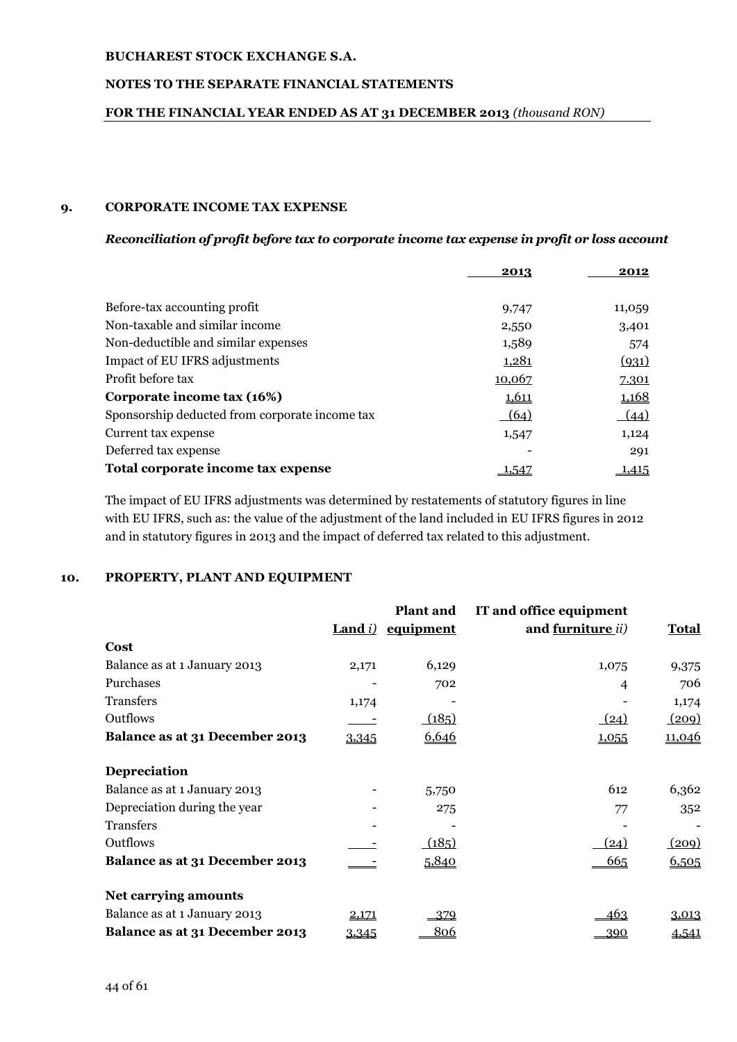## 9. CORPORATE INCOME TAX EXPENSE

***Reconciliation of profit before tax to corporate income tax expense in profit or loss account***

| | 2013 | 2012 |
|---|---|---|
| Before-tax accounting profit | 9,747 | 11,059 |
| Non-taxable and similar income | 2,550 | 3,401 |
| Non-deductible and similar expenses | 1,589 | 574 |
| Impact of EU IFRS adjustments | 1,281 | (931) |
| Profit before tax | 10,067 | 7,301 |
| **Corporate income tax (16%)** | 1,611 | 1,168 |
| Sponsorship deducted from corporate income tax | (64) | (44) |
| Current tax expense | 1,547 | 1,124 |
| Deferred tax expense | - | 291 |
| **Total corporate income tax expense** | 1,547 | 1,415 |

The impact of EU IFRS adjustments was determined by restatements of statutory figures in line with EU IFRS, such as: the value of the adjustment of the land included in EU IFRS figures in 2012 and in statutory figures in 2013 and the impact of deferred tax related to this adjustment.

## 10. PROPERTY, PLANT AND EQUIPMENT

| | Land *i)* | Plant and equipment | IT and office equipment and furniture *ii)* | Total |
|---|---|---|---|---|
| **Cost** | | | | |
| Balance as at 1 January 2013 | 2,171 | 6,129 | 1,075 | 9,375 |
| Purchases | - | 702 | 4 | 706 |
| Transfers | 1,174 | - | - | 1,174 |
| Outflows | - | (185) | (24) | (209) |
| **Balance as at 31 December 2013** | 3,345 | 6,646 | 1,055 | 11,046 |
| **Depreciation** | | | | |
| Balance as at 1 January 2013 | - | 5,750 | 612 | 6,362 |
| Depreciation during the year | - | 275 | 77 | 352 |
| Transfers | - | - | - | - |
| Outflows | - | (185) | (24) | (209) |
| **Balance as at 31 December 2013** | - | 5,840 | 665 | 6,505 |
| **Net carrying amounts** | | | | |
| Balance as at 1 January 2013 | 2,171 | 379 | 463 | 3,013 |
| **Balance as at 31 December 2013** | 3,345 | 806 | 390 | 4,541 |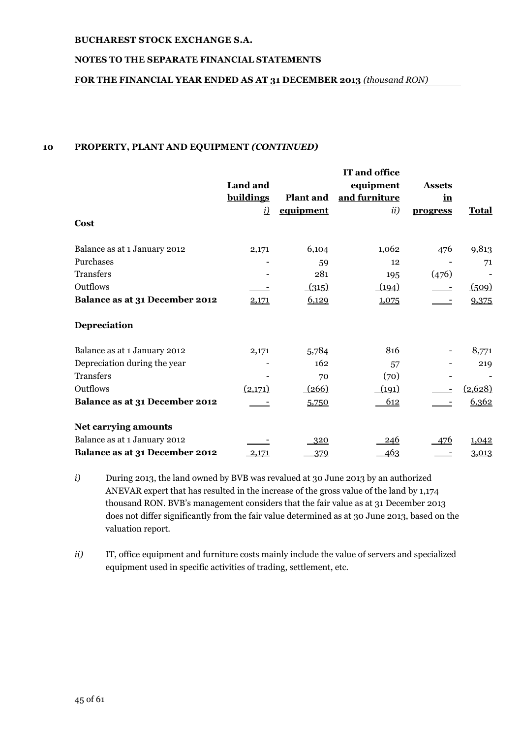## 10 PROPERTY, PLANT AND EQUIPMENT *(CONTINUED)*

| | Land and buildings *i)* | Plant and equipment | IT and office equipment and furniture *ii)* | Assets in progress | Total |
|---|---|---|---|---|---|
| **Cost** | | | | | |
| Balance as at 1 January 2012 | 2,171 | 6,104 | 1,062 | 476 | 9,813 |
| Purchases | - | 59 | 12 | - | 71 |
| Transfers | - | 281 | 195 | (476) | - |
| Outflows | - | (315) | (194) | - | (509) |
| **Balance as at 31 December 2012** | 2,171 | 6,129 | 1,075 | - | 9,375 |
| **Depreciation** | | | | | |
| Balance as at 1 January 2012 | 2,171 | 5,784 | 816 | - | 8,771 |
| Depreciation during the year | - | 162 | 57 | - | 219 |
| Transfers | - | 70 | (70) | - | - |
| Outflows | (2,171) | (266) | (191) | - | (2,628) |
| **Balance as at 31 December 2012** | - | 5,750 | 612 | - | 6,362 |
| **Net carrying amounts** | | | | | |
| Balance as at 1 January 2012 | - | 320 | 246 | 476 | 1,042 |
| **Balance as at 31 December 2012** | 2,171 | 379 | 463 | - | 3,013 |

*i)* During 2013, the land owned by BVB was revalued at 30 June 2013 by an authorized ANEVAR expert that has resulted in the increase of the gross value of the land by 1,174 thousand RON. BVB's management considers that the fair value as at 31 December 2013 does not differ significantly from the fair value determined as at 30 June 2013, based on the valuation report.

*ii)* IT, office equipment and furniture costs mainly include the value of servers and specialized equipment used in specific activities of trading, settlement, etc.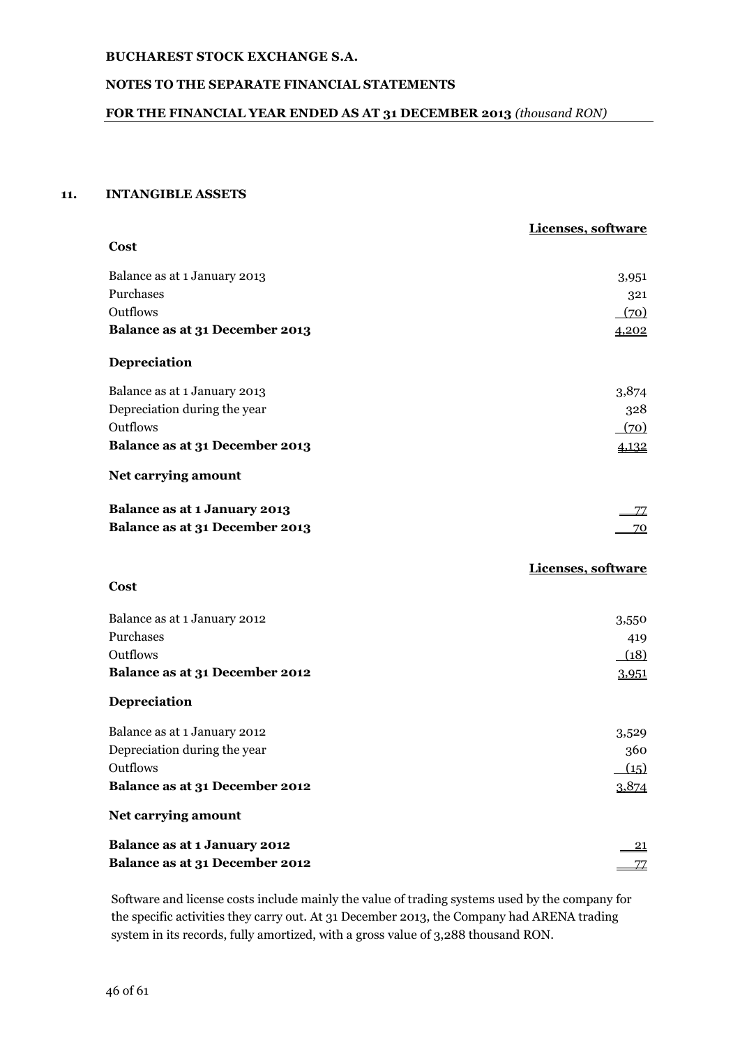## 11. INTANGIBLE ASSETS

| | Licenses, software |
|---|---|
| **Cost** | |
| Balance as at 1 January 2013 | 3,951 |
| Purchases | 321 |
| Outflows | (70) |
| **Balance as at 31 December 2013** | 4,202 |
| **Depreciation** | |
| Balance as at 1 January 2013 | 3,874 |
| Depreciation during the year | 328 |
| Outflows | (70) |
| **Balance as at 31 December 2013** | 4,132 |
| **Net carrying amount** | |
| **Balance as at 1 January 2013** | 77 |
| **Balance as at 31 December 2013** | 70 |

| | Licenses, software |
|---|---|
| **Cost** | |
| Balance as at 1 January 2012 | 3,550 |
| Purchases | 419 |
| Outflows | (18) |
| **Balance as at 31 December 2012** | 3,951 |
| **Depreciation** | |
| Balance as at 1 January 2012 | 3,529 |
| Depreciation during the year | 360 |
| Outflows | (15) |
| **Balance as at 31 December 2012** | 3,874 |
| **Net carrying amount** | |
| **Balance as at 1 January 2012** | 21 |
| **Balance as at 31 December 2012** | 77 |

Software and license costs include mainly the value of trading systems used by the company for the specific activities they carry out. At 31 December 2013, the Company had ARENA trading system in its records, fully amortized, with a gross value of 3,288 thousand RON.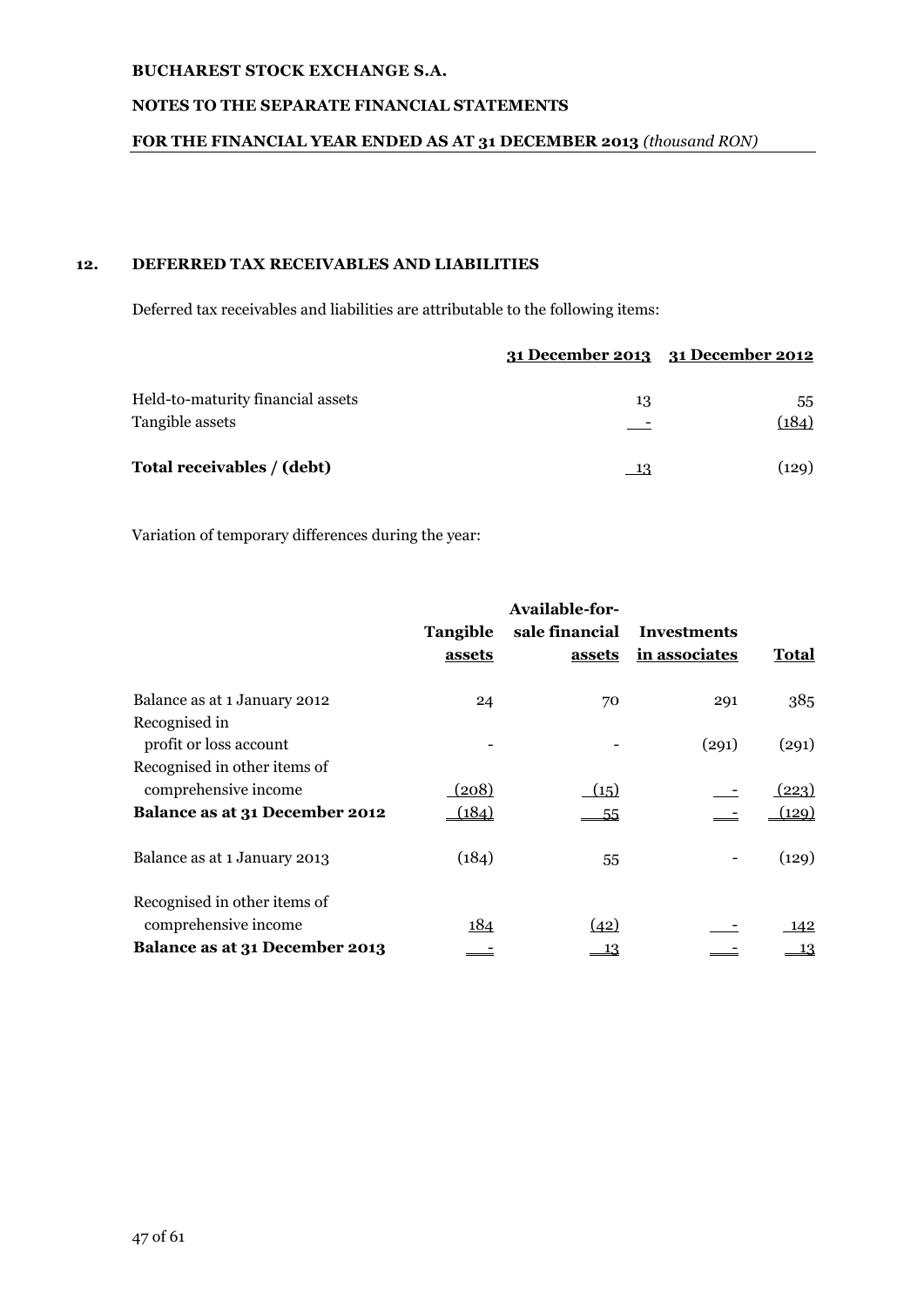**BUCHAREST STOCK EXCHANGE S.A.**

**NOTES TO THE SEPARATE FINANCIAL STATEMENTS**

**FOR THE FINANCIAL YEAR ENDED AS AT 31 DECEMBER 2013** *(thousand RON)*

## 12. DEFERRED TAX RECEIVABLES AND LIABILITIES

Deferred tax receivables and liabilities are attributable to the following items:

| | 31 December 2013 | 31 December 2012 |
|---|---|---|
| Held-to-maturity financial assets | 13 | 55 |
| Tangible assets | - | (184) |
| **Total receivables / (debt)** | 13 | (129) |

Variation of temporary differences during the year:

| | Tangible assets | Available-for-sale financial assets | Investments in associates | Total |
|---|---|---|---|---|
| Balance as at 1 January 2012 | 24 | 70 | 291 | 385 |
| Recognised in profit or loss account | - | - | (291) | (291) |
| Recognised in other items of comprehensive income | (208) | (15) | - | (223) |
| **Balance as at 31 December 2012** | (184) | 55 | - | (129) |
| Balance as at 1 January 2013 | (184) | 55 | - | (129) |
| Recognised in other items of comprehensive income | 184 | (42) | - | 142 |
| **Balance as at 31 December 2013** | - | 13 | - | 13 |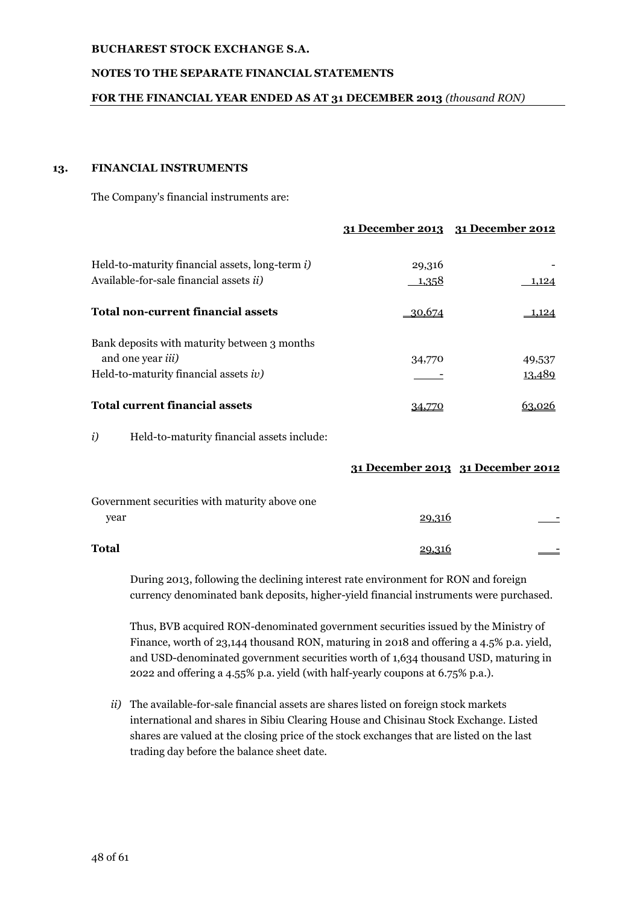## 13. FINANCIAL INSTRUMENTS

The Company's financial instruments are:

| | 31 December 2013 | 31 December 2012 |
|---|---|---|
| Held-to-maturity financial assets, long-term *i)* | 29,316 | - |
| Available-for-sale financial assets *ii)* | 1,358 | 1,124 |
| **Total non-current financial assets** | 30,674 | 1,124 |
| Bank deposits with maturity between 3 months and one year *iii)* | 34,770 | 49,537 |
| Held-to-maturity financial assets *iv)* | - | 13,489 |
| **Total current financial assets** | 34,770 | 63,026 |

*i)* Held-to-maturity financial assets include:

| | 31 December 2013 | 31 December 2012 |
|---|---|---|
| Government securities with maturity above one year | 29,316 | - |
| **Total** | 29,316 | - |

During 2013, following the declining interest rate environment for RON and foreign currency denominated bank deposits, higher-yield financial instruments were purchased.

Thus, BVB acquired RON-denominated government securities issued by the Ministry of Finance, worth of 23,144 thousand RON, maturing in 2018 and offering a 4.5% p.a. yield, and USD-denominated government securities worth of 1,634 thousand USD, maturing in 2022 and offering a 4.55% p.a. yield (with half-yearly coupons at 6.75% p.a.).

*ii)* The available-for-sale financial assets are shares listed on foreign stock markets international and shares in Sibiu Clearing House and Chisinau Stock Exchange. Listed shares are valued at the closing price of the stock exchanges that are listed on the last trading day before the balance sheet date.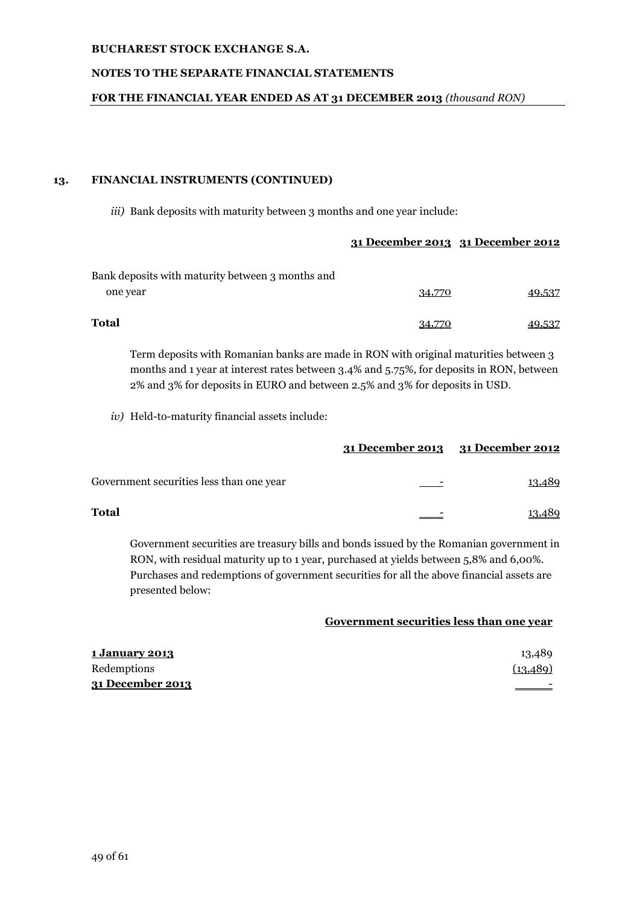## 13. FINANCIAL INSTRUMENTS (CONTINUED)

*iii)* Bank deposits with maturity between 3 months and one year include:

| | 31 December 2013 | 31 December 2012 |
|---|---|---|
| Bank deposits with maturity between 3 months and one year | 34,770 | 49,537 |
| **Total** | 34,770 | 49,537 |

Term deposits with Romanian banks are made in RON with original maturities between 3 months and 1 year at interest rates between 3.4% and 5.75%, for deposits in RON, between 2% and 3% for deposits in EURO and between 2.5% and 3% for deposits in USD.

*iv)* Held-to-maturity financial assets include:

| | 31 December 2013 | 31 December 2012 |
|---|---|---|
| Government securities less than one year | - | 13,489 |
| **Total** | - | 13,489 |

Government securities are treasury bills and bonds issued by the Romanian government in RON, with residual maturity up to 1 year, purchased at yields between 5,8% and 6,00%. Purchases and redemptions of government securities for all the above financial assets are presented below:

| | Government securities less than one year |
|---|---|
| **1 January 2013** | 13,489 |
| Redemptions | (13,489) |
| **31 December 2013** | - |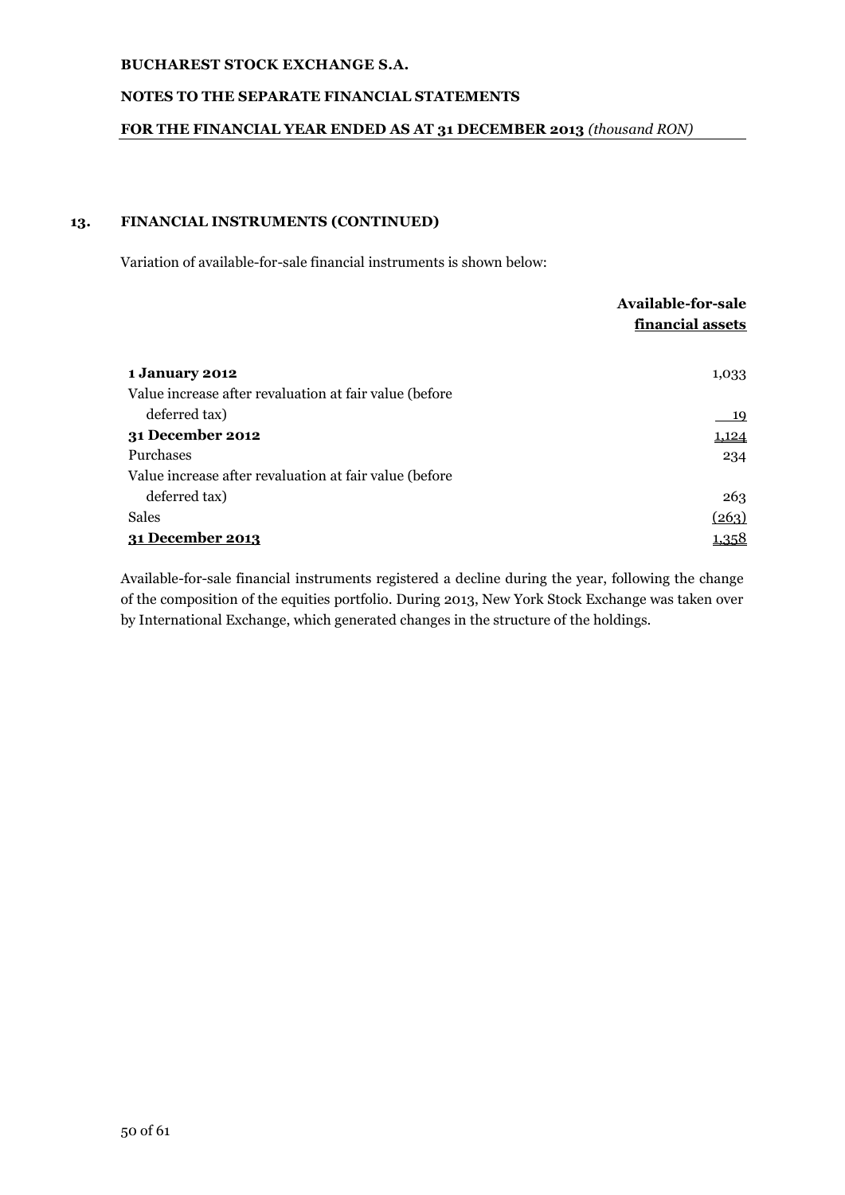## 13. FINANCIAL INSTRUMENTS (CONTINUED)

Variation of available-for-sale financial instruments is shown below:

| | Available-for-sale financial assets |
|---|---|
| **1 January 2012** | 1,033 |
| Value increase after revaluation at fair value (before deferred tax) | 19 |
| **31 December 2012** | 1,124 |
| Purchases | 234 |
| Value increase after revaluation at fair value (before deferred tax) | 263 |
| Sales | (263) |
| **31 December 2013** | 1,358 |

Available-for-sale financial instruments registered a decline during the year, following the change of the composition of the equities portfolio. During 2013, New York Stock Exchange was taken over by International Exchange, which generated changes in the structure of the holdings.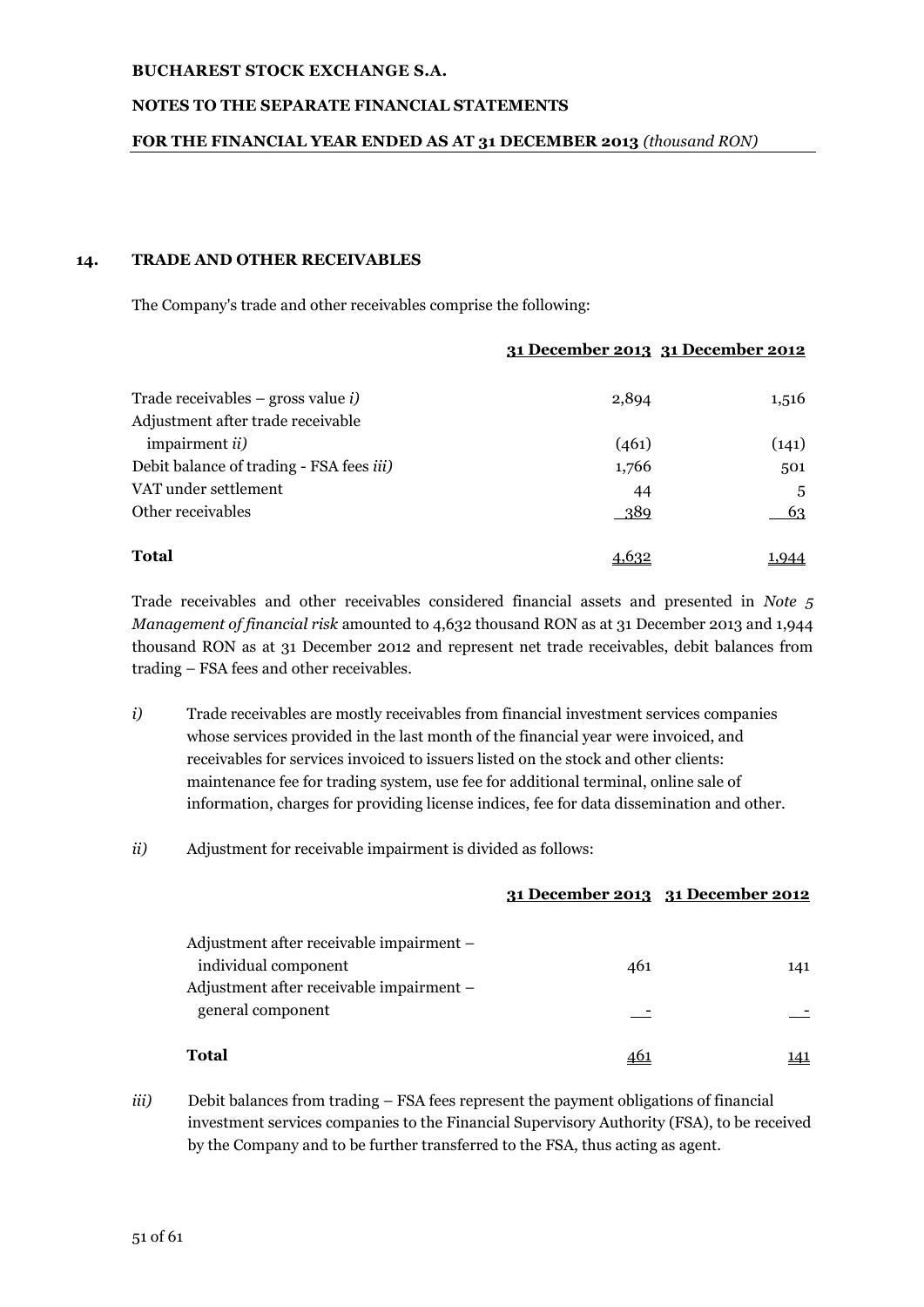## 14. TRADE AND OTHER RECEIVABLES

The Company's trade and other receivables comprise the following:

| | 31 December 2013 | 31 December 2012 |
|---|---|---|
| Trade receivables – gross value *i)* | 2,894 | 1,516 |
| Adjustment after trade receivable impairment *ii)* | (461) | (141) |
| Debit balance of trading - FSA fees *iii)* | 1,766 | 501 |
| VAT under settlement | 44 | 5 |
| Other receivables | 389 | 63 |
| **Total** | 4,632 | 1,944 |

Trade receivables and other receivables considered financial assets and presented in *Note 5 Management of financial risk* amounted to 4,632 thousand RON as at 31 December 2013 and 1,944 thousand RON as at 31 December 2012 and represent net trade receivables, debit balances from trading – FSA fees and other receivables.

*i)* Trade receivables are mostly receivables from financial investment services companies whose services provided in the last month of the financial year were invoiced, and receivables for services invoiced to issuers listed on the stock and other clients: maintenance fee for trading system, use fee for additional terminal, online sale of information, charges for providing license indices, fee for data dissemination and other.

*ii)* Adjustment for receivable impairment is divided as follows:

| | 31 December 2013 | 31 December 2012 |
|---|---|---|
| Adjustment after receivable impairment – individual component | 461 | 141 |
| Adjustment after receivable impairment – general component | - | - |
| **Total** | 461 | 141 |

*iii)* Debit balances from trading – FSA fees represent the payment obligations of financial investment services companies to the Financial Supervisory Authority (FSA), to be received by the Company and to be further transferred to the FSA, thus acting as agent.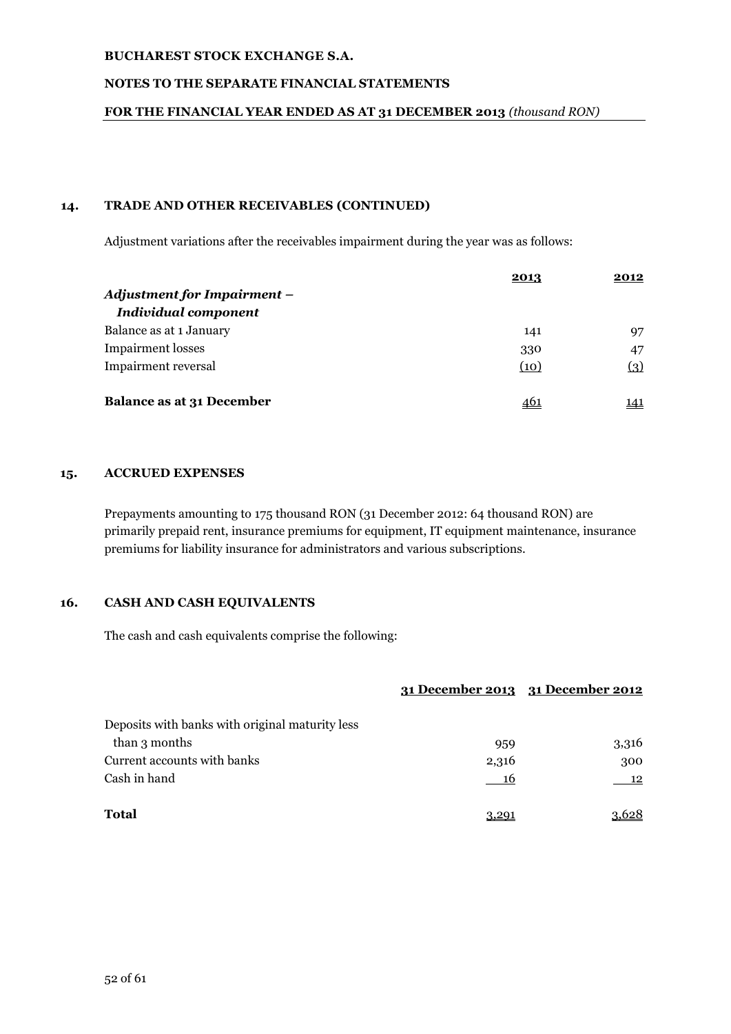## 14. TRADE AND OTHER RECEIVABLES (CONTINUED)

Adjustment variations after the receivables impairment during the year was as follows:

| | 2013 | 2012 |
|---|---|---|
| ***Adjustment for Impairment – Individual component*** | | |
| Balance as at 1 January | 141 | 97 |
| Impairment losses | 330 | 47 |
| Impairment reversal | (10) | (3) |
| **Balance as at 31 December** | 461 | 141 |

## 15. ACCRUED EXPENSES

Prepayments amounting to 175 thousand RON (31 December 2012: 64 thousand RON) are primarily prepaid rent, insurance premiums for equipment, IT equipment maintenance, insurance premiums for liability insurance for administrators and various subscriptions.

## 16. CASH AND CASH EQUIVALENTS

The cash and cash equivalents comprise the following:

| | 31 December 2013 | 31 December 2012 |
|---|---|---|
| Deposits with banks with original maturity less than 3 months | 959 | 3,316 |
| Current accounts with banks | 2,316 | 300 |
| Cash in hand | 16 | 12 |
| **Total** | 3,291 | 3,628 |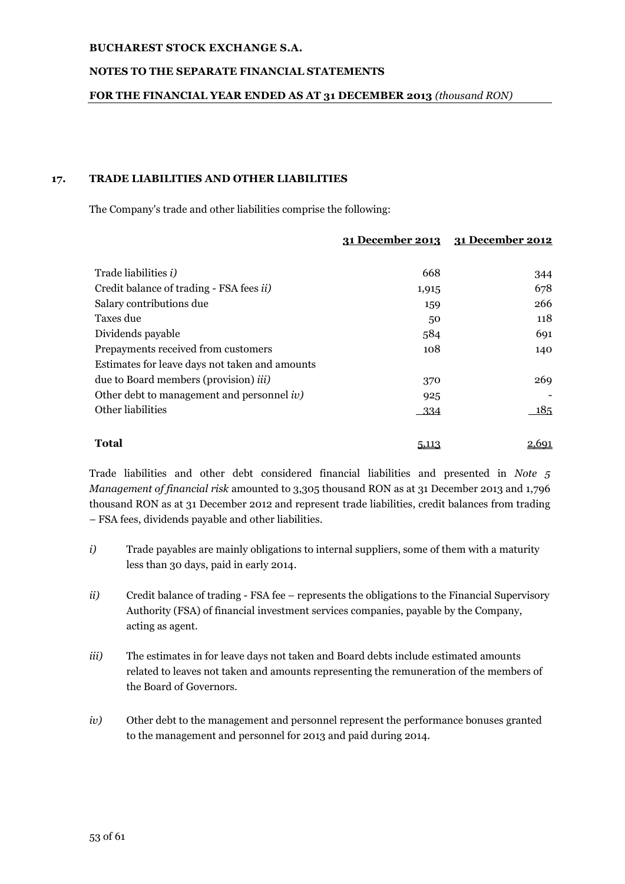## 17. TRADE LIABILITIES AND OTHER LIABILITIES

The Company's trade and other liabilities comprise the following:

| | 31 December 2013 | 31 December 2012 |
|---|---|---|
| Trade liabilities *i)* | 668 | 344 |
| Credit balance of trading - FSA fees *ii)* | 1,915 | 678 |
| Salary contributions due | 159 | 266 |
| Taxes due | 50 | 118 |
| Dividends payable | 584 | 691 |
| Prepayments received from customers | 108 | 140 |
| Estimates for leave days not taken and amounts due to Board members (provision) *iii)* | 370 | 269 |
| Other debt to management and personnel *iv)* | 925 | - |
| Other liabilities | 334 | 185 |
| **Total** | 5,113 | 2,691 |

Trade liabilities and other debt considered financial liabilities and presented in *Note 5 Management of financial risk* amounted to 3,305 thousand RON as at 31 December 2013 and 1,796 thousand RON as at 31 December 2012 and represent trade liabilities, credit balances from trading – FSA fees, dividends payable and other liabilities.

*i)* Trade payables are mainly obligations to internal suppliers, some of them with a maturity less than 30 days, paid in early 2014.

*ii)* Credit balance of trading - FSA fee – represents the obligations to the Financial Supervisory Authority (FSA) of financial investment services companies, payable by the Company, acting as agent.

*iii)* The estimates in for leave days not taken and Board debts include estimated amounts related to leaves not taken and amounts representing the remuneration of the members of the Board of Governors.

*iv)* Other debt to the management and personnel represent the performance bonuses granted to the management and personnel for 2013 and paid during 2014.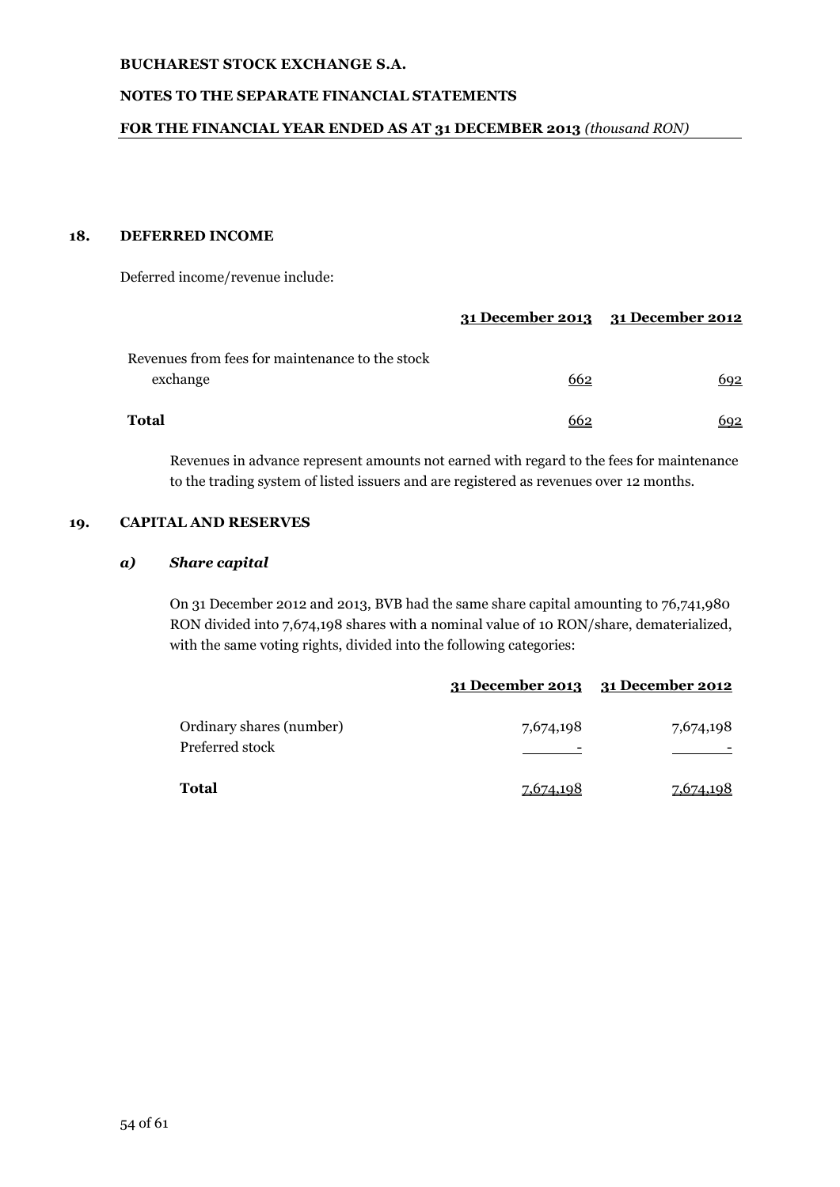## 18. DEFERRED INCOME

Deferred income/revenue include:

| | 31 December 2013 | 31 December 2012 |
|---|---|---|
| Revenues from fees for maintenance to the stock exchange | 662 | 692 |
| **Total** | 662 | 692 |

Revenues in advance represent amounts not earned with regard to the fees for maintenance to the trading system of listed issuers and are registered as revenues over 12 months.

## 19. CAPITAL AND RESERVES

### *a) Share capital*

On 31 December 2012 and 2013, BVB had the same share capital amounting to 76,741,980 RON divided into 7,674,198 shares with a nominal value of 10 RON/share, dematerialized, with the same voting rights, divided into the following categories:

| | 31 December 2013 | 31 December 2012 |
|---|---|---|
| Ordinary shares (number) | 7,674,198 | 7,674,198 |
| Preferred stock | - | - |
| **Total** | 7,674,198 | 7,674,198 |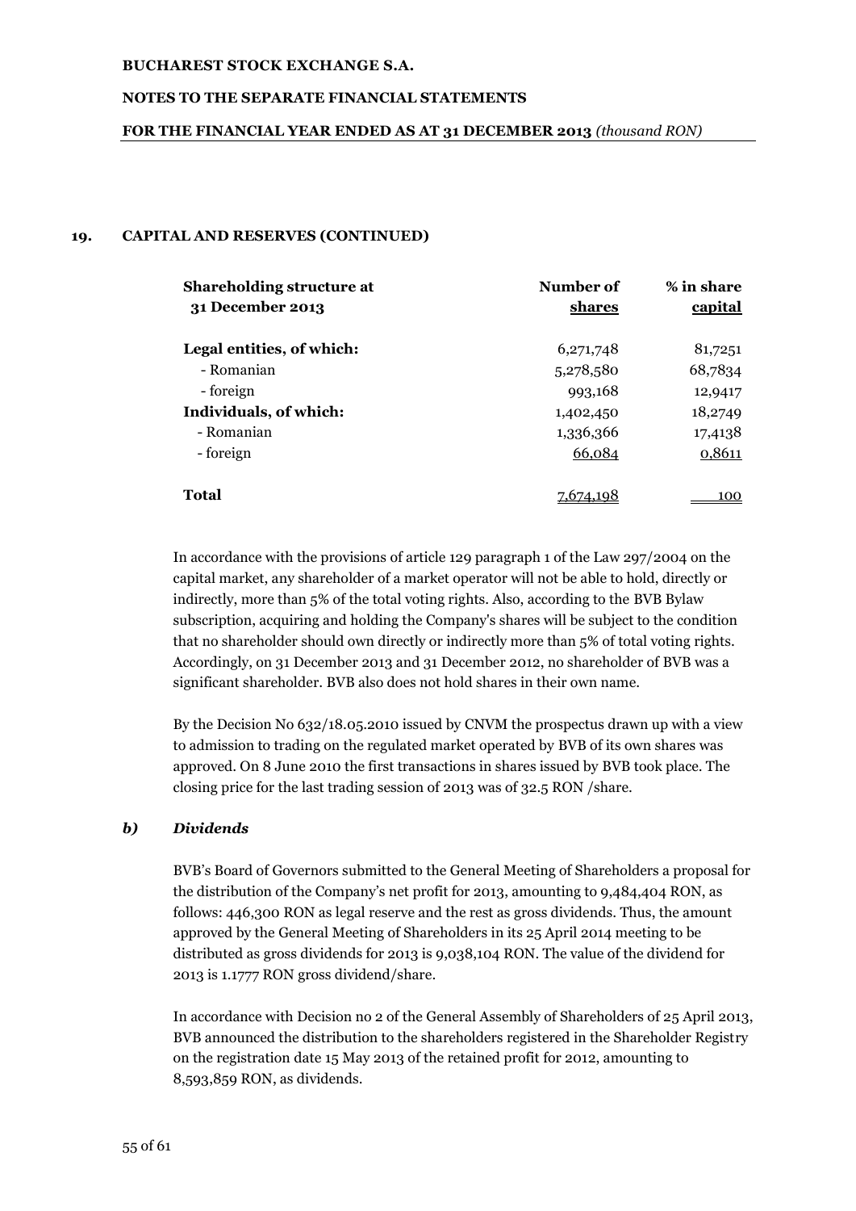## 19. CAPITAL AND RESERVES (CONTINUED)

| Shareholding structure at 31 December 2013 | Number of shares | % in share capital |
|---|---|---|
| **Legal entities, of which:** | 6,271,748 | 81,7251 |
| - Romanian | 5,278,580 | 68,7834 |
| - foreign | 993,168 | 12,9417 |
| **Individuals, of which:** | 1,402,450 | 18,2749 |
| - Romanian | 1,336,366 | 17,4138 |
| - foreign | 66,084 | 0,8611 |
| **Total** | 7,674,198 | 100 |

In accordance with the provisions of article 129 paragraph 1 of the Law 297/2004 on the capital market, any shareholder of a market operator will not be able to hold, directly or indirectly, more than 5% of the total voting rights. Also, according to the BVB Bylaw subscription, acquiring and holding the Company's shares will be subject to the condition that no shareholder should own directly or indirectly more than 5% of total voting rights. Accordingly, on 31 December 2013 and 31 December 2012, no shareholder of BVB was a significant shareholder. BVB also does not hold shares in their own name.

By the Decision No 632/18.05.2010 issued by CNVM the prospectus drawn up with a view to admission to trading on the regulated market operated by BVB of its own shares was approved. On 8 June 2010 the first transactions in shares issued by BVB took place. The closing price for the last trading session of 2013 was of 32.5 RON /share.

### *b) Dividends*

BVB's Board of Governors submitted to the General Meeting of Shareholders a proposal for the distribution of the Company's net profit for 2013, amounting to 9,484,404 RON, as follows: 446,300 RON as legal reserve and the rest as gross dividends. Thus, the amount approved by the General Meeting of Shareholders in its 25 April 2014 meeting to be distributed as gross dividends for 2013 is 9,038,104 RON. The value of the dividend for 2013 is 1.1777 RON gross dividend/share.

In accordance with Decision no 2 of the General Assembly of Shareholders of 25 April 2013, BVB announced the distribution to the shareholders registered in the Shareholder Registry on the registration date 15 May 2013 of the retained profit for 2012, amounting to 8,593,859 RON, as dividends.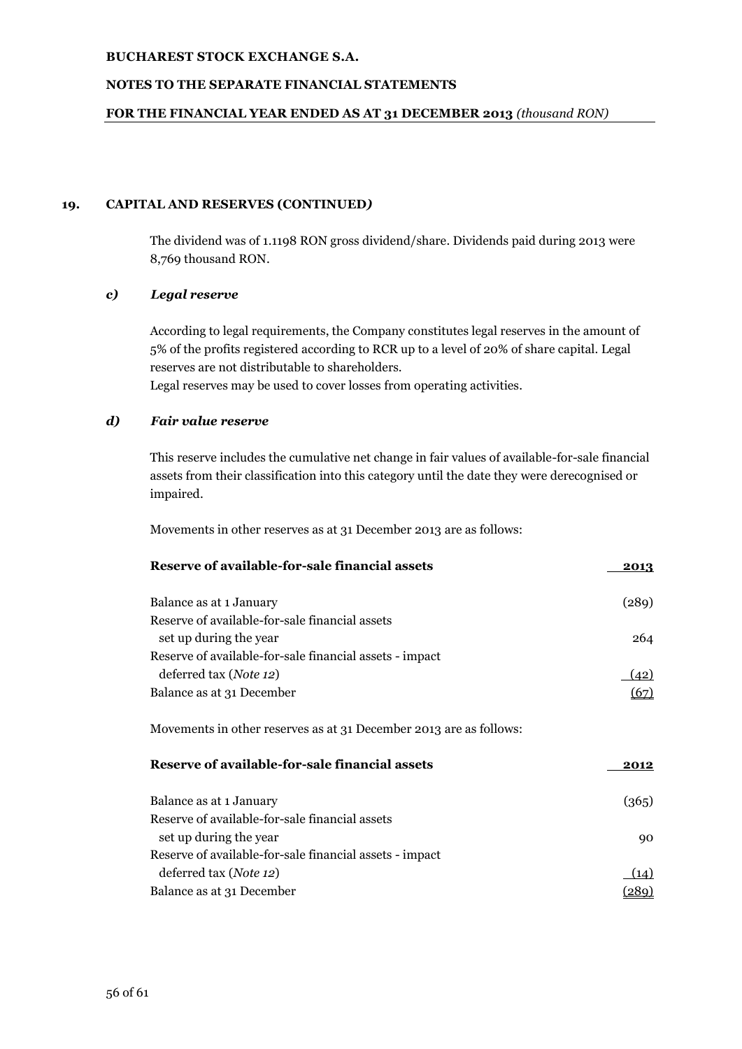## 19. CAPITAL AND RESERVES (CONTINUED*)*

The dividend was of 1.1198 RON gross dividend/share. Dividends paid during 2013 were 8,769 thousand RON.

### *c) Legal reserve*

According to legal requirements, the Company constitutes legal reserves in the amount of 5% of the profits registered according to RCR up to a level of 20% of share capital. Legal reserves are not distributable to shareholders.
Legal reserves may be used to cover losses from operating activities.

### *d) Fair value reserve*

This reserve includes the cumulative net change in fair values of available-for-sale financial assets from their classification into this category until the date they were derecognised or impaired.

Movements in other reserves as at 31 December 2013 are as follows:

| **Reserve of available-for-sale financial assets** | **2013** |
|---|---|
| Balance as at 1 January | (289) |
| Reserve of available-for-sale financial assets set up during the year | 264 |
| Reserve of available-for-sale financial assets - impact deferred tax (*Note 12*) | (42) |
| Balance as at 31 December | (67) |

Movements in other reserves as at 31 December 2013 are as follows:

| **Reserve of available-for-sale financial assets** | **2012** |
|---|---|
| Balance as at 1 January | (365) |
| Reserve of available-for-sale financial assets set up during the year | 90 |
| Reserve of available-for-sale financial assets - impact deferred tax (*Note 12*) | (14) |
| Balance as at 31 December | (289) |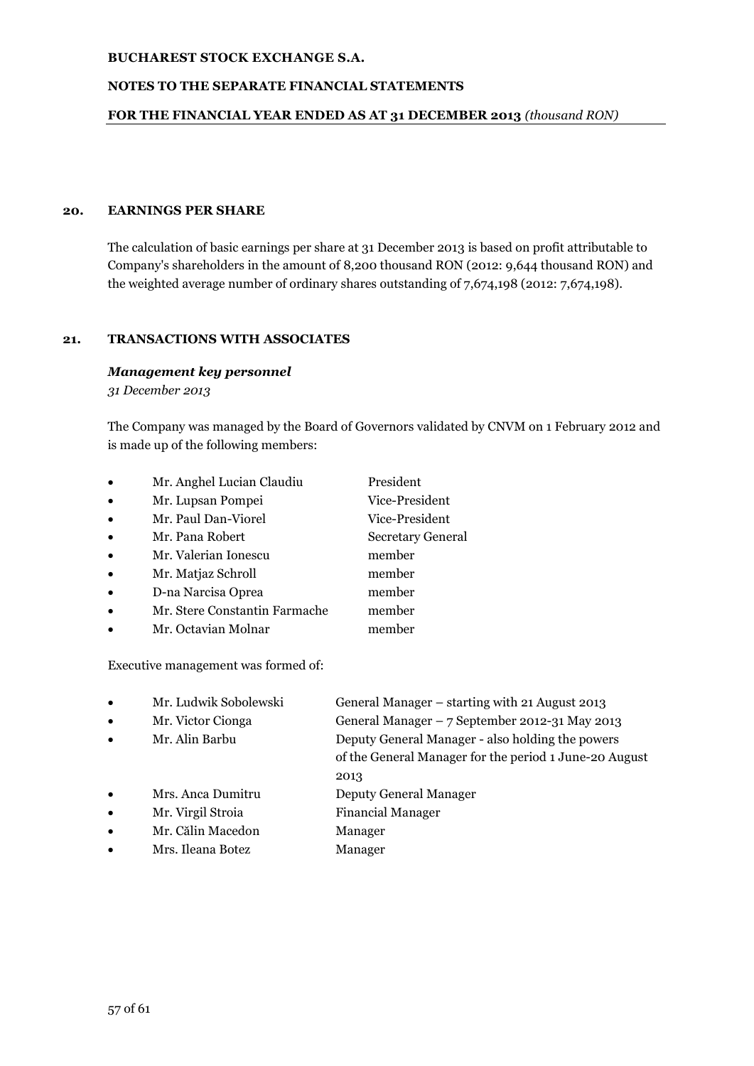## 20. EARNINGS PER SHARE

The calculation of basic earnings per share at 31 December 2013 is based on profit attributable to Company's shareholders in the amount of 8,200 thousand RON (2012: 9,644 thousand RON) and the weighted average number of ordinary shares outstanding of 7,674,198 (2012: 7,674,198).

## 21. TRANSACTIONS WITH ASSOCIATES

***Management key personnel***

*31 December 2013*

The Company was managed by the Board of Governors validated by CNVM on 1 February 2012 and is made up of the following members:

- Mr. Anghel Lucian Claudiu — President
- Mr. Lupsan Pompei — Vice-President
- Mr. Paul Dan-Viorel — Vice-President
- Mr. Pana Robert — Secretary General
- Mr. Valerian Ionescu — member
- Mr. Matjaz Schroll — member
- D-na Narcisa Oprea — member
- Mr. Stere Constantin Farmache — member
- Mr. Octavian Molnar — member

Executive management was formed of:

- Mr. Ludwik Sobolewski — General Manager – starting with 21 August 2013
- Mr. Victor Cionga — General Manager – 7 September 2012-31 May 2013
- Mr. Alin Barbu — Deputy General Manager - also holding the powers of the General Manager for the period 1 June-20 August 2013
- Mrs. Anca Dumitru — Deputy General Manager
- Mr. Virgil Stroia — Financial Manager
- Mr. Călin Macedon — Manager
- Mrs. Ileana Botez — Manager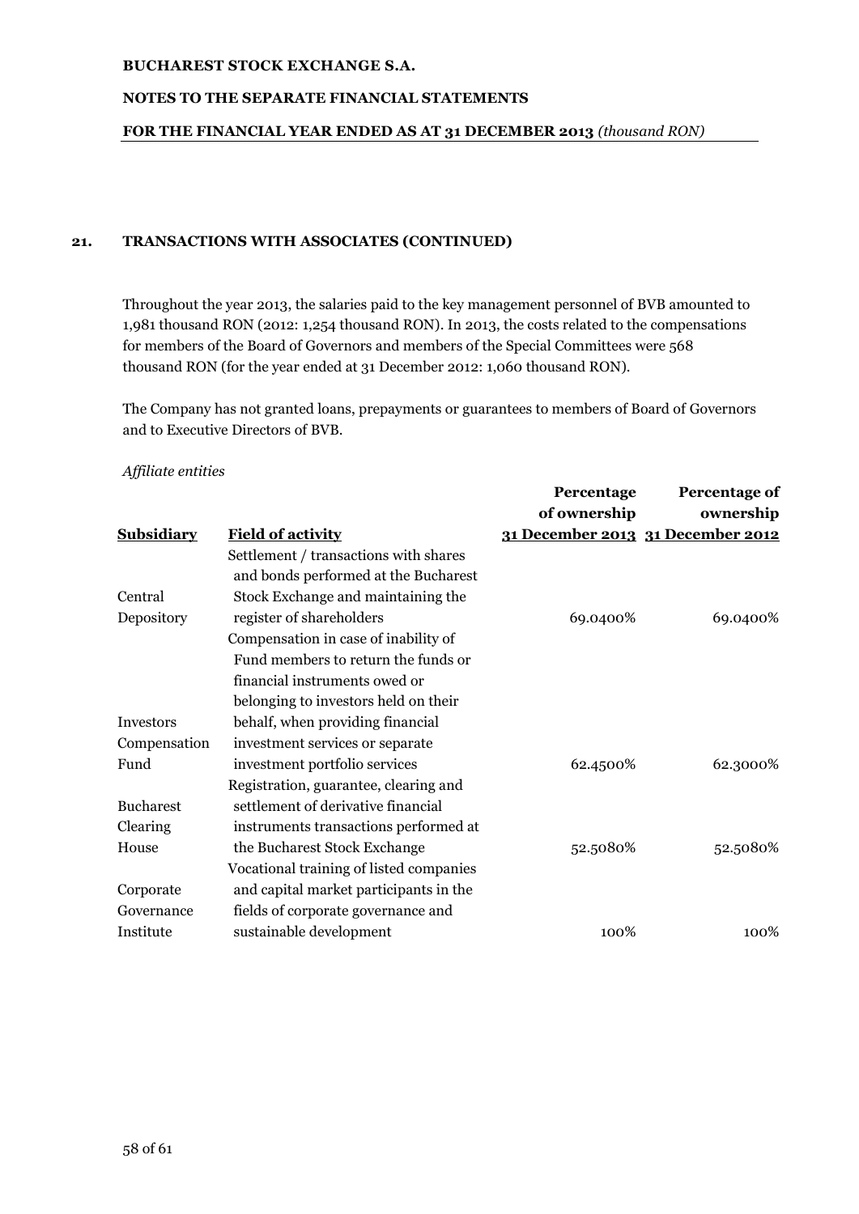## 21. TRANSACTIONS WITH ASSOCIATES (CONTINUED)

Throughout the year 2013, the salaries paid to the key management personnel of BVB amounted to 1,981 thousand RON (2012: 1,254 thousand RON). In 2013, the costs related to the compensations for members of the Board of Governors and members of the Special Committees were 568 thousand RON (for the year ended at 31 December 2012: 1,060 thousand RON).

The Company has not granted loans, prepayments or guarantees to members of Board of Governors and to Executive Directors of BVB.

*Affiliate entities*

| Subsidiary | Field of activity | Percentage of ownership 31 December 2013 | Percentage of ownership 31 December 2012 |
|---|---|---|---|
| Central Depository | Settlement / transactions with shares and bonds performed at the Bucharest Stock Exchange and maintaining the register of shareholders | 69.0400% | 69.0400% |
| Investors Compensation Fund | Compensation in case of inability of Fund members to return the funds or financial instruments owed or belonging to investors held on their behalf, when providing financial investment services or separate investment portfolio services | 62.4500% | 62.3000% |
| Bucharest Clearing House | Registration, guarantee, clearing and settlement of derivative financial instruments transactions performed at the Bucharest Stock Exchange | 52.5080% | 52.5080% |
| Corporate Governance Institute | Vocational training of listed companies and capital market participants in the fields of corporate governance and sustainable development | 100% | 100% |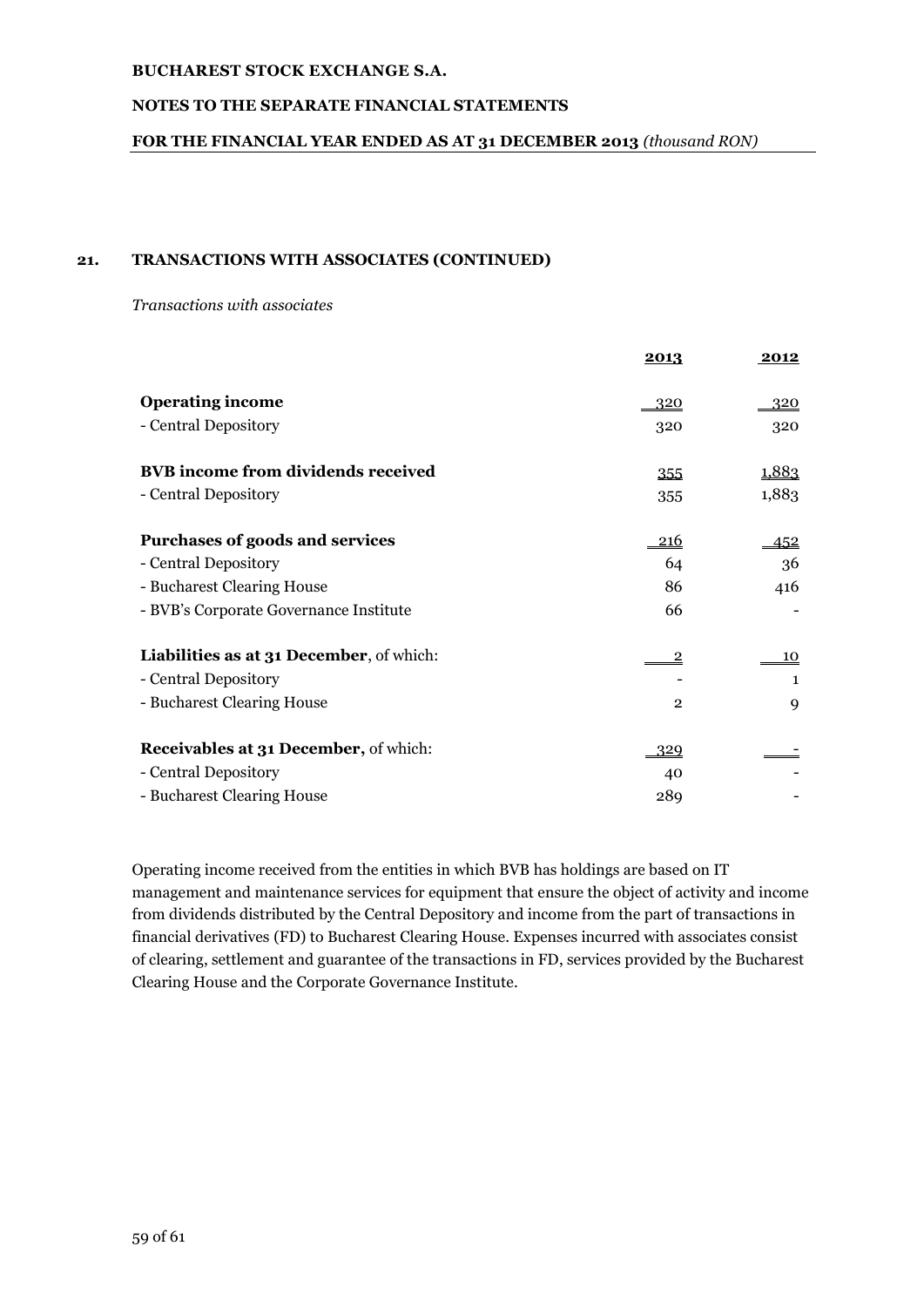## 21. TRANSACTIONS WITH ASSOCIATES (CONTINUED)

*Transactions with associates*

| | 2013 | 2012 |
|---|---|---|
| **Operating income** | 320 | 320 |
| - Central Depository | 320 | 320 |
| **BVB income from dividends received** | 355 | 1,883 |
| - Central Depository | 355 | 1,883 |
| **Purchases of goods and services** | 216 | 452 |
| - Central Depository | 64 | 36 |
| - Bucharest Clearing House | 86 | 416 |
| - BVB's Corporate Governance Institute | 66 | - |
| **Liabilities as at 31 December**, of which: | 2 | 10 |
| - Central Depository | - | 1 |
| - Bucharest Clearing House | 2 | 9 |
| **Receivables at 31 December,** of which: | 329 | - |
| - Central Depository | 40 | - |
| - Bucharest Clearing House | 289 | - |

Operating income received from the entities in which BVB has holdings are based on IT management and maintenance services for equipment that ensure the object of activity and income from dividends distributed by the Central Depository and income from the part of transactions in financial derivatives (FD) to Bucharest Clearing House. Expenses incurred with associates consist of clearing, settlement and guarantee of the transactions in FD, services provided by the Bucharest Clearing House and the Corporate Governance Institute.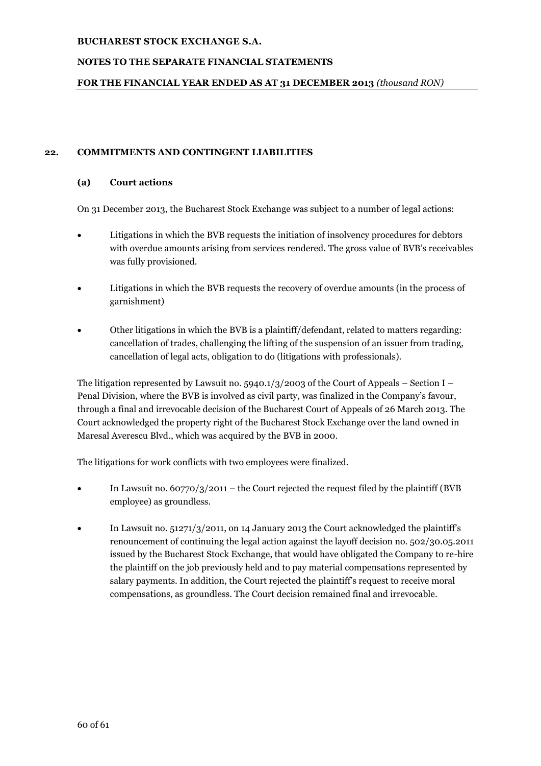## 22. COMMITMENTS AND CONTINGENT LIABILITIES

### (a) Court actions

On 31 December 2013, the Bucharest Stock Exchange was subject to a number of legal actions:

- Litigations in which the BVB requests the initiation of insolvency procedures for debtors with overdue amounts arising from services rendered. The gross value of BVB's receivables was fully provisioned.
- Litigations in which the BVB requests the recovery of overdue amounts (in the process of garnishment)
- Other litigations in which the BVB is a plaintiff/defendant, related to matters regarding: cancellation of trades, challenging the lifting of the suspension of an issuer from trading, cancellation of legal acts, obligation to do (litigations with professionals).

The litigation represented by Lawsuit no. 5940.1/3/2003 of the Court of Appeals – Section I – Penal Division, where the BVB is involved as civil party, was finalized in the Company's favour, through a final and irrevocable decision of the Bucharest Court of Appeals of 26 March 2013. The Court acknowledged the property right of the Bucharest Stock Exchange over the land owned in Maresal Averescu Blvd., which was acquired by the BVB in 2000.

The litigations for work conflicts with two employees were finalized.

- In Lawsuit no. 60770/3/2011 – the Court rejected the request filed by the plaintiff (BVB employee) as groundless.
- In Lawsuit no. 51271/3/2011, on 14 January 2013 the Court acknowledged the plaintiff's renouncement of continuing the legal action against the layoff decision no. 502/30.05.2011 issued by the Bucharest Stock Exchange, that would have obligated the Company to re-hire the plaintiff on the job previously held and to pay material compensations represented by salary payments. In addition, the Court rejected the plaintiff's request to receive moral compensations, as groundless. The Court decision remained final and irrevocable.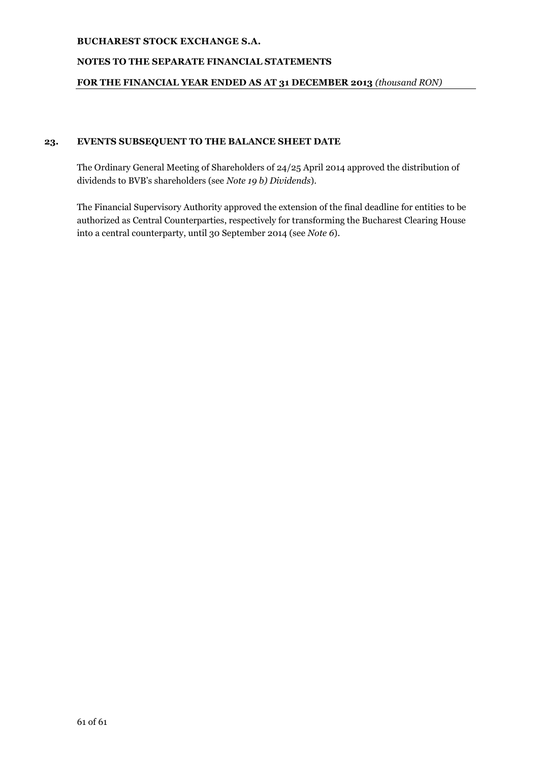## 23. EVENTS SUBSEQUENT TO THE BALANCE SHEET DATE

The Ordinary General Meeting of Shareholders of 24/25 April 2014 approved the distribution of dividends to BVB's shareholders (see *Note 19 b) Dividends*).

The Financial Supervisory Authority approved the extension of the final deadline for entities to be authorized as Central Counterparties, respectively for transforming the Bucharest Clearing House into a central counterparty, until 30 September 2014 (see *Note 6*).